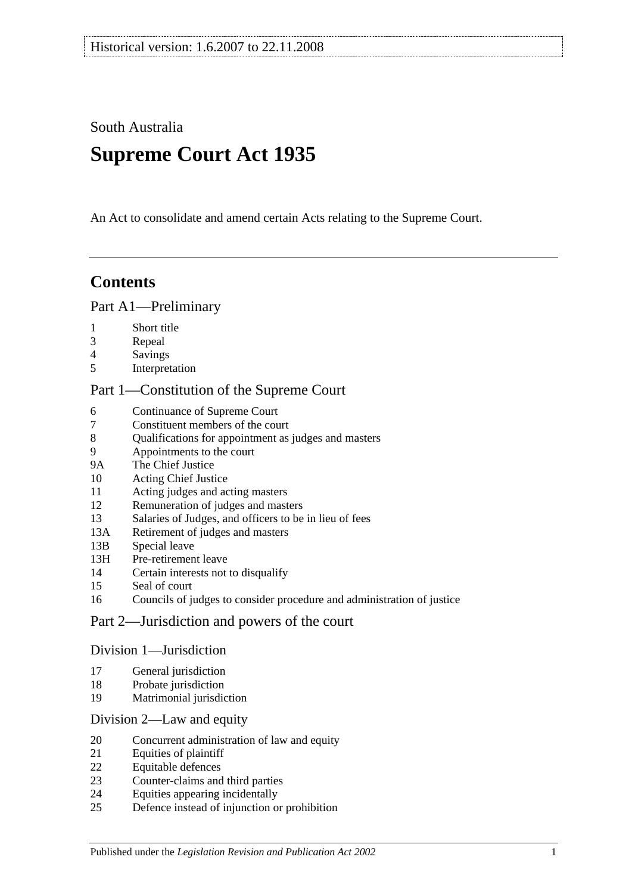Historical version: 1.6.2007 to 22.11.2008

South Australia

# Supreme Court Act 1935

An Act to consolidate and amend certain Acts relating to the Supreme Court.

## Contents

### Part A1—Preliminary

- 1 Short title
- 3 Repeal
- 4 Savings
- 5 Interpretation

### Part 1—Constitution of the Supreme Court

- 6 Continuance of Supreme Court
- 7 Constituent members of the court
- 8 Qualifications for appointment as judges and masters
- 9 Appointments to the court
- 9A The Chief Justice
- 10 Acting Chief Justice
- 11 Acting judges and acting masters
- 12 Remuneration of judges and masters
- 13 Salaries of Judges, and officers to be in lieu of fees
- 13A Retirement of judges and masters
- 13B Special leave
- 13H Pre-retirement leave
- 14 Certain interests not to disqualify
- 15 Seal of court
- 16 Councils of judges to consider procedure and administration of justice

### Part 2—Jurisdiction and powers of the court

#### Division 1—Jurisdiction

- 17 General jurisdiction
- 18 Probate jurisdiction
- 19 Matrimonial jurisdiction

#### Division 2—Law and equity

- 20 Concurrent administration of law and equity
- 21 Equities of plaintiff
- 22 Equitable defences
- 23 Counter-claims and third parties
- 24 Equities appearing incidentally
- 25 Defence instead of injunction or prohibition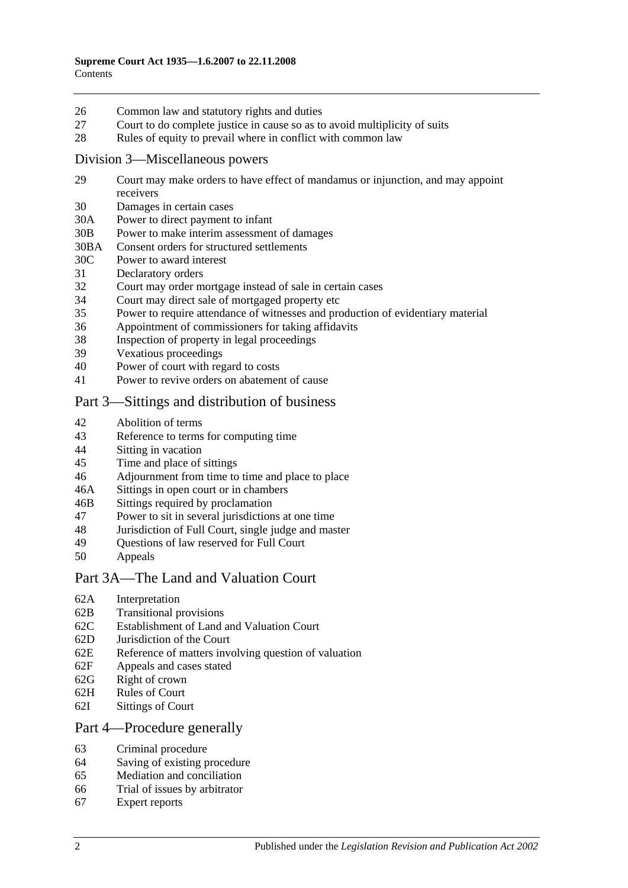26 Common law and statutory rights and duties
27 Court to do complete justice in cause so as to avoid multiplicity of suits
28 Rules of equity to prevail where in conflict with common law

## Division 3—Miscellaneous powers

29 Court may make orders to have effect of mandamus or injunction, and may appoint receivers
30 Damages in certain cases
30A Power to direct payment to infant
30B Power to make interim assessment of damages
30BA Consent orders for structured settlements
30C Power to award interest
31 Declaratory orders
32 Court may order mortgage instead of sale in certain cases
34 Court may direct sale of mortgaged property etc
35 Power to require attendance of witnesses and production of evidentiary material
36 Appointment of commissioners for taking affidavits
38 Inspection of property in legal proceedings
39 Vexatious proceedings
40 Power of court with regard to costs
41 Power to revive orders on abatement of cause

## Part 3—Sittings and distribution of business

42 Abolition of terms
43 Reference to terms for computing time
44 Sitting in vacation
45 Time and place of sittings
46 Adjournment from time to time and place to place
46A Sittings in open court or in chambers
46B Sittings required by proclamation
47 Power to sit in several jurisdictions at one time
48 Jurisdiction of Full Court, single judge and master
49 Questions of law reserved for Full Court
50 Appeals

## Part 3A—The Land and Valuation Court

62A Interpretation
62B Transitional provisions
62C Establishment of Land and Valuation Court
62D Jurisdiction of the Court
62E Reference of matters involving question of valuation
62F Appeals and cases stated
62G Right of crown
62H Rules of Court
62I Sittings of Court

## Part 4—Procedure generally

63 Criminal procedure
64 Saving of existing procedure
65 Mediation and conciliation
66 Trial of issues by arbitrator
67 Expert reports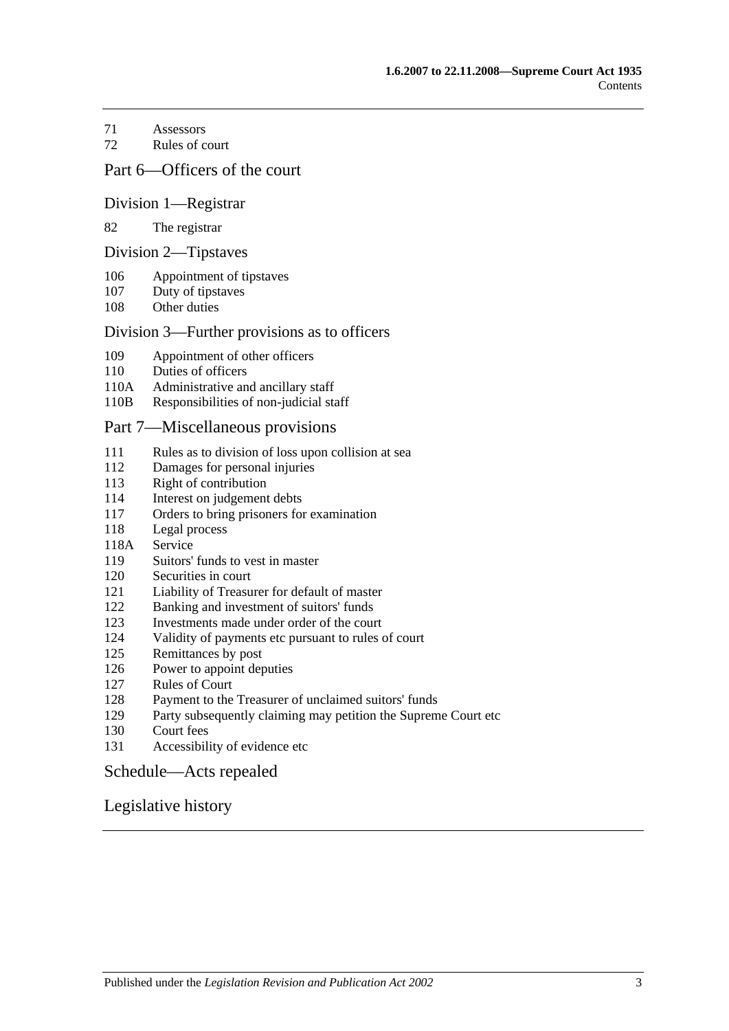71 Assessors
72 Rules of court

## Part 6—Officers of the court

### Division 1—Registrar

82 The registrar

### Division 2—Tipstaves

106 Appointment of tipstaves
107 Duty of tipstaves
108 Other duties

### Division 3—Further provisions as to officers

109 Appointment of other officers
110 Duties of officers
110A Administrative and ancillary staff
110B Responsibilities of non-judicial staff

## Part 7—Miscellaneous provisions

111 Rules as to division of loss upon collision at sea
112 Damages for personal injuries
113 Right of contribution
114 Interest on judgement debts
117 Orders to bring prisoners for examination
118 Legal process
118A Service
119 Suitors' funds to vest in master
120 Securities in court
121 Liability of Treasurer for default of master
122 Banking and investment of suitors' funds
123 Investments made under order of the court
124 Validity of payments etc pursuant to rules of court
125 Remittances by post
126 Power to appoint deputies
127 Rules of Court
128 Payment to the Treasurer of unclaimed suitors' funds
129 Party subsequently claiming may petition the Supreme Court etc
130 Court fees
131 Accessibility of evidence etc

## Schedule—Acts repealed

## Legislative history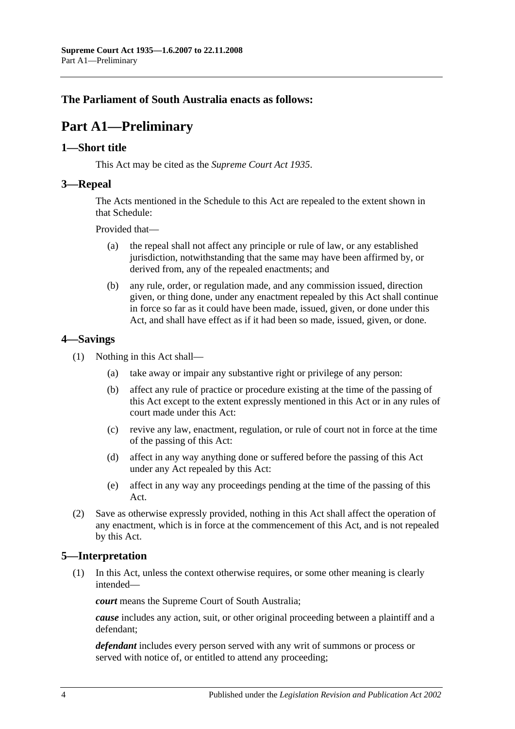**The Parliament of South Australia enacts as follows:**

# Part A1—Preliminary

## 1—Short title

This Act may be cited as the *Supreme Court Act 1935*.

## 3—Repeal

The Acts mentioned in the Schedule to this Act are repealed to the extent shown in that Schedule:

Provided that—

- (a) the repeal shall not affect any principle or rule of law, or any established jurisdiction, notwithstanding that the same may have been affirmed by, or derived from, any of the repealed enactments; and
- (b) any rule, order, or regulation made, and any commission issued, direction given, or thing done, under any enactment repealed by this Act shall continue in force so far as it could have been made, issued, given, or done under this Act, and shall have effect as if it had been so made, issued, given, or done.

## 4—Savings

(1) Nothing in this Act shall—

- (a) take away or impair any substantive right or privilege of any person:
- (b) affect any rule of practice or procedure existing at the time of the passing of this Act except to the extent expressly mentioned in this Act or in any rules of court made under this Act:
- (c) revive any law, enactment, regulation, or rule of court not in force at the time of the passing of this Act:
- (d) affect in any way anything done or suffered before the passing of this Act under any Act repealed by this Act:
- (e) affect in any way any proceedings pending at the time of the passing of this Act.

(2) Save as otherwise expressly provided, nothing in this Act shall affect the operation of any enactment, which is in force at the commencement of this Act, and is not repealed by this Act.

## 5—Interpretation

(1) In this Act, unless the context otherwise requires, or some other meaning is clearly intended—

***court*** means the Supreme Court of South Australia;

***cause*** includes any action, suit, or other original proceeding between a plaintiff and a defendant;

***defendant*** includes every person served with any writ of summons or process or served with notice of, or entitled to attend any proceeding;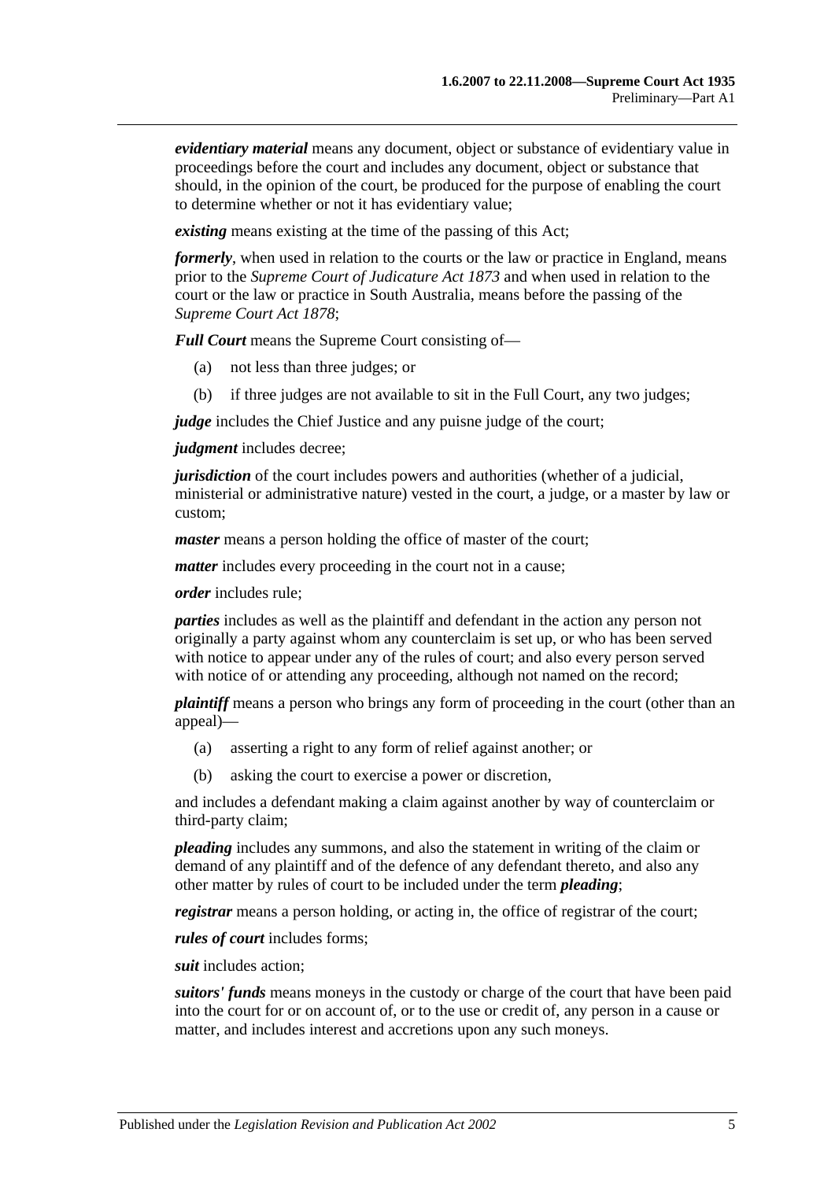***evidentiary material*** means any document, object or substance of evidentiary value in proceedings before the court and includes any document, object or substance that should, in the opinion of the court, be produced for the purpose of enabling the court to determine whether or not it has evidentiary value;

***existing*** means existing at the time of the passing of this Act;

***formerly***, when used in relation to the courts or the law or practice in England, means prior to the *Supreme Court of Judicature Act 1873* and when used in relation to the court or the law or practice in South Australia, means before the passing of the *Supreme Court Act 1878*;

***Full Court*** means the Supreme Court consisting of—

- (a) not less than three judges; or
- (b) if three judges are not available to sit in the Full Court, any two judges;

***judge*** includes the Chief Justice and any puisne judge of the court;

***judgment*** includes decree;

***jurisdiction*** of the court includes powers and authorities (whether of a judicial, ministerial or administrative nature) vested in the court, a judge, or a master by law or custom;

***master*** means a person holding the office of master of the court;

***matter*** includes every proceeding in the court not in a cause;

***order*** includes rule;

***parties*** includes as well as the plaintiff and defendant in the action any person not originally a party against whom any counterclaim is set up, or who has been served with notice to appear under any of the rules of court; and also every person served with notice of or attending any proceeding, although not named on the record;

***plaintiff*** means a person who brings any form of proceeding in the court (other than an appeal)—

- (a) asserting a right to any form of relief against another; or
- (b) asking the court to exercise a power or discretion,

and includes a defendant making a claim against another by way of counterclaim or third-party claim;

***pleading*** includes any summons, and also the statement in writing of the claim or demand of any plaintiff and of the defence of any defendant thereto, and also any other matter by rules of court to be included under the term ***pleading***;

***registrar*** means a person holding, or acting in, the office of registrar of the court;

***rules of court*** includes forms;

***suit*** includes action;

***suitors' funds*** means moneys in the custody or charge of the court that have been paid into the court for or on account of, or to the use or credit of, any person in a cause or matter, and includes interest and accretions upon any such moneys.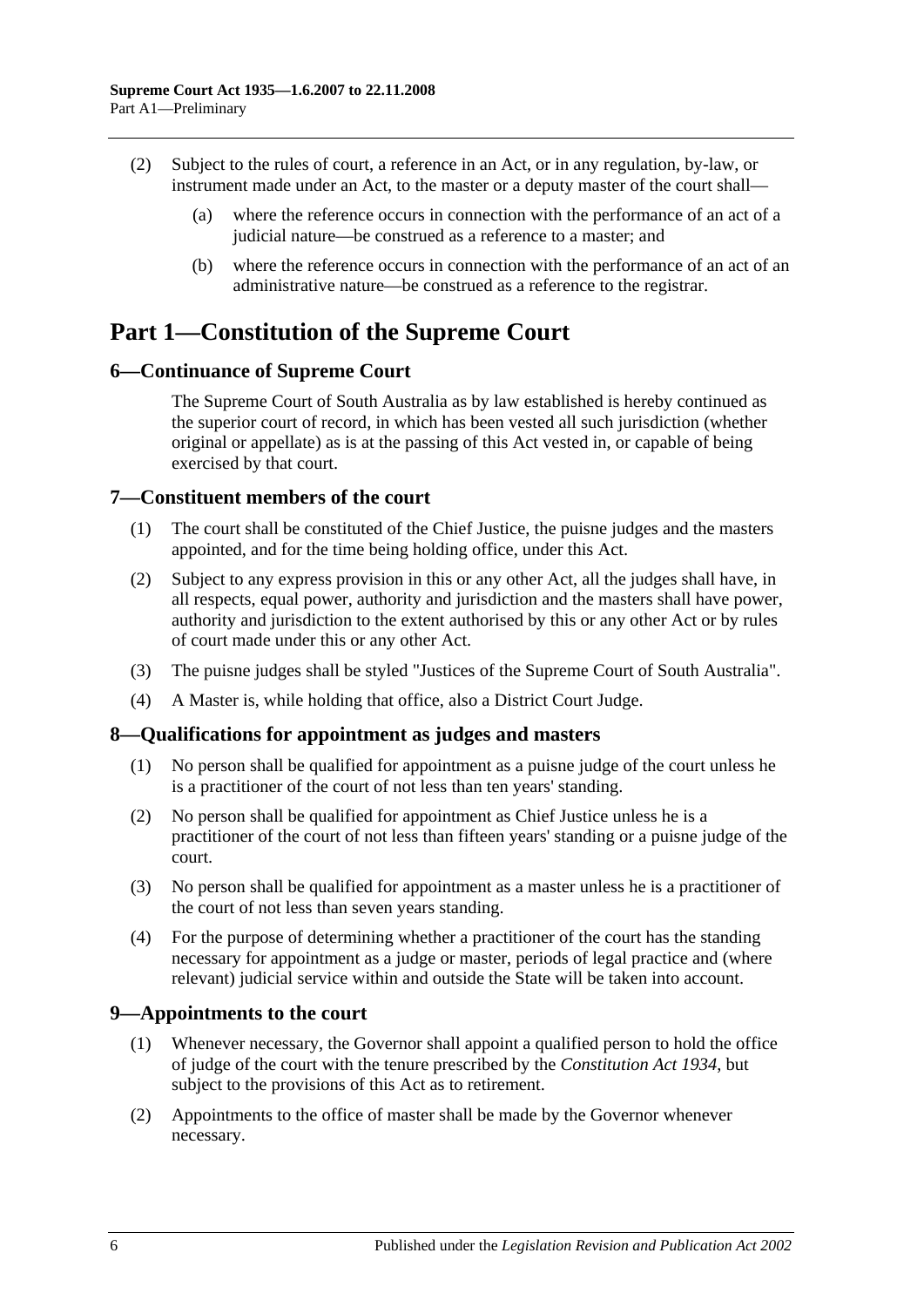(2) Subject to the rules of court, a reference in an Act, or in any regulation, by-law, or instrument made under an Act, to the master or a deputy master of the court shall—

(a) where the reference occurs in connection with the performance of an act of a judicial nature—be construed as a reference to a master; and

(b) where the reference occurs in connection with the performance of an act of an administrative nature—be construed as a reference to the registrar.

# Part 1—Constitution of the Supreme Court

## 6—Continuance of Supreme Court

The Supreme Court of South Australia as by law established is hereby continued as the superior court of record, in which has been vested all such jurisdiction (whether original or appellate) as is at the passing of this Act vested in, or capable of being exercised by that court.

## 7—Constituent members of the court

(1) The court shall be constituted of the Chief Justice, the puisne judges and the masters appointed, and for the time being holding office, under this Act.

(2) Subject to any express provision in this or any other Act, all the judges shall have, in all respects, equal power, authority and jurisdiction and the masters shall have power, authority and jurisdiction to the extent authorised by this or any other Act or by rules of court made under this or any other Act.

(3) The puisne judges shall be styled "Justices of the Supreme Court of South Australia".

(4) A Master is, while holding that office, also a District Court Judge.

## 8—Qualifications for appointment as judges and masters

(1) No person shall be qualified for appointment as a puisne judge of the court unless he is a practitioner of the court of not less than ten years' standing.

(2) No person shall be qualified for appointment as Chief Justice unless he is a practitioner of the court of not less than fifteen years' standing or a puisne judge of the court.

(3) No person shall be qualified for appointment as a master unless he is a practitioner of the court of not less than seven years standing.

(4) For the purpose of determining whether a practitioner of the court has the standing necessary for appointment as a judge or master, periods of legal practice and (where relevant) judicial service within and outside the State will be taken into account.

## 9—Appointments to the court

(1) Whenever necessary, the Governor shall appoint a qualified person to hold the office of judge of the court with the tenure prescribed by the *Constitution Act 1934*, but subject to the provisions of this Act as to retirement.

(2) Appointments to the office of master shall be made by the Governor whenever necessary.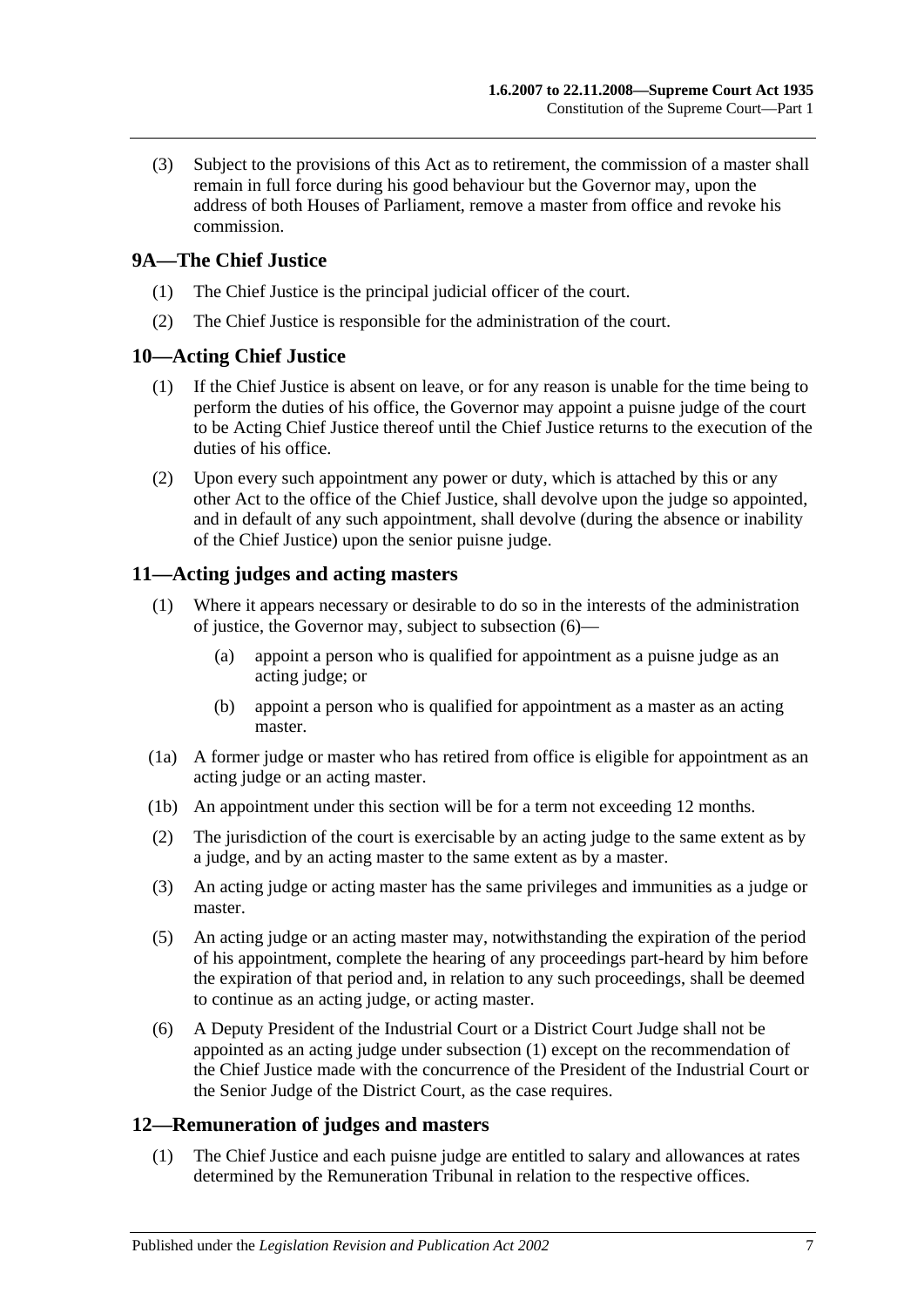(3) Subject to the provisions of this Act as to retirement, the commission of a master shall remain in full force during his good behaviour but the Governor may, upon the address of both Houses of Parliament, remove a master from office and revoke his commission.

## 9A—The Chief Justice

(1) The Chief Justice is the principal judicial officer of the court.

(2) The Chief Justice is responsible for the administration of the court.

## 10—Acting Chief Justice

(1) If the Chief Justice is absent on leave, or for any reason is unable for the time being to perform the duties of his office, the Governor may appoint a puisne judge of the court to be Acting Chief Justice thereof until the Chief Justice returns to the execution of the duties of his office.

(2) Upon every such appointment any power or duty, which is attached by this or any other Act to the office of the Chief Justice, shall devolve upon the judge so appointed, and in default of any such appointment, shall devolve (during the absence or inability of the Chief Justice) upon the senior puisne judge.

## 11—Acting judges and acting masters

(1) Where it appears necessary or desirable to do so in the interests of the administration of justice, the Governor may, subject to subsection (6)—

(a) appoint a person who is qualified for appointment as a puisne judge as an acting judge; or

(b) appoint a person who is qualified for appointment as a master as an acting master.

(1a) A former judge or master who has retired from office is eligible for appointment as an acting judge or an acting master.

(1b) An appointment under this section will be for a term not exceeding 12 months.

(2) The jurisdiction of the court is exercisable by an acting judge to the same extent as by a judge, and by an acting master to the same extent as by a master.

(3) An acting judge or acting master has the same privileges and immunities as a judge or master.

(5) An acting judge or an acting master may, notwithstanding the expiration of the period of his appointment, complete the hearing of any proceedings part-heard by him before the expiration of that period and, in relation to any such proceedings, shall be deemed to continue as an acting judge, or acting master.

(6) A Deputy President of the Industrial Court or a District Court Judge shall not be appointed as an acting judge under subsection (1) except on the recommendation of the Chief Justice made with the concurrence of the President of the Industrial Court or the Senior Judge of the District Court, as the case requires.

## 12—Remuneration of judges and masters

(1) The Chief Justice and each puisne judge are entitled to salary and allowances at rates determined by the Remuneration Tribunal in relation to the respective offices.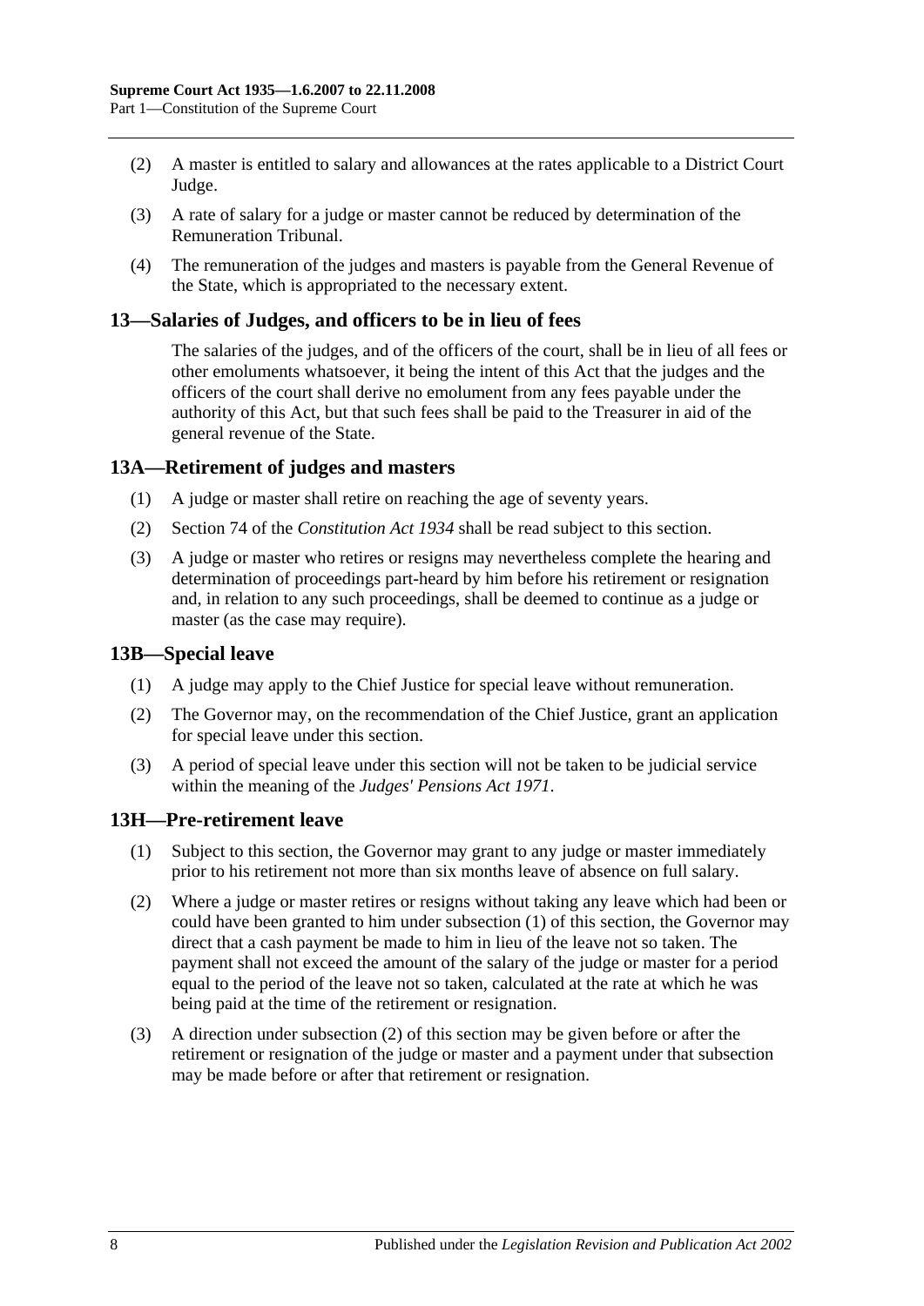(2) A master is entitled to salary and allowances at the rates applicable to a District Court Judge.

(3) A rate of salary for a judge or master cannot be reduced by determination of the Remuneration Tribunal.

(4) The remuneration of the judges and masters is payable from the General Revenue of the State, which is appropriated to the necessary extent.

## 13—Salaries of Judges, and officers to be in lieu of fees

The salaries of the judges, and of the officers of the court, shall be in lieu of all fees or other emoluments whatsoever, it being the intent of this Act that the judges and the officers of the court shall derive no emolument from any fees payable under the authority of this Act, but that such fees shall be paid to the Treasurer in aid of the general revenue of the State.

## 13A—Retirement of judges and masters

(1) A judge or master shall retire on reaching the age of seventy years.

(2) Section 74 of the *Constitution Act 1934* shall be read subject to this section.

(3) A judge or master who retires or resigns may nevertheless complete the hearing and determination of proceedings part-heard by him before his retirement or resignation and, in relation to any such proceedings, shall be deemed to continue as a judge or master (as the case may require).

## 13B—Special leave

(1) A judge may apply to the Chief Justice for special leave without remuneration.

(2) The Governor may, on the recommendation of the Chief Justice, grant an application for special leave under this section.

(3) A period of special leave under this section will not be taken to be judicial service within the meaning of the *Judges' Pensions Act 1971*.

## 13H—Pre-retirement leave

(1) Subject to this section, the Governor may grant to any judge or master immediately prior to his retirement not more than six months leave of absence on full salary.

(2) Where a judge or master retires or resigns without taking any leave which had been or could have been granted to him under subsection (1) of this section, the Governor may direct that a cash payment be made to him in lieu of the leave not so taken. The payment shall not exceed the amount of the salary of the judge or master for a period equal to the period of the leave not so taken, calculated at the rate at which he was being paid at the time of the retirement or resignation.

(3) A direction under subsection (2) of this section may be given before or after the retirement or resignation of the judge or master and a payment under that subsection may be made before or after that retirement or resignation.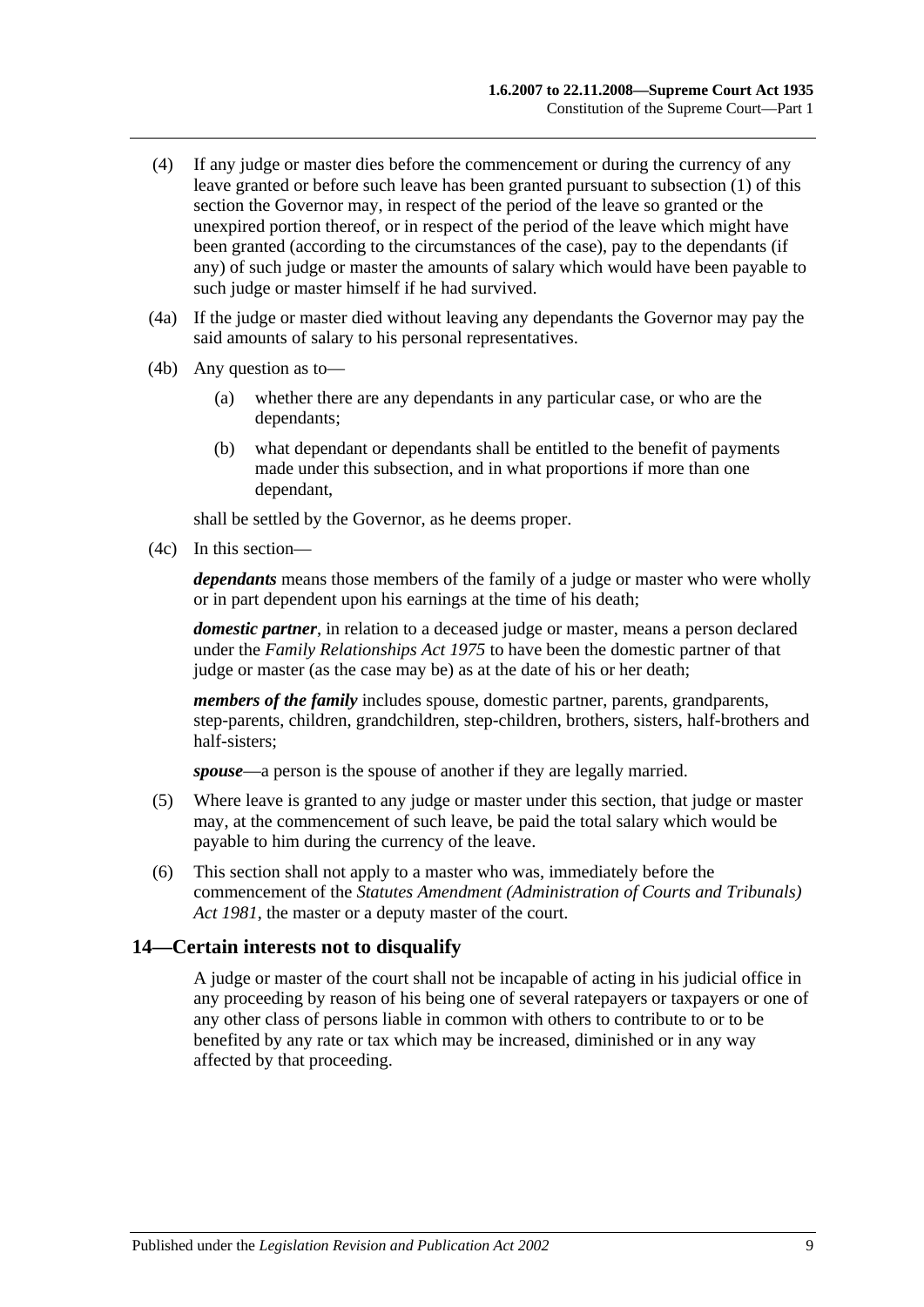(4) If any judge or master dies before the commencement or during the currency of any leave granted or before such leave has been granted pursuant to subsection (1) of this section the Governor may, in respect of the period of the leave so granted or the unexpired portion thereof, or in respect of the period of the leave which might have been granted (according to the circumstances of the case), pay to the dependants (if any) of such judge or master the amounts of salary which would have been payable to such judge or master himself if he had survived.

(4a) If the judge or master died without leaving any dependants the Governor may pay the said amounts of salary to his personal representatives.

(4b) Any question as to—

(a) whether there are any dependants in any particular case, or who are the dependants;

(b) what dependant or dependants shall be entitled to the benefit of payments made under this subsection, and in what proportions if more than one dependant,

shall be settled by the Governor, as he deems proper.

(4c) In this section—

***dependants*** means those members of the family of a judge or master who were wholly or in part dependent upon his earnings at the time of his death;

***domestic partner***, in relation to a deceased judge or master, means a person declared under the *Family Relationships Act 1975* to have been the domestic partner of that judge or master (as the case may be) as at the date of his or her death;

***members of the family*** includes spouse, domestic partner, parents, grandparents, step-parents, children, grandchildren, step-children, brothers, sisters, half-brothers and half-sisters;

***spouse***—a person is the spouse of another if they are legally married.

(5) Where leave is granted to any judge or master under this section, that judge or master may, at the commencement of such leave, be paid the total salary which would be payable to him during the currency of the leave.

(6) This section shall not apply to a master who was, immediately before the commencement of the *Statutes Amendment (Administration of Courts and Tribunals) Act 1981*, the master or a deputy master of the court.

## 14—Certain interests not to disqualify

A judge or master of the court shall not be incapable of acting in his judicial office in any proceeding by reason of his being one of several ratepayers or taxpayers or one of any other class of persons liable in common with others to contribute to or to be benefited by any rate or tax which may be increased, diminished or in any way affected by that proceeding.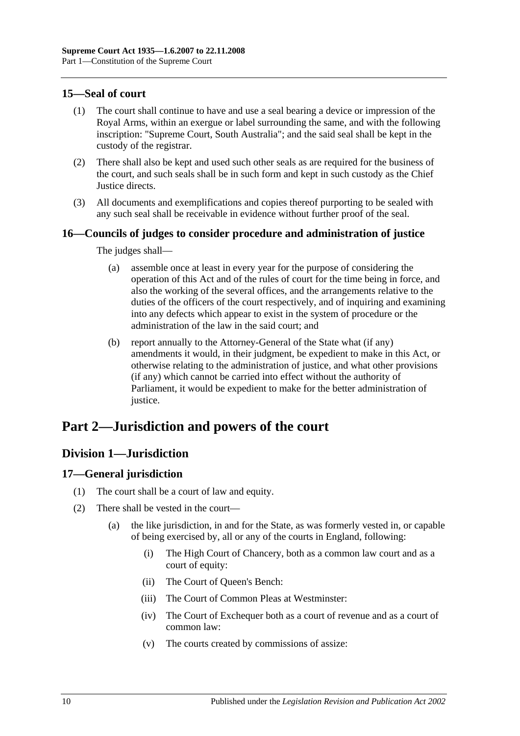## 15—Seal of court

(1) The court shall continue to have and use a seal bearing a device or impression of the Royal Arms, within an exergue or label surrounding the same, and with the following inscription: "Supreme Court, South Australia"; and the said seal shall be kept in the custody of the registrar.

(2) There shall also be kept and used such other seals as are required for the business of the court, and such seals shall be in such form and kept in such custody as the Chief Justice directs.

(3) All documents and exemplifications and copies thereof purporting to be sealed with any such seal shall be receivable in evidence without further proof of the seal.

## 16—Councils of judges to consider procedure and administration of justice

The judges shall—

(a) assemble once at least in every year for the purpose of considering the operation of this Act and of the rules of court for the time being in force, and also the working of the several offices, and the arrangements relative to the duties of the officers of the court respectively, and of inquiring and examining into any defects which appear to exist in the system of procedure or the administration of the law in the said court; and

(b) report annually to the Attorney-General of the State what (if any) amendments it would, in their judgment, be expedient to make in this Act, or otherwise relating to the administration of justice, and what other provisions (if any) which cannot be carried into effect without the authority of Parliament, it would be expedient to make for the better administration of justice.

# Part 2—Jurisdiction and powers of the court

## Division 1—Jurisdiction

## 17—General jurisdiction

(1) The court shall be a court of law and equity.

(2) There shall be vested in the court—

(a) the like jurisdiction, in and for the State, as was formerly vested in, or capable of being exercised by, all or any of the courts in England, following:

(i) The High Court of Chancery, both as a common law court and as a court of equity:

(ii) The Court of Queen's Bench:

(iii) The Court of Common Pleas at Westminster:

(iv) The Court of Exchequer both as a court of revenue and as a court of common law:

(v) The courts created by commissions of assize: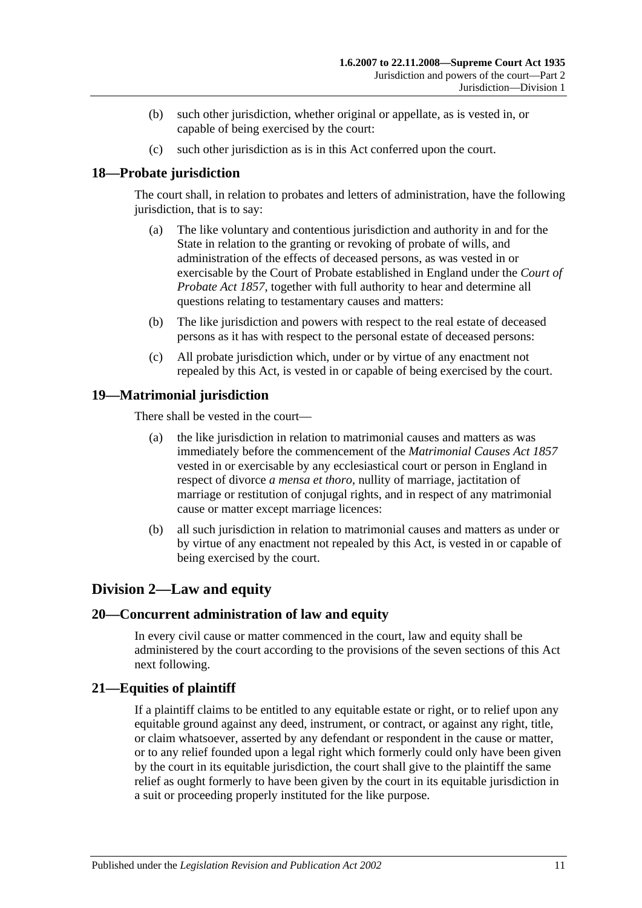(b) such other jurisdiction, whether original or appellate, as is vested in, or capable of being exercised by the court:

(c) such other jurisdiction as is in this Act conferred upon the court.

### 18—Probate jurisdiction

The court shall, in relation to probates and letters of administration, have the following jurisdiction, that is to say:

(a) The like voluntary and contentious jurisdiction and authority in and for the State in relation to the granting or revoking of probate of wills, and administration of the effects of deceased persons, as was vested in or exercisable by the Court of Probate established in England under the *Court of Probate Act 1857*, together with full authority to hear and determine all questions relating to testamentary causes and matters:

(b) The like jurisdiction and powers with respect to the real estate of deceased persons as it has with respect to the personal estate of deceased persons:

(c) All probate jurisdiction which, under or by virtue of any enactment not repealed by this Act, is vested in or capable of being exercised by the court.

### 19—Matrimonial jurisdiction

There shall be vested in the court—

(a) the like jurisdiction in relation to matrimonial causes and matters as was immediately before the commencement of the *Matrimonial Causes Act 1857* vested in or exercisable by any ecclesiastical court or person in England in respect of divorce *a mensa et thoro*, nullity of marriage, jactitation of marriage or restitution of conjugal rights, and in respect of any matrimonial cause or matter except marriage licences:

(b) all such jurisdiction in relation to matrimonial causes and matters as under or by virtue of any enactment not repealed by this Act, is vested in or capable of being exercised by the court.

## Division 2—Law and equity

### 20—Concurrent administration of law and equity

In every civil cause or matter commenced in the court, law and equity shall be administered by the court according to the provisions of the seven sections of this Act next following.

### 21—Equities of plaintiff

If a plaintiff claims to be entitled to any equitable estate or right, or to relief upon any equitable ground against any deed, instrument, or contract, or against any right, title, or claim whatsoever, asserted by any defendant or respondent in the cause or matter, or to any relief founded upon a legal right which formerly could only have been given by the court in its equitable jurisdiction, the court shall give to the plaintiff the same relief as ought formerly to have been given by the court in its equitable jurisdiction in a suit or proceeding properly instituted for the like purpose.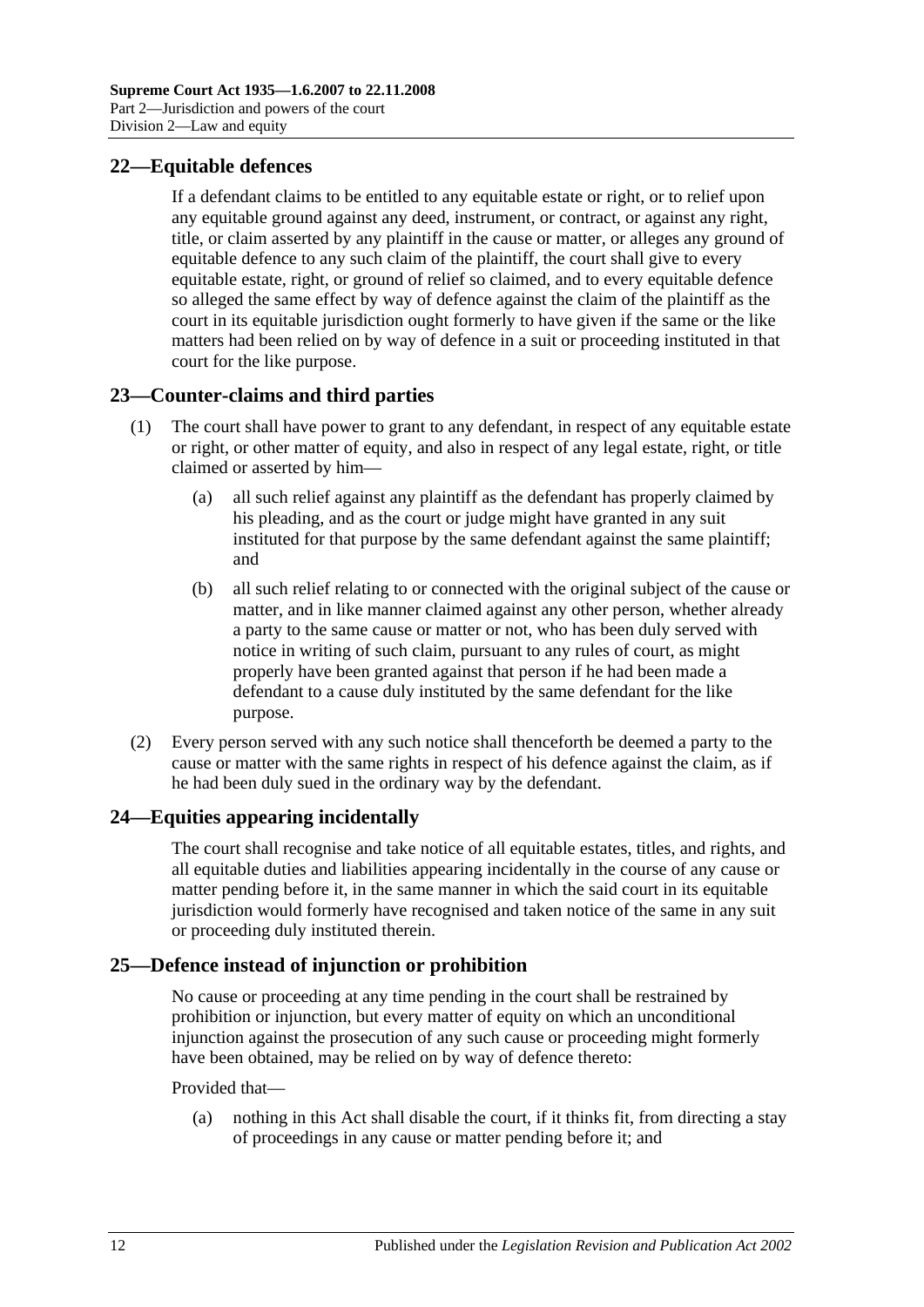## 22—Equitable defences

If a defendant claims to be entitled to any equitable estate or right, or to relief upon any equitable ground against any deed, instrument, or contract, or against any right, title, or claim asserted by any plaintiff in the cause or matter, or alleges any ground of equitable defence to any such claim of the plaintiff, the court shall give to every equitable estate, right, or ground of relief so claimed, and to every equitable defence so alleged the same effect by way of defence against the claim of the plaintiff as the court in its equitable jurisdiction ought formerly to have given if the same or the like matters had been relied on by way of defence in a suit or proceeding instituted in that court for the like purpose.

## 23—Counter-claims and third parties

(1) The court shall have power to grant to any defendant, in respect of any equitable estate or right, or other matter of equity, and also in respect of any legal estate, right, or title claimed or asserted by him—

(a) all such relief against any plaintiff as the defendant has properly claimed by his pleading, and as the court or judge might have granted in any suit instituted for that purpose by the same defendant against the same plaintiff; and

(b) all such relief relating to or connected with the original subject of the cause or matter, and in like manner claimed against any other person, whether already a party to the same cause or matter or not, who has been duly served with notice in writing of such claim, pursuant to any rules of court, as might properly have been granted against that person if he had been made a defendant to a cause duly instituted by the same defendant for the like purpose.

(2) Every person served with any such notice shall thenceforth be deemed a party to the cause or matter with the same rights in respect of his defence against the claim, as if he had been duly sued in the ordinary way by the defendant.

## 24—Equities appearing incidentally

The court shall recognise and take notice of all equitable estates, titles, and rights, and all equitable duties and liabilities appearing incidentally in the course of any cause or matter pending before it, in the same manner in which the said court in its equitable jurisdiction would formerly have recognised and taken notice of the same in any suit or proceeding duly instituted therein.

## 25—Defence instead of injunction or prohibition

No cause or proceeding at any time pending in the court shall be restrained by prohibition or injunction, but every matter of equity on which an unconditional injunction against the prosecution of any such cause or proceeding might formerly have been obtained, may be relied on by way of defence thereto:

Provided that—

(a) nothing in this Act shall disable the court, if it thinks fit, from directing a stay of proceedings in any cause or matter pending before it; and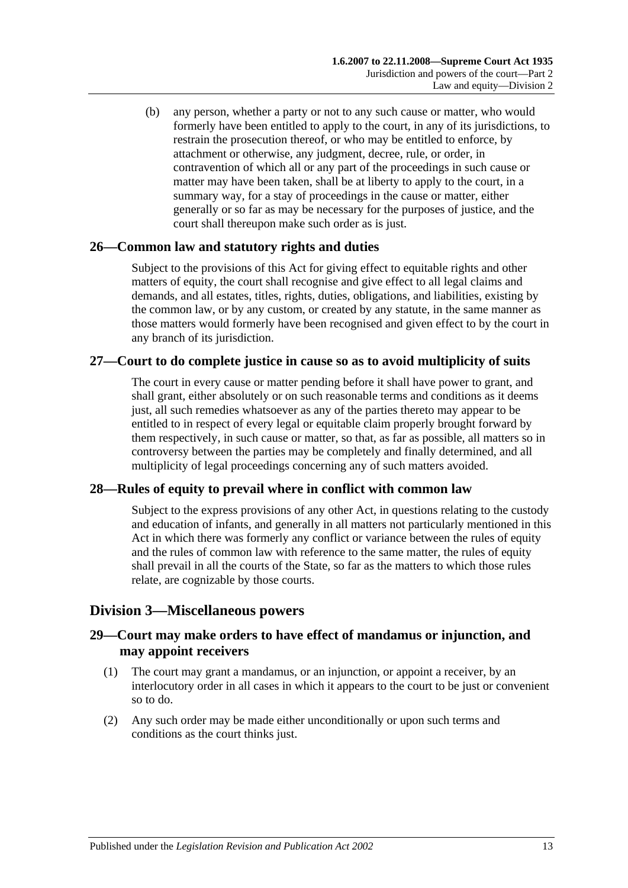(b) any person, whether a party or not to any such cause or matter, who would formerly have been entitled to apply to the court, in any of its jurisdictions, to restrain the prosecution thereof, or who may be entitled to enforce, by attachment or otherwise, any judgment, decree, rule, or order, in contravention of which all or any part of the proceedings in such cause or matter may have been taken, shall be at liberty to apply to the court, in a summary way, for a stay of proceedings in the cause or matter, either generally or so far as may be necessary for the purposes of justice, and the court shall thereupon make such order as is just.

## 26—Common law and statutory rights and duties

Subject to the provisions of this Act for giving effect to equitable rights and other matters of equity, the court shall recognise and give effect to all legal claims and demands, and all estates, titles, rights, duties, obligations, and liabilities, existing by the common law, or by any custom, or created by any statute, in the same manner as those matters would formerly have been recognised and given effect to by the court in any branch of its jurisdiction.

## 27—Court to do complete justice in cause so as to avoid multiplicity of suits

The court in every cause or matter pending before it shall have power to grant, and shall grant, either absolutely or on such reasonable terms and conditions as it deems just, all such remedies whatsoever as any of the parties thereto may appear to be entitled to in respect of every legal or equitable claim properly brought forward by them respectively, in such cause or matter, so that, as far as possible, all matters so in controversy between the parties may be completely and finally determined, and all multiplicity of legal proceedings concerning any of such matters avoided.

## 28—Rules of equity to prevail where in conflict with common law

Subject to the express provisions of any other Act, in questions relating to the custody and education of infants, and generally in all matters not particularly mentioned in this Act in which there was formerly any conflict or variance between the rules of equity and the rules of common law with reference to the same matter, the rules of equity shall prevail in all the courts of the State, so far as the matters to which those rules relate, are cognizable by those courts.

# Division 3—Miscellaneous powers

## 29—Court may make orders to have effect of mandamus or injunction, and may appoint receivers

(1) The court may grant a mandamus, or an injunction, or appoint a receiver, by an interlocutory order in all cases in which it appears to the court to be just or convenient so to do.

(2) Any such order may be made either unconditionally or upon such terms and conditions as the court thinks just.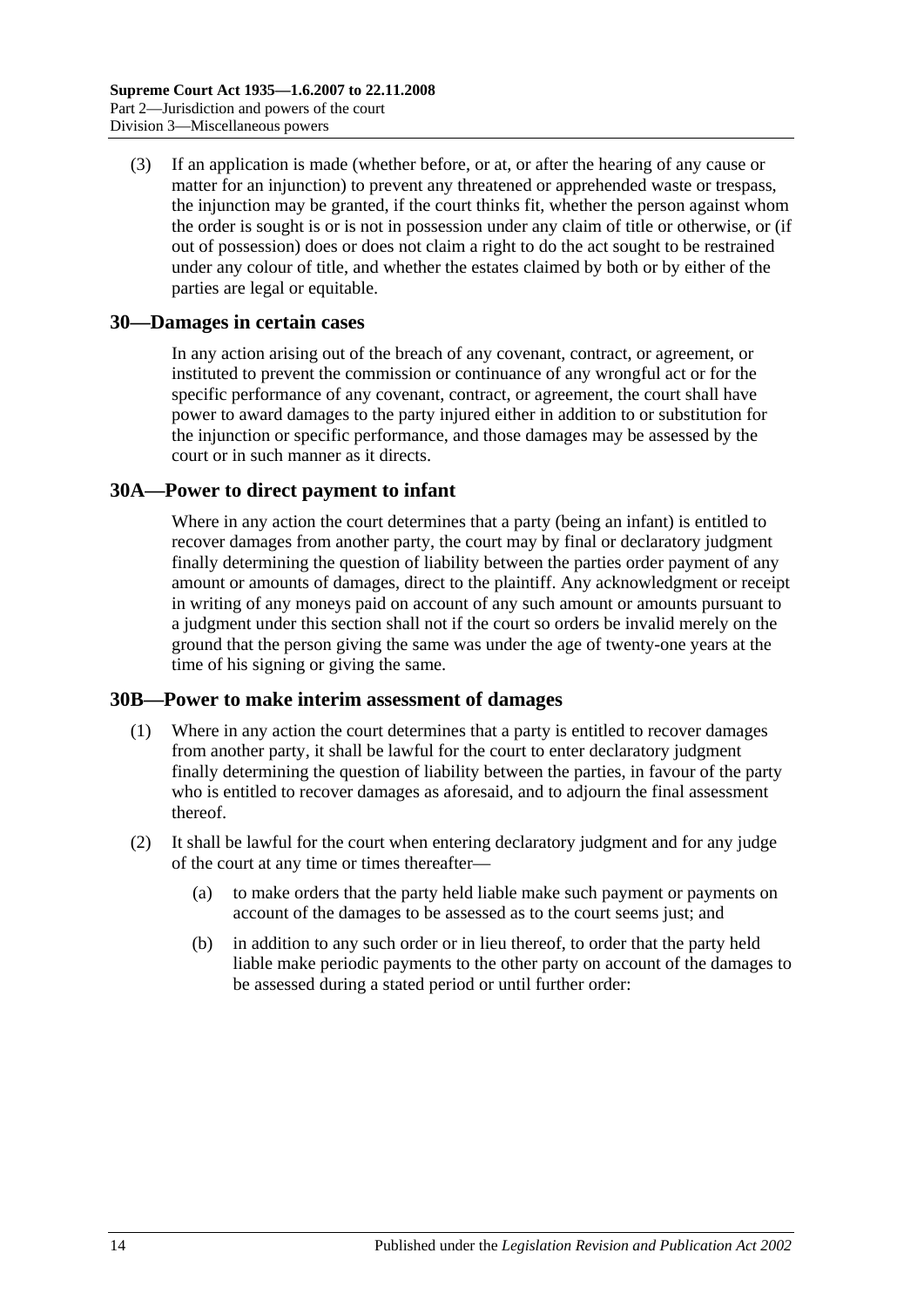(3) If an application is made (whether before, or at, or after the hearing of any cause or matter for an injunction) to prevent any threatened or apprehended waste or trespass, the injunction may be granted, if the court thinks fit, whether the person against whom the order is sought is or is not in possession under any claim of title or otherwise, or (if out of possession) does or does not claim a right to do the act sought to be restrained under any colour of title, and whether the estates claimed by both or by either of the parties are legal or equitable.

## 30—Damages in certain cases

In any action arising out of the breach of any covenant, contract, or agreement, or instituted to prevent the commission or continuance of any wrongful act or for the specific performance of any covenant, contract, or agreement, the court shall have power to award damages to the party injured either in addition to or substitution for the injunction or specific performance, and those damages may be assessed by the court or in such manner as it directs.

## 30A—Power to direct payment to infant

Where in any action the court determines that a party (being an infant) is entitled to recover damages from another party, the court may by final or declaratory judgment finally determining the question of liability between the parties order payment of any amount or amounts of damages, direct to the plaintiff. Any acknowledgment or receipt in writing of any moneys paid on account of any such amount or amounts pursuant to a judgment under this section shall not if the court so orders be invalid merely on the ground that the person giving the same was under the age of twenty-one years at the time of his signing or giving the same.

## 30B—Power to make interim assessment of damages

(1) Where in any action the court determines that a party is entitled to recover damages from another party, it shall be lawful for the court to enter declaratory judgment finally determining the question of liability between the parties, in favour of the party who is entitled to recover damages as aforesaid, and to adjourn the final assessment thereof.

(2) It shall be lawful for the court when entering declaratory judgment and for any judge of the court at any time or times thereafter—

- (a) to make orders that the party held liable make such payment or payments on account of the damages to be assessed as to the court seems just; and
- (b) in addition to any such order or in lieu thereof, to order that the party held liable make periodic payments to the other party on account of the damages to be assessed during a stated period or until further order: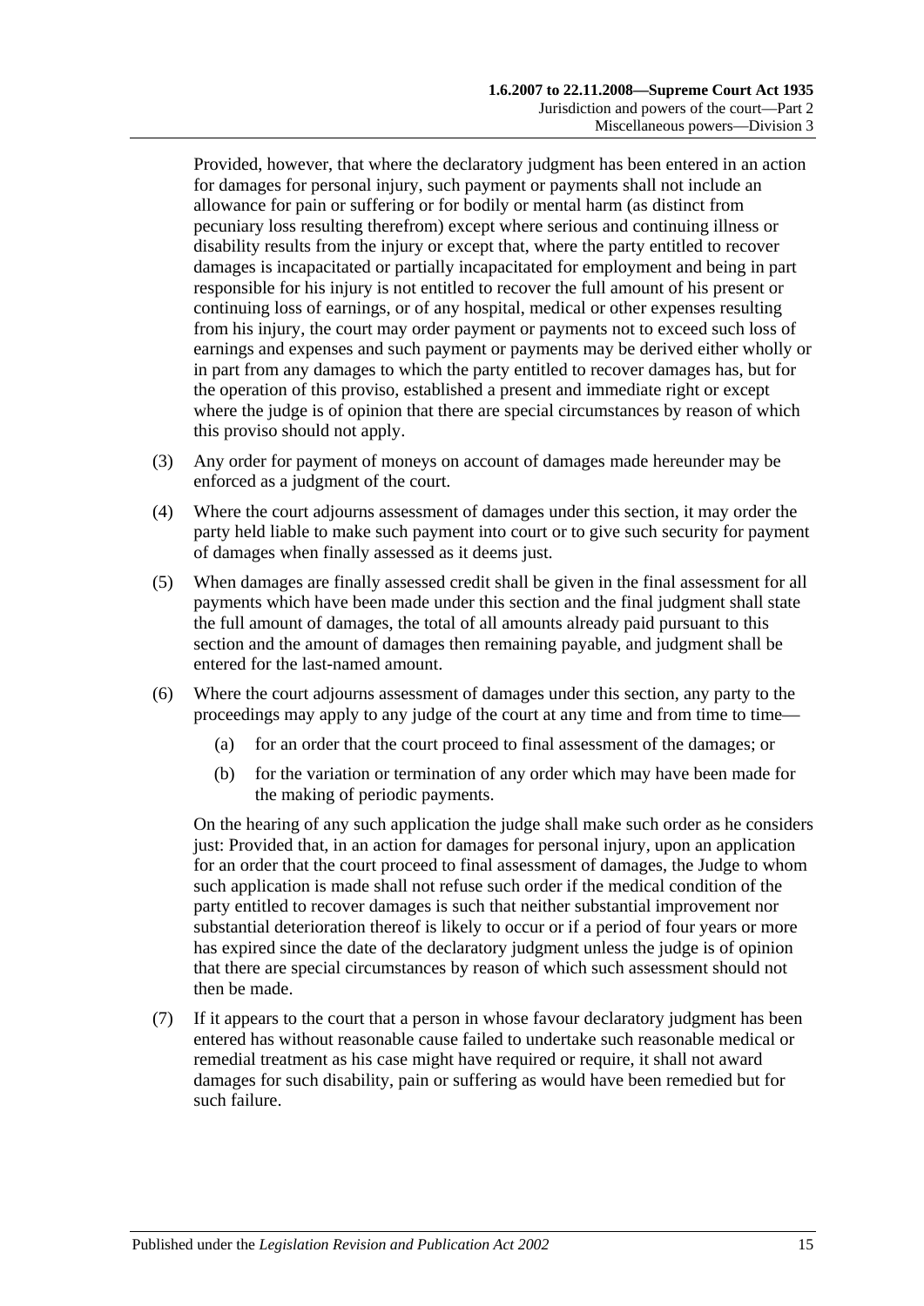Provided, however, that where the declaratory judgment has been entered in an action for damages for personal injury, such payment or payments shall not include an allowance for pain or suffering or for bodily or mental harm (as distinct from pecuniary loss resulting therefrom) except where serious and continuing illness or disability results from the injury or except that, where the party entitled to recover damages is incapacitated or partially incapacitated for employment and being in part responsible for his injury is not entitled to recover the full amount of his present or continuing loss of earnings, or of any hospital, medical or other expenses resulting from his injury, the court may order payment or payments not to exceed such loss of earnings and expenses and such payment or payments may be derived either wholly or in part from any damages to which the party entitled to recover damages has, but for the operation of this proviso, established a present and immediate right or except where the judge is of opinion that there are special circumstances by reason of which this proviso should not apply.

(3) Any order for payment of moneys on account of damages made hereunder may be enforced as a judgment of the court.

(4) Where the court adjourns assessment of damages under this section, it may order the party held liable to make such payment into court or to give such security for payment of damages when finally assessed as it deems just.

(5) When damages are finally assessed credit shall be given in the final assessment for all payments which have been made under this section and the final judgment shall state the full amount of damages, the total of all amounts already paid pursuant to this section and the amount of damages then remaining payable, and judgment shall be entered for the last-named amount.

(6) Where the court adjourns assessment of damages under this section, any party to the proceedings may apply to any judge of the court at any time and from time to time—

(a) for an order that the court proceed to final assessment of the damages; or

(b) for the variation or termination of any order which may have been made for the making of periodic payments.

On the hearing of any such application the judge shall make such order as he considers just: Provided that, in an action for damages for personal injury, upon an application for an order that the court proceed to final assessment of damages, the Judge to whom such application is made shall not refuse such order if the medical condition of the party entitled to recover damages is such that neither substantial improvement nor substantial deterioration thereof is likely to occur or if a period of four years or more has expired since the date of the declaratory judgment unless the judge is of opinion that there are special circumstances by reason of which such assessment should not then be made.

(7) If it appears to the court that a person in whose favour declaratory judgment has been entered has without reasonable cause failed to undertake such reasonable medical or remedial treatment as his case might have required or require, it shall not award damages for such disability, pain or suffering as would have been remedied but for such failure.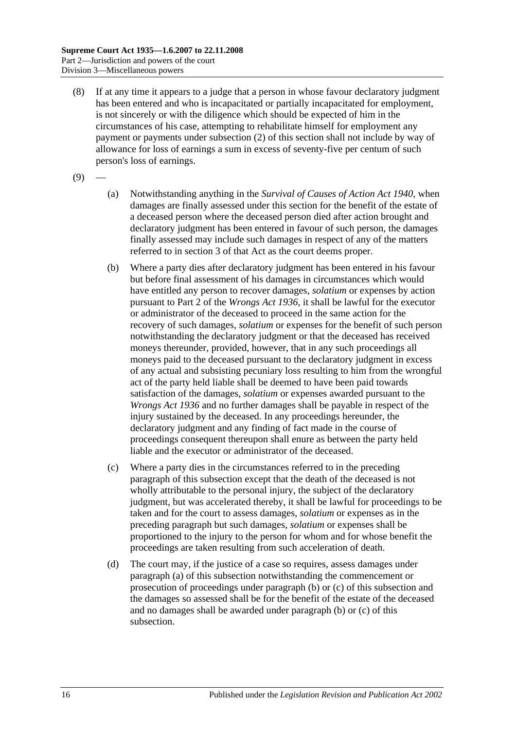(8) If at any time it appears to a judge that a person in whose favour declaratory judgment has been entered and who is incapacitated or partially incapacitated for employment, is not sincerely or with the diligence which should be expected of him in the circumstances of his case, attempting to rehabilitate himself for employment any payment or payments under subsection (2) of this section shall not include by way of allowance for loss of earnings a sum in excess of seventy-five per centum of such person's loss of earnings.

(9) —

(a) Notwithstanding anything in the *Survival of Causes of Action Act 1940*, when damages are finally assessed under this section for the benefit of the estate of a deceased person where the deceased person died after action brought and declaratory judgment has been entered in favour of such person, the damages finally assessed may include such damages in respect of any of the matters referred to in section 3 of that Act as the court deems proper.

(b) Where a party dies after declaratory judgment has been entered in his favour but before final assessment of his damages in circumstances which would have entitled any person to recover damages, *solatium* or expenses by action pursuant to Part 2 of the *Wrongs Act 1936*, it shall be lawful for the executor or administrator of the deceased to proceed in the same action for the recovery of such damages, *solatium* or expenses for the benefit of such person notwithstanding the declaratory judgment or that the deceased has received moneys thereunder, provided, however, that in any such proceedings all moneys paid to the deceased pursuant to the declaratory judgment in excess of any actual and subsisting pecuniary loss resulting to him from the wrongful act of the party held liable shall be deemed to have been paid towards satisfaction of the damages, *solatium* or expenses awarded pursuant to the *Wrongs Act 1936* and no further damages shall be payable in respect of the injury sustained by the deceased. In any proceedings hereunder, the declaratory judgment and any finding of fact made in the course of proceedings consequent thereupon shall enure as between the party held liable and the executor or administrator of the deceased.

(c) Where a party dies in the circumstances referred to in the preceding paragraph of this subsection except that the death of the deceased is not wholly attributable to the personal injury, the subject of the declaratory judgment, but was accelerated thereby, it shall be lawful for proceedings to be taken and for the court to assess damages, *solatium* or expenses as in the preceding paragraph but such damages, *solatium* or expenses shall be proportioned to the injury to the person for whom and for whose benefit the proceedings are taken resulting from such acceleration of death.

(d) The court may, if the justice of a case so requires, assess damages under paragraph (a) of this subsection notwithstanding the commencement or prosecution of proceedings under paragraph (b) or (c) of this subsection and the damages so assessed shall be for the benefit of the estate of the deceased and no damages shall be awarded under paragraph (b) or (c) of this subsection.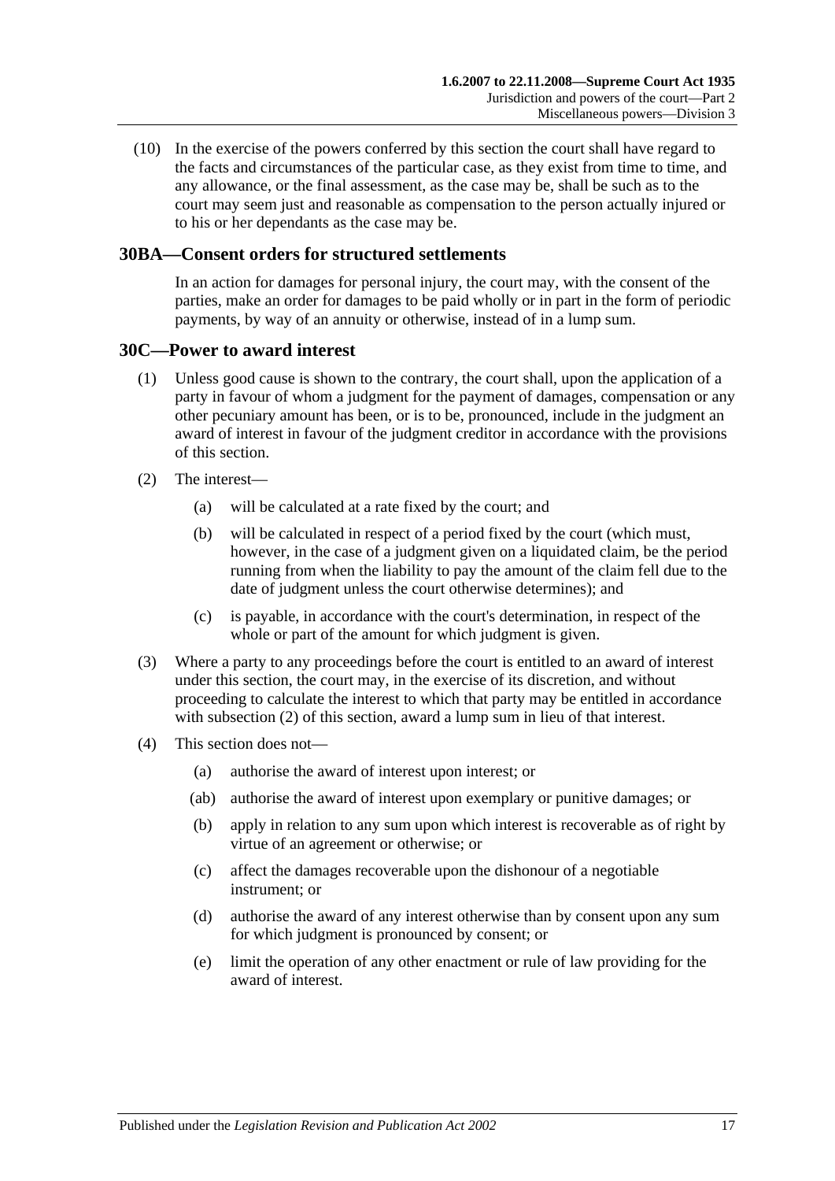(10) In the exercise of the powers conferred by this section the court shall have regard to the facts and circumstances of the particular case, as they exist from time to time, and any allowance, or the final assessment, as the case may be, shall be such as to the court may seem just and reasonable as compensation to the person actually injured or to his or her dependants as the case may be.

## 30BA—Consent orders for structured settlements

In an action for damages for personal injury, the court may, with the consent of the parties, make an order for damages to be paid wholly or in part in the form of periodic payments, by way of an annuity or otherwise, instead of in a lump sum.

## 30C—Power to award interest

(1) Unless good cause is shown to the contrary, the court shall, upon the application of a party in favour of whom a judgment for the payment of damages, compensation or any other pecuniary amount has been, or is to be, pronounced, include in the judgment an award of interest in favour of the judgment creditor in accordance with the provisions of this section.

(2) The interest—

- (a) will be calculated at a rate fixed by the court; and
- (b) will be calculated in respect of a period fixed by the court (which must, however, in the case of a judgment given on a liquidated claim, be the period running from when the liability to pay the amount of the claim fell due to the date of judgment unless the court otherwise determines); and
- (c) is payable, in accordance with the court's determination, in respect of the whole or part of the amount for which judgment is given.

(3) Where a party to any proceedings before the court is entitled to an award of interest under this section, the court may, in the exercise of its discretion, and without proceeding to calculate the interest to which that party may be entitled in accordance with subsection (2) of this section, award a lump sum in lieu of that interest.

(4) This section does not—

- (a) authorise the award of interest upon interest; or
- (ab) authorise the award of interest upon exemplary or punitive damages; or
- (b) apply in relation to any sum upon which interest is recoverable as of right by virtue of an agreement or otherwise; or
- (c) affect the damages recoverable upon the dishonour of a negotiable instrument; or
- (d) authorise the award of any interest otherwise than by consent upon any sum for which judgment is pronounced by consent; or
- (e) limit the operation of any other enactment or rule of law providing for the award of interest.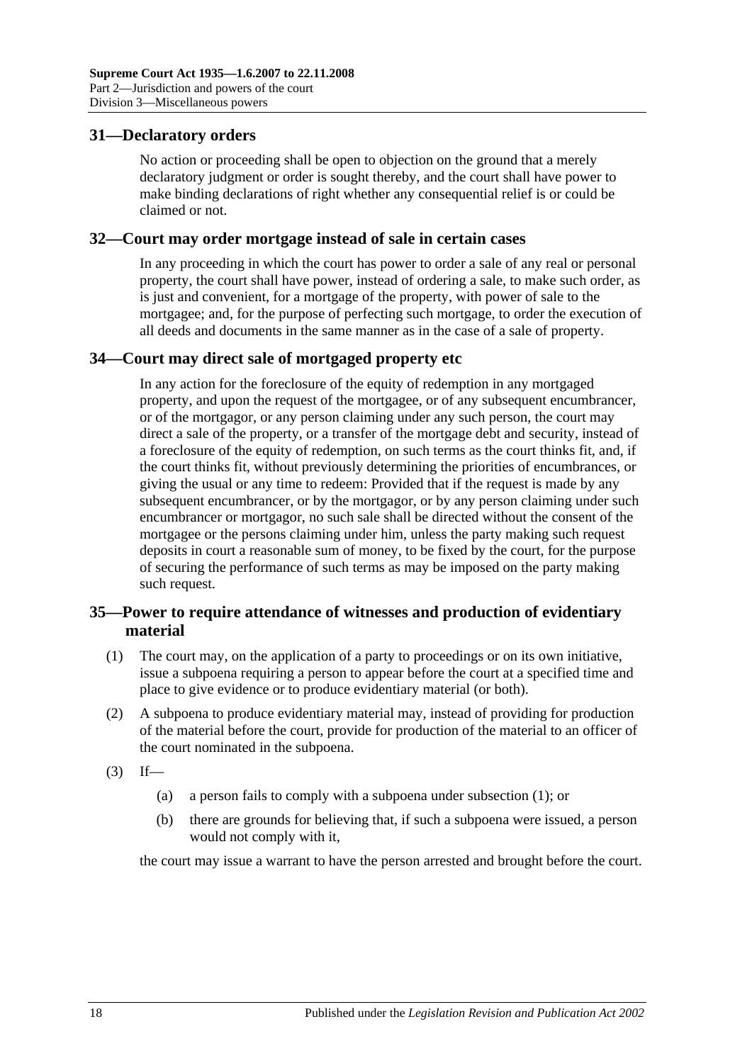## 31—Declaratory orders

No action or proceeding shall be open to objection on the ground that a merely declaratory judgment or order is sought thereby, and the court shall have power to make binding declarations of right whether any consequential relief is or could be claimed or not.

## 32—Court may order mortgage instead of sale in certain cases

In any proceeding in which the court has power to order a sale of any real or personal property, the court shall have power, instead of ordering a sale, to make such order, as is just and convenient, for a mortgage of the property, with power of sale to the mortgagee; and, for the purpose of perfecting such mortgage, to order the execution of all deeds and documents in the same manner as in the case of a sale of property.

## 34—Court may direct sale of mortgaged property etc

In any action for the foreclosure of the equity of redemption in any mortgaged property, and upon the request of the mortgagee, or of any subsequent encumbrancer, or of the mortgagor, or any person claiming under any such person, the court may direct a sale of the property, or a transfer of the mortgage debt and security, instead of a foreclosure of the equity of redemption, on such terms as the court thinks fit, and, if the court thinks fit, without previously determining the priorities of encumbrances, or giving the usual or any time to redeem: Provided that if the request is made by any subsequent encumbrancer, or by the mortgagor, or by any person claiming under such encumbrancer or mortgagor, no such sale shall be directed without the consent of the mortgagee or the persons claiming under him, unless the party making such request deposits in court a reasonable sum of money, to be fixed by the court, for the purpose of securing the performance of such terms as may be imposed on the party making such request.

## 35—Power to require attendance of witnesses and production of evidentiary material

(1) The court may, on the application of a party to proceedings or on its own initiative, issue a subpoena requiring a person to appear before the court at a specified time and place to give evidence or to produce evidentiary material (or both).

(2) A subpoena to produce evidentiary material may, instead of providing for production of the material before the court, provide for production of the material to an officer of the court nominated in the subpoena.

(3) If—

(a) a person fails to comply with a subpoena under subsection (1); or

(b) there are grounds for believing that, if such a subpoena were issued, a person would not comply with it,

the court may issue a warrant to have the person arrested and brought before the court.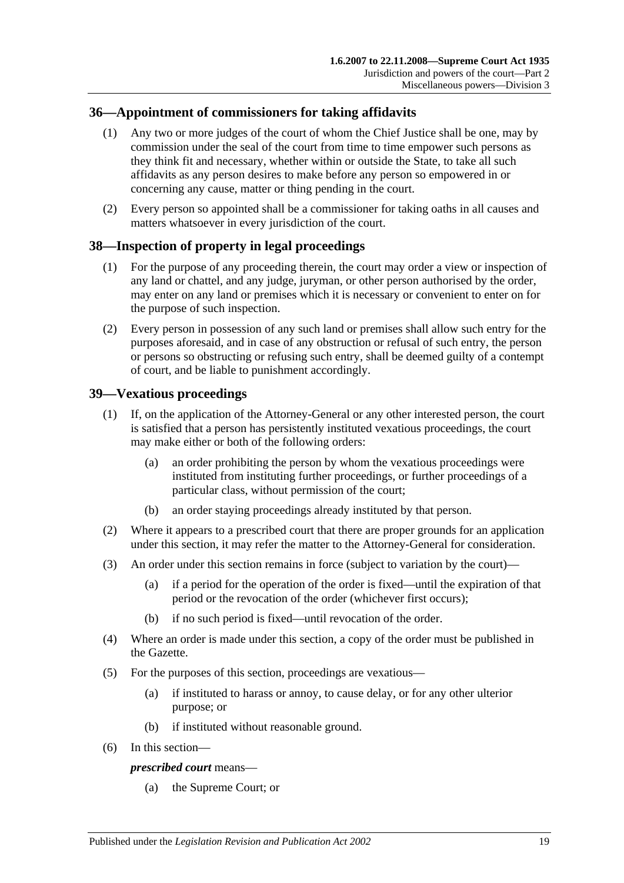## 36—Appointment of commissioners for taking affidavits

(1) Any two or more judges of the court of whom the Chief Justice shall be one, may by commission under the seal of the court from time to time empower such persons as they think fit and necessary, whether within or outside the State, to take all such affidavits as any person desires to make before any person so empowered in or concerning any cause, matter or thing pending in the court.

(2) Every person so appointed shall be a commissioner for taking oaths in all causes and matters whatsoever in every jurisdiction of the court.

## 38—Inspection of property in legal proceedings

(1) For the purpose of any proceeding therein, the court may order a view or inspection of any land or chattel, and any judge, juryman, or other person authorised by the order, may enter on any land or premises which it is necessary or convenient to enter on for the purpose of such inspection.

(2) Every person in possession of any such land or premises shall allow such entry for the purposes aforesaid, and in case of any obstruction or refusal of such entry, the person or persons so obstructing or refusing such entry, shall be deemed guilty of a contempt of court, and be liable to punishment accordingly.

## 39—Vexatious proceedings

(1) If, on the application of the Attorney-General or any other interested person, the court is satisfied that a person has persistently instituted vexatious proceedings, the court may make either or both of the following orders:

  (a) an order prohibiting the person by whom the vexatious proceedings were instituted from instituting further proceedings, or further proceedings of a particular class, without permission of the court;

  (b) an order staying proceedings already instituted by that person.

(2) Where it appears to a prescribed court that there are proper grounds for an application under this section, it may refer the matter to the Attorney-General for consideration.

(3) An order under this section remains in force (subject to variation by the court)—

  (a) if a period for the operation of the order is fixed—until the expiration of that period or the revocation of the order (whichever first occurs);

  (b) if no such period is fixed—until revocation of the order.

(4) Where an order is made under this section, a copy of the order must be published in the Gazette.

(5) For the purposes of this section, proceedings are vexatious—

  (a) if instituted to harass or annoy, to cause delay, or for any other ulterior purpose; or

  (b) if instituted without reasonable ground.

(6) In this section—

***prescribed court*** means—

  (a) the Supreme Court; or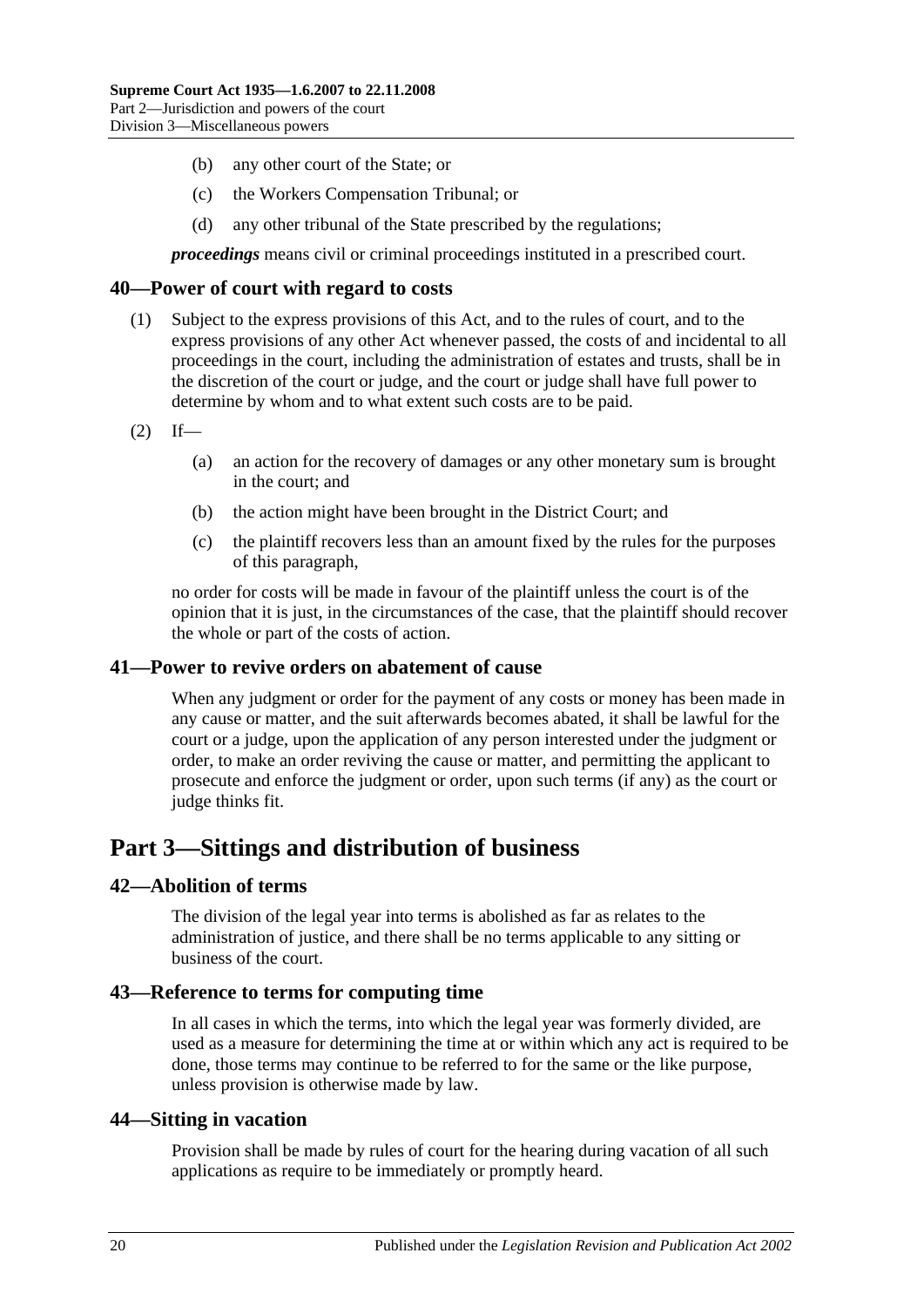(b) any other court of the State; or

(c) the Workers Compensation Tribunal; or

(d) any other tribunal of the State prescribed by the regulations;

***proceedings*** means civil or criminal proceedings instituted in a prescribed court.

### 40—Power of court with regard to costs

(1) Subject to the express provisions of this Act, and to the rules of court, and to the express provisions of any other Act whenever passed, the costs of and incidental to all proceedings in the court, including the administration of estates and trusts, shall be in the discretion of the court or judge, and the court or judge shall have full power to determine by whom and to what extent such costs are to be paid.

(2) If—

(a) an action for the recovery of damages or any other monetary sum is brought in the court; and

(b) the action might have been brought in the District Court; and

(c) the plaintiff recovers less than an amount fixed by the rules for the purposes of this paragraph,

no order for costs will be made in favour of the plaintiff unless the court is of the opinion that it is just, in the circumstances of the case, that the plaintiff should recover the whole or part of the costs of action.

### 41—Power to revive orders on abatement of cause

When any judgment or order for the payment of any costs or money has been made in any cause or matter, and the suit afterwards becomes abated, it shall be lawful for the court or a judge, upon the application of any person interested under the judgment or order, to make an order reviving the cause or matter, and permitting the applicant to prosecute and enforce the judgment or order, upon such terms (if any) as the court or judge thinks fit.

## Part 3—Sittings and distribution of business

### 42—Abolition of terms

The division of the legal year into terms is abolished as far as relates to the administration of justice, and there shall be no terms applicable to any sitting or business of the court.

### 43—Reference to terms for computing time

In all cases in which the terms, into which the legal year was formerly divided, are used as a measure for determining the time at or within which any act is required to be done, those terms may continue to be referred to for the same or the like purpose, unless provision is otherwise made by law.

### 44—Sitting in vacation

Provision shall be made by rules of court for the hearing during vacation of all such applications as require to be immediately or promptly heard.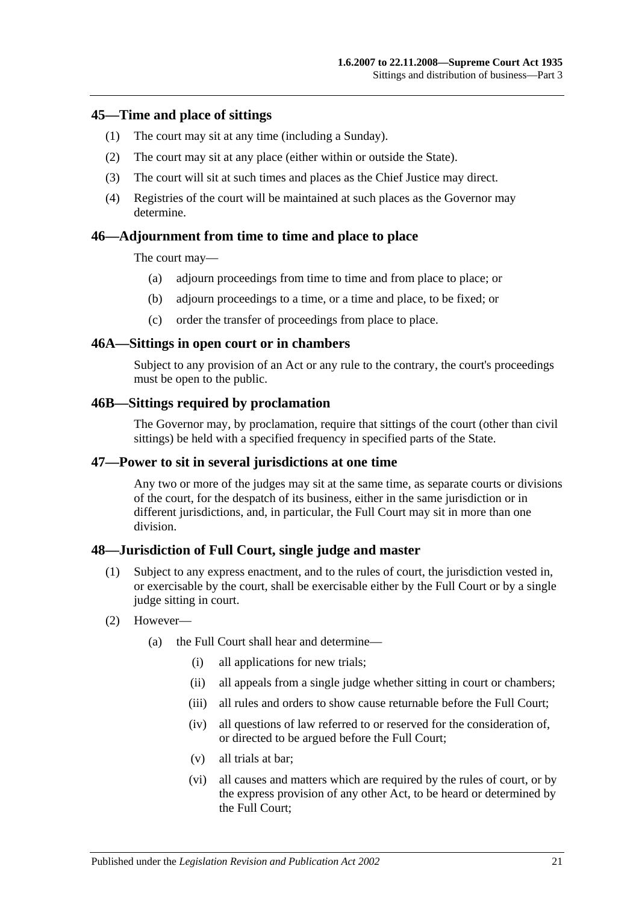## 45—Time and place of sittings

(1) The court may sit at any time (including a Sunday).

(2) The court may sit at any place (either within or outside the State).

(3) The court will sit at such times and places as the Chief Justice may direct.

(4) Registries of the court will be maintained at such places as the Governor may determine.

## 46—Adjournment from time to time and place to place

The court may—

(a) adjourn proceedings from time to time and from place to place; or

(b) adjourn proceedings to a time, or a time and place, to be fixed; or

(c) order the transfer of proceedings from place to place.

## 46A—Sittings in open court or in chambers

Subject to any provision of an Act or any rule to the contrary, the court's proceedings must be open to the public.

## 46B—Sittings required by proclamation

The Governor may, by proclamation, require that sittings of the court (other than civil sittings) be held with a specified frequency in specified parts of the State.

## 47—Power to sit in several jurisdictions at one time

Any two or more of the judges may sit at the same time, as separate courts or divisions of the court, for the despatch of its business, either in the same jurisdiction or in different jurisdictions, and, in particular, the Full Court may sit in more than one division.

## 48—Jurisdiction of Full Court, single judge and master

(1) Subject to any express enactment, and to the rules of court, the jurisdiction vested in, or exercisable by the court, shall be exercisable either by the Full Court or by a single judge sitting in court.

(2) However—

(a) the Full Court shall hear and determine—

(i) all applications for new trials;

(ii) all appeals from a single judge whether sitting in court or chambers;

(iii) all rules and orders to show cause returnable before the Full Court;

(iv) all questions of law referred to or reserved for the consideration of, or directed to be argued before the Full Court;

(v) all trials at bar;

(vi) all causes and matters which are required by the rules of court, or by the express provision of any other Act, to be heard or determined by the Full Court;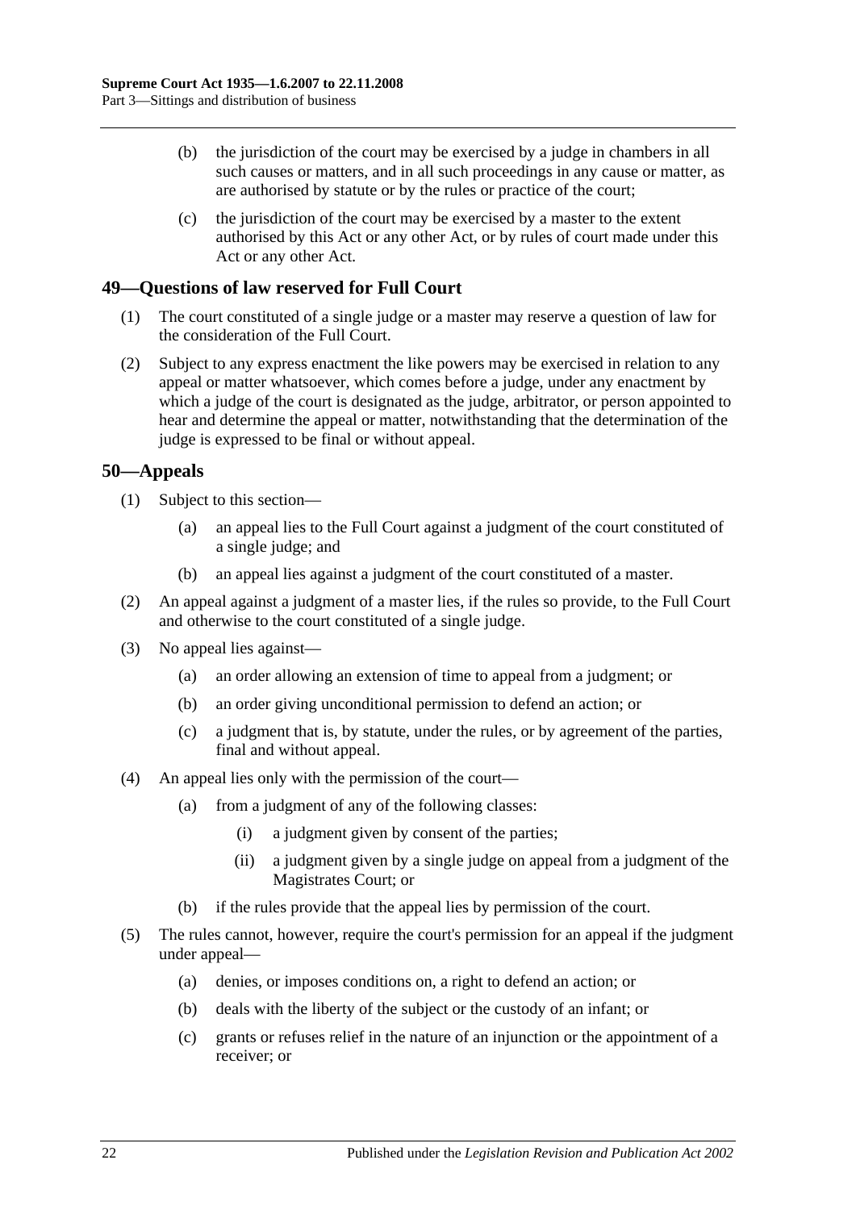(b) the jurisdiction of the court may be exercised by a judge in chambers in all such causes or matters, and in all such proceedings in any cause or matter, as are authorised by statute or by the rules or practice of the court;

(c) the jurisdiction of the court may be exercised by a master to the extent authorised by this Act or any other Act, or by rules of court made under this Act or any other Act.

## 49—Questions of law reserved for Full Court

(1) The court constituted of a single judge or a master may reserve a question of law for the consideration of the Full Court.

(2) Subject to any express enactment the like powers may be exercised in relation to any appeal or matter whatsoever, which comes before a judge, under any enactment by which a judge of the court is designated as the judge, arbitrator, or person appointed to hear and determine the appeal or matter, notwithstanding that the determination of the judge is expressed to be final or without appeal.

## 50—Appeals

(1) Subject to this section—

(a) an appeal lies to the Full Court against a judgment of the court constituted of a single judge; and

(b) an appeal lies against a judgment of the court constituted of a master.

(2) An appeal against a judgment of a master lies, if the rules so provide, to the Full Court and otherwise to the court constituted of a single judge.

(3) No appeal lies against—

(a) an order allowing an extension of time to appeal from a judgment; or

(b) an order giving unconditional permission to defend an action; or

(c) a judgment that is, by statute, under the rules, or by agreement of the parties, final and without appeal.

(4) An appeal lies only with the permission of the court—

(a) from a judgment of any of the following classes:

(i) a judgment given by consent of the parties;

(ii) a judgment given by a single judge on appeal from a judgment of the Magistrates Court; or

(b) if the rules provide that the appeal lies by permission of the court.

(5) The rules cannot, however, require the court's permission for an appeal if the judgment under appeal—

(a) denies, or imposes conditions on, a right to defend an action; or

(b) deals with the liberty of the subject or the custody of an infant; or

(c) grants or refuses relief in the nature of an injunction or the appointment of a receiver; or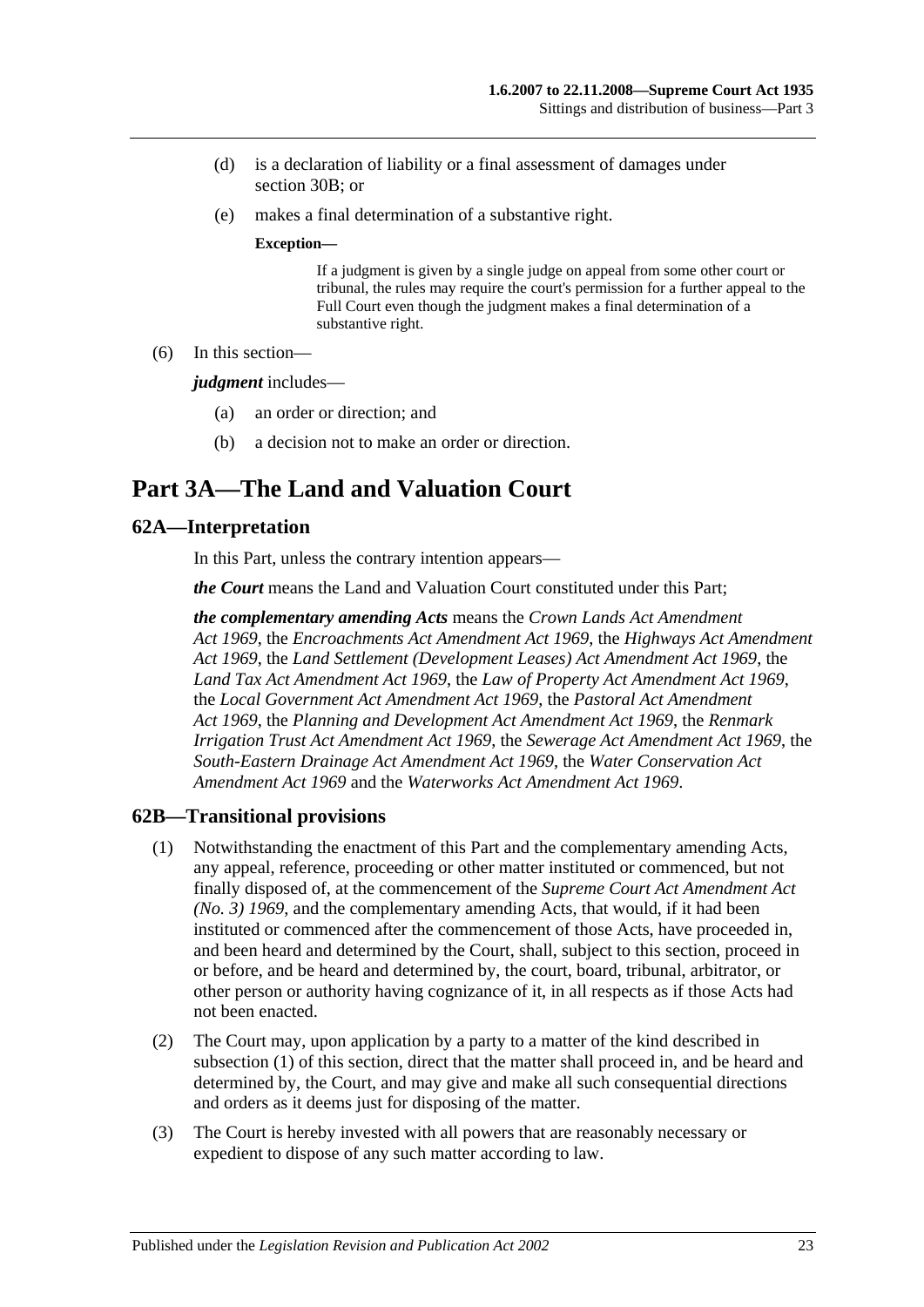(d) is a declaration of liability or a final assessment of damages under section 30B; or

(e) makes a final determination of a substantive right.

**Exception—**

If a judgment is given by a single judge on appeal from some other court or tribunal, the rules may require the court's permission for a further appeal to the Full Court even though the judgment makes a final determination of a substantive right.

(6) In this section—

***judgment*** includes—

(a) an order or direction; and

(b) a decision not to make an order or direction.

# Part 3A—The Land and Valuation Court

## 62A—Interpretation

In this Part, unless the contrary intention appears—

***the Court*** means the Land and Valuation Court constituted under this Part;

***the complementary amending Acts*** means the *Crown Lands Act Amendment Act 1969*, the *Encroachments Act Amendment Act 1969*, the *Highways Act Amendment Act 1969*, the *Land Settlement (Development Leases) Act Amendment Act 1969*, the *Land Tax Act Amendment Act 1969*, the *Law of Property Act Amendment Act 1969*, the *Local Government Act Amendment Act 1969*, the *Pastoral Act Amendment Act 1969*, the *Planning and Development Act Amendment Act 1969*, the *Renmark Irrigation Trust Act Amendment Act 1969*, the *Sewerage Act Amendment Act 1969*, the *South-Eastern Drainage Act Amendment Act 1969*, the *Water Conservation Act Amendment Act 1969* and the *Waterworks Act Amendment Act 1969*.

## 62B—Transitional provisions

(1) Notwithstanding the enactment of this Part and the complementary amending Acts, any appeal, reference, proceeding or other matter instituted or commenced, but not finally disposed of, at the commencement of the *Supreme Court Act Amendment Act (No. 3) 1969*, and the complementary amending Acts, that would, if it had been instituted or commenced after the commencement of those Acts, have proceeded in, and been heard and determined by the Court, shall, subject to this section, proceed in or before, and be heard and determined by, the court, board, tribunal, arbitrator, or other person or authority having cognizance of it, in all respects as if those Acts had not been enacted.

(2) The Court may, upon application by a party to a matter of the kind described in subsection (1) of this section, direct that the matter shall proceed in, and be heard and determined by, the Court, and may give and make all such consequential directions and orders as it deems just for disposing of the matter.

(3) The Court is hereby invested with all powers that are reasonably necessary or expedient to dispose of any such matter according to law.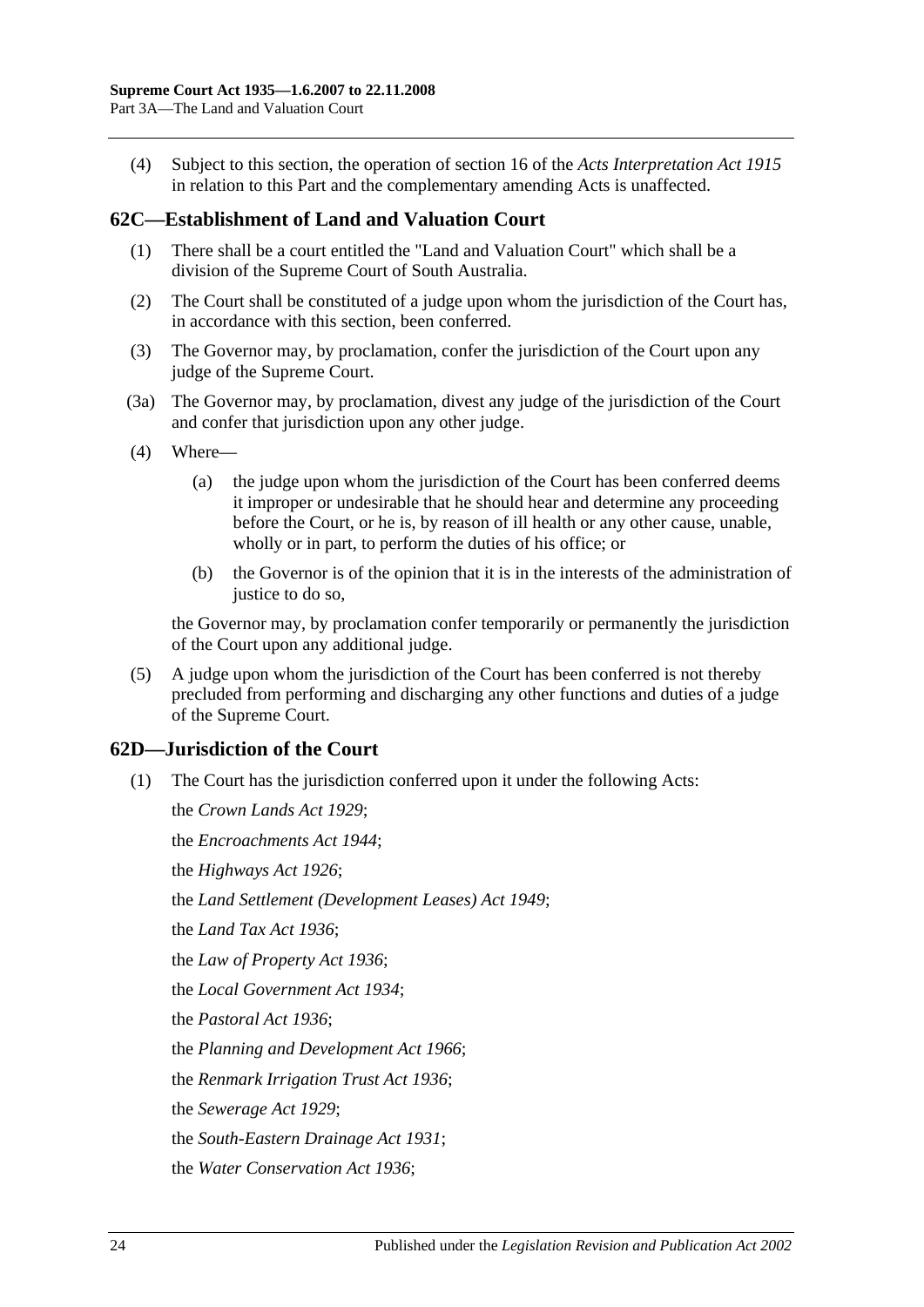(4) Subject to this section, the operation of section 16 of the *Acts Interpretation Act 1915* in relation to this Part and the complementary amending Acts is unaffected.

## 62C—Establishment of Land and Valuation Court

(1) There shall be a court entitled the "Land and Valuation Court" which shall be a division of the Supreme Court of South Australia.

(2) The Court shall be constituted of a judge upon whom the jurisdiction of the Court has, in accordance with this section, been conferred.

(3) The Governor may, by proclamation, confer the jurisdiction of the Court upon any judge of the Supreme Court.

(3a) The Governor may, by proclamation, divest any judge of the jurisdiction of the Court and confer that jurisdiction upon any other judge.

(4) Where—

(a) the judge upon whom the jurisdiction of the Court has been conferred deems it improper or undesirable that he should hear and determine any proceeding before the Court, or he is, by reason of ill health or any other cause, unable, wholly or in part, to perform the duties of his office; or

(b) the Governor is of the opinion that it is in the interests of the administration of justice to do so,

the Governor may, by proclamation confer temporarily or permanently the jurisdiction of the Court upon any additional judge.

(5) A judge upon whom the jurisdiction of the Court has been conferred is not thereby precluded from performing and discharging any other functions and duties of a judge of the Supreme Court.

## 62D—Jurisdiction of the Court

(1) The Court has the jurisdiction conferred upon it under the following Acts:

the *Crown Lands Act 1929*;

the *Encroachments Act 1944*;

the *Highways Act 1926*;

the *Land Settlement (Development Leases) Act 1949*;

the *Land Tax Act 1936*;

the *Law of Property Act 1936*;

the *Local Government Act 1934*;

the *Pastoral Act 1936*;

the *Planning and Development Act 1966*;

the *Renmark Irrigation Trust Act 1936*;

the *Sewerage Act 1929*;

the *South-Eastern Drainage Act 1931*;

the *Water Conservation Act 1936*;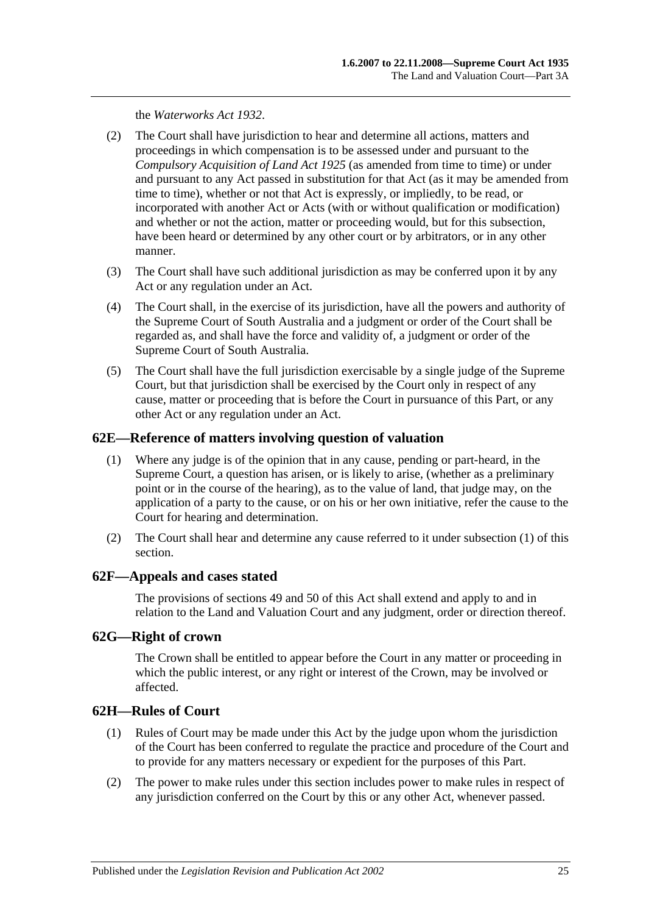the *Waterworks Act 1932*.

(2) The Court shall have jurisdiction to hear and determine all actions, matters and proceedings in which compensation is to be assessed under and pursuant to the *Compulsory Acquisition of Land Act 1925* (as amended from time to time) or under and pursuant to any Act passed in substitution for that Act (as it may be amended from time to time), whether or not that Act is expressly, or impliedly, to be read, or incorporated with another Act or Acts (with or without qualification or modification) and whether or not the action, matter or proceeding would, but for this subsection, have been heard or determined by any other court or by arbitrators, or in any other manner.

(3) The Court shall have such additional jurisdiction as may be conferred upon it by any Act or any regulation under an Act.

(4) The Court shall, in the exercise of its jurisdiction, have all the powers and authority of the Supreme Court of South Australia and a judgment or order of the Court shall be regarded as, and shall have the force and validity of, a judgment or order of the Supreme Court of South Australia.

(5) The Court shall have the full jurisdiction exercisable by a single judge of the Supreme Court, but that jurisdiction shall be exercised by the Court only in respect of any cause, matter or proceeding that is before the Court in pursuance of this Part, or any other Act or any regulation under an Act.

## 62E—Reference of matters involving question of valuation

(1) Where any judge is of the opinion that in any cause, pending or part-heard, in the Supreme Court, a question has arisen, or is likely to arise, (whether as a preliminary point or in the course of the hearing), as to the value of land, that judge may, on the application of a party to the cause, or on his or her own initiative, refer the cause to the Court for hearing and determination.

(2) The Court shall hear and determine any cause referred to it under subsection (1) of this section.

## 62F—Appeals and cases stated

The provisions of sections 49 and 50 of this Act shall extend and apply to and in relation to the Land and Valuation Court and any judgment, order or direction thereof.

## 62G—Right of crown

The Crown shall be entitled to appear before the Court in any matter or proceeding in which the public interest, or any right or interest of the Crown, may be involved or affected.

## 62H—Rules of Court

(1) Rules of Court may be made under this Act by the judge upon whom the jurisdiction of the Court has been conferred to regulate the practice and procedure of the Court and to provide for any matters necessary or expedient for the purposes of this Part.

(2) The power to make rules under this section includes power to make rules in respect of any jurisdiction conferred on the Court by this or any other Act, whenever passed.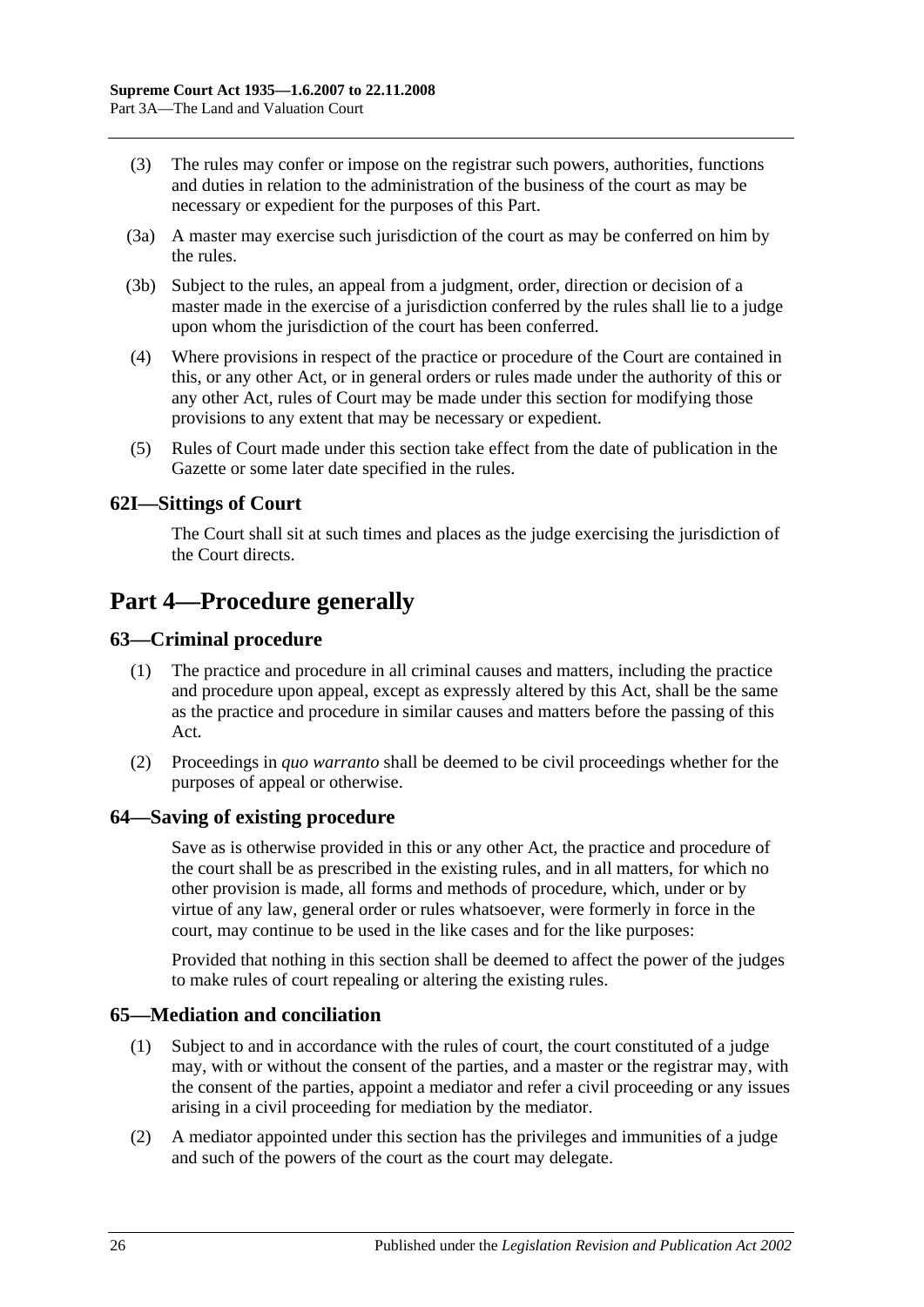(3) The rules may confer or impose on the registrar such powers, authorities, functions and duties in relation to the administration of the business of the court as may be necessary or expedient for the purposes of this Part.

(3a) A master may exercise such jurisdiction of the court as may be conferred on him by the rules.

(3b) Subject to the rules, an appeal from a judgment, order, direction or decision of a master made in the exercise of a jurisdiction conferred by the rules shall lie to a judge upon whom the jurisdiction of the court has been conferred.

(4) Where provisions in respect of the practice or procedure of the Court are contained in this, or any other Act, or in general orders or rules made under the authority of this or any other Act, rules of Court may be made under this section for modifying those provisions to any extent that may be necessary or expedient.

(5) Rules of Court made under this section take effect from the date of publication in the Gazette or some later date specified in the rules.

### 62I—Sittings of Court

The Court shall sit at such times and places as the judge exercising the jurisdiction of the Court directs.

## Part 4—Procedure generally

### 63—Criminal procedure

(1) The practice and procedure in all criminal causes and matters, including the practice and procedure upon appeal, except as expressly altered by this Act, shall be the same as the practice and procedure in similar causes and matters before the passing of this Act.

(2) Proceedings in *quo warranto* shall be deemed to be civil proceedings whether for the purposes of appeal or otherwise.

### 64—Saving of existing procedure

Save as is otherwise provided in this or any other Act, the practice and procedure of the court shall be as prescribed in the existing rules, and in all matters, for which no other provision is made, all forms and methods of procedure, which, under or by virtue of any law, general order or rules whatsoever, were formerly in force in the court, may continue to be used in the like cases and for the like purposes:

Provided that nothing in this section shall be deemed to affect the power of the judges to make rules of court repealing or altering the existing rules.

### 65—Mediation and conciliation

(1) Subject to and in accordance with the rules of court, the court constituted of a judge may, with or without the consent of the parties, and a master or the registrar may, with the consent of the parties, appoint a mediator and refer a civil proceeding or any issues arising in a civil proceeding for mediation by the mediator.

(2) A mediator appointed under this section has the privileges and immunities of a judge and such of the powers of the court as the court may delegate.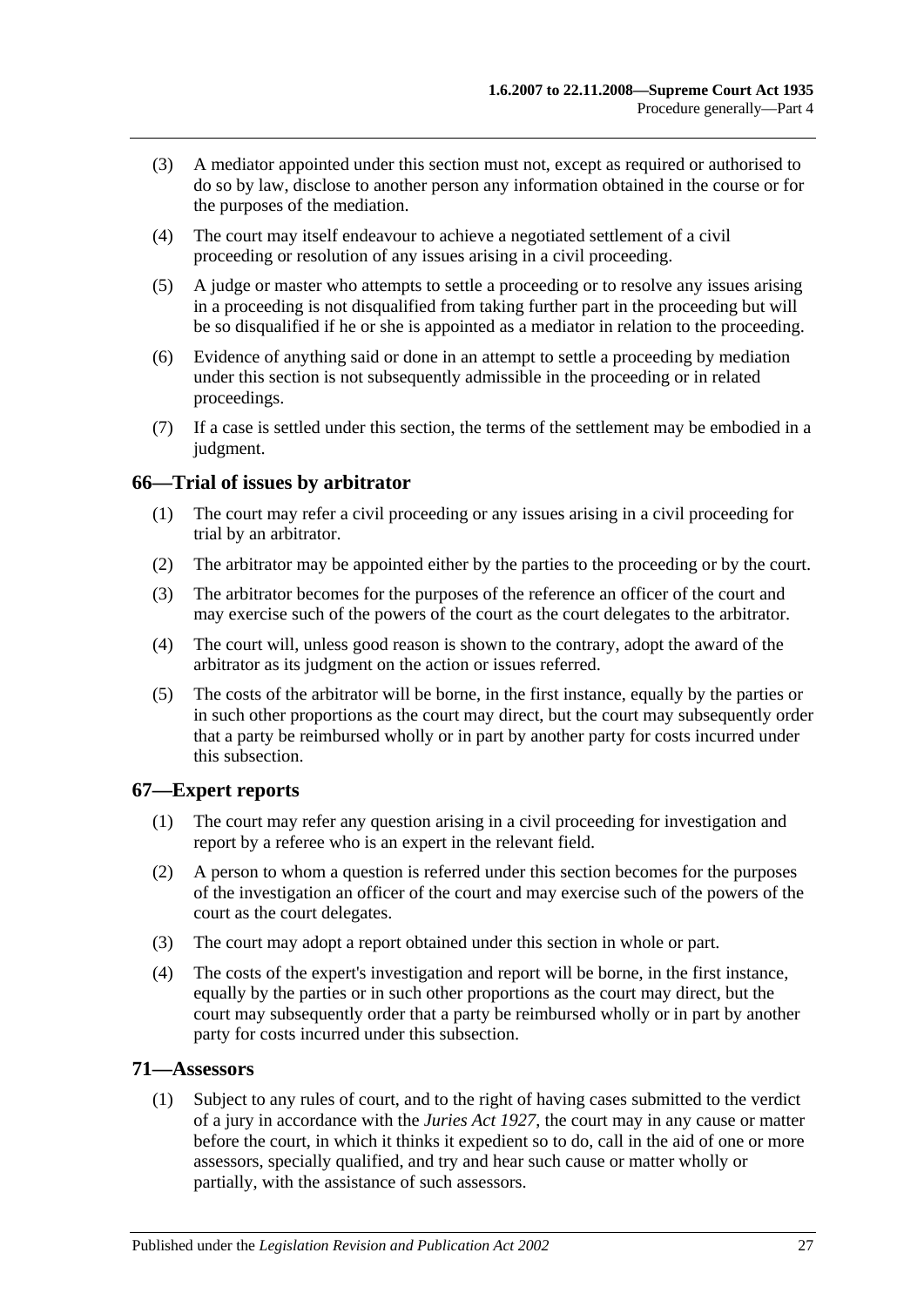(3) A mediator appointed under this section must not, except as required or authorised to do so by law, disclose to another person any information obtained in the course or for the purposes of the mediation.

(4) The court may itself endeavour to achieve a negotiated settlement of a civil proceeding or resolution of any issues arising in a civil proceeding.

(5) A judge or master who attempts to settle a proceeding or to resolve any issues arising in a proceeding is not disqualified from taking further part in the proceeding but will be so disqualified if he or she is appointed as a mediator in relation to the proceeding.

(6) Evidence of anything said or done in an attempt to settle a proceeding by mediation under this section is not subsequently admissible in the proceeding or in related proceedings.

(7) If a case is settled under this section, the terms of the settlement may be embodied in a judgment.

## 66—Trial of issues by arbitrator

(1) The court may refer a civil proceeding or any issues arising in a civil proceeding for trial by an arbitrator.

(2) The arbitrator may be appointed either by the parties to the proceeding or by the court.

(3) The arbitrator becomes for the purposes of the reference an officer of the court and may exercise such of the powers of the court as the court delegates to the arbitrator.

(4) The court will, unless good reason is shown to the contrary, adopt the award of the arbitrator as its judgment on the action or issues referred.

(5) The costs of the arbitrator will be borne, in the first instance, equally by the parties or in such other proportions as the court may direct, but the court may subsequently order that a party be reimbursed wholly or in part by another party for costs incurred under this subsection.

## 67—Expert reports

(1) The court may refer any question arising in a civil proceeding for investigation and report by a referee who is an expert in the relevant field.

(2) A person to whom a question is referred under this section becomes for the purposes of the investigation an officer of the court and may exercise such of the powers of the court as the court delegates.

(3) The court may adopt a report obtained under this section in whole or part.

(4) The costs of the expert's investigation and report will be borne, in the first instance, equally by the parties or in such other proportions as the court may direct, but the court may subsequently order that a party be reimbursed wholly or in part by another party for costs incurred under this subsection.

## 71—Assessors

(1) Subject to any rules of court, and to the right of having cases submitted to the verdict of a jury in accordance with the *Juries Act 1927*, the court may in any cause or matter before the court, in which it thinks it expedient so to do, call in the aid of one or more assessors, specially qualified, and try and hear such cause or matter wholly or partially, with the assistance of such assessors.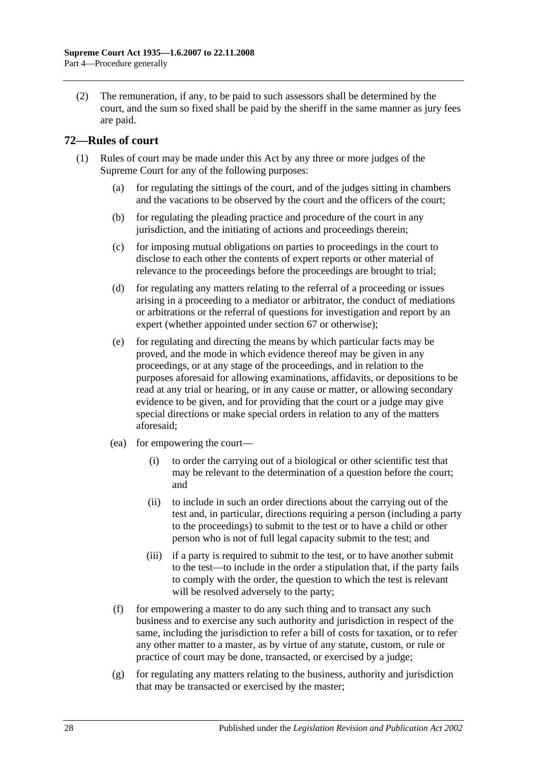(2) The remuneration, if any, to be paid to such assessors shall be determined by the court, and the sum so fixed shall be paid by the sheriff in the same manner as jury fees are paid.

## 72—Rules of court

(1) Rules of court may be made under this Act by any three or more judges of the Supreme Court for any of the following purposes:

(a) for regulating the sittings of the court, and of the judges sitting in chambers and the vacations to be observed by the court and the officers of the court;

(b) for regulating the pleading practice and procedure of the court in any jurisdiction, and the initiating of actions and proceedings therein;

(c) for imposing mutual obligations on parties to proceedings in the court to disclose to each other the contents of expert reports or other material of relevance to the proceedings before the proceedings are brought to trial;

(d) for regulating any matters relating to the referral of a proceeding or issues arising in a proceeding to a mediator or arbitrator, the conduct of mediations or arbitrations or the referral of questions for investigation and report by an expert (whether appointed under section 67 or otherwise);

(e) for regulating and directing the means by which particular facts may be proved, and the mode in which evidence thereof may be given in any proceedings, or at any stage of the proceedings, and in relation to the purposes aforesaid for allowing examinations, affidavits, or depositions to be read at any trial or hearing, or in any cause or matter, or allowing secondary evidence to be given, and for providing that the court or a judge may give special directions or make special orders in relation to any of the matters aforesaid;

(ea) for empowering the court—

(i) to order the carrying out of a biological or other scientific test that may be relevant to the determination of a question before the court; and

(ii) to include in such an order directions about the carrying out of the test and, in particular, directions requiring a person (including a party to the proceedings) to submit to the test or to have a child or other person who is not of full legal capacity submit to the test; and

(iii) if a party is required to submit to the test, or to have another submit to the test—to include in the order a stipulation that, if the party fails to comply with the order, the question to which the test is relevant will be resolved adversely to the party;

(f) for empowering a master to do any such thing and to transact any such business and to exercise any such authority and jurisdiction in respect of the same, including the jurisdiction to refer a bill of costs for taxation, or to refer any other matter to a master, as by virtue of any statute, custom, or rule or practice of court may be done, transacted, or exercised by a judge;

(g) for regulating any matters relating to the business, authority and jurisdiction that may be transacted or exercised by the master;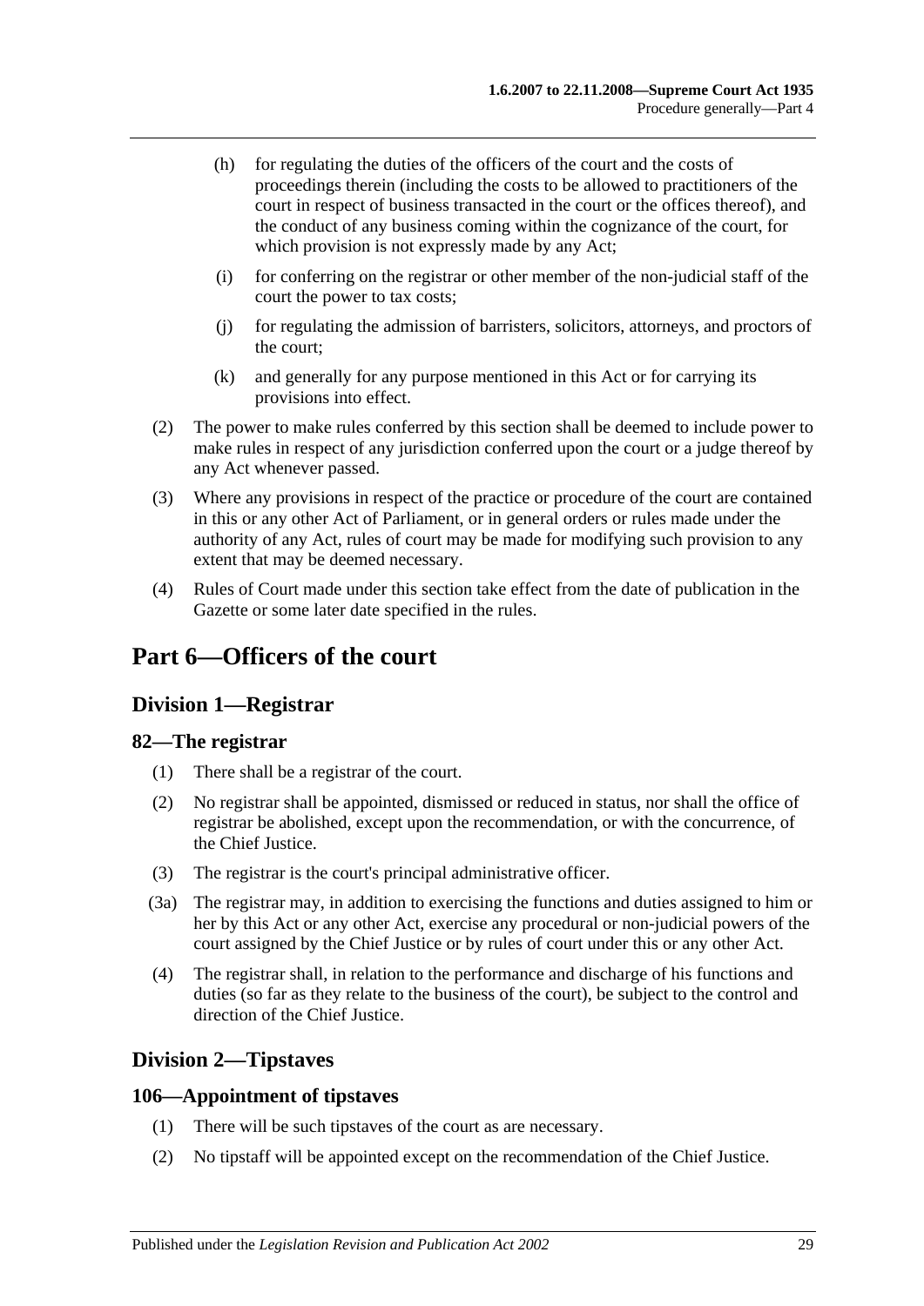(h) for regulating the duties of the officers of the court and the costs of proceedings therein (including the costs to be allowed to practitioners of the court in respect of business transacted in the court or the offices thereof), and the conduct of any business coming within the cognizance of the court, for which provision is not expressly made by any Act;

(i) for conferring on the registrar or other member of the non-judicial staff of the court the power to tax costs;

(j) for regulating the admission of barristers, solicitors, attorneys, and proctors of the court;

(k) and generally for any purpose mentioned in this Act or for carrying its provisions into effect.

(2) The power to make rules conferred by this section shall be deemed to include power to make rules in respect of any jurisdiction conferred upon the court or a judge thereof by any Act whenever passed.

(3) Where any provisions in respect of the practice or procedure of the court are contained in this or any other Act of Parliament, or in general orders or rules made under the authority of any Act, rules of court may be made for modifying such provision to any extent that may be deemed necessary.

(4) Rules of Court made under this section take effect from the date of publication in the Gazette or some later date specified in the rules.

# Part 6—Officers of the court

## Division 1—Registrar

### 82—The registrar

(1) There shall be a registrar of the court.

(2) No registrar shall be appointed, dismissed or reduced in status, nor shall the office of registrar be abolished, except upon the recommendation, or with the concurrence, of the Chief Justice.

(3) The registrar is the court's principal administrative officer.

(3a) The registrar may, in addition to exercising the functions and duties assigned to him or her by this Act or any other Act, exercise any procedural or non-judicial powers of the court assigned by the Chief Justice or by rules of court under this or any other Act.

(4) The registrar shall, in relation to the performance and discharge of his functions and duties (so far as they relate to the business of the court), be subject to the control and direction of the Chief Justice.

## Division 2—Tipstaves

### 106—Appointment of tipstaves

(1) There will be such tipstaves of the court as are necessary.

(2) No tipstaff will be appointed except on the recommendation of the Chief Justice.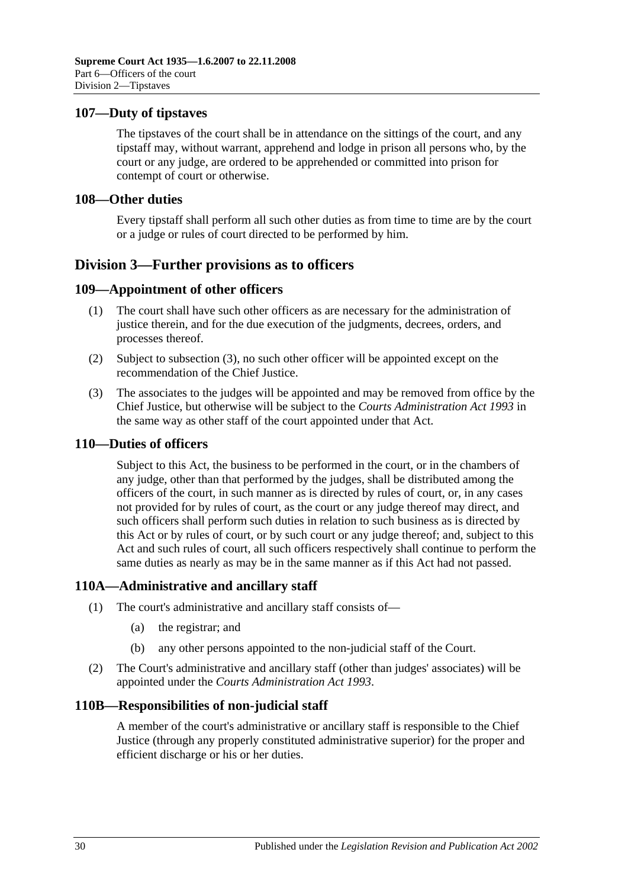## 107—Duty of tipstaves

The tipstaves of the court shall be in attendance on the sittings of the court, and any tipstaff may, without warrant, apprehend and lodge in prison all persons who, by the court or any judge, are ordered to be apprehended or committed into prison for contempt of court or otherwise.

## 108—Other duties

Every tipstaff shall perform all such other duties as from time to time are by the court or a judge or rules of court directed to be performed by him.

# Division 3—Further provisions as to officers

## 109—Appointment of other officers

(1) The court shall have such other officers as are necessary for the administration of justice therein, and for the due execution of the judgments, decrees, orders, and processes thereof.

(2) Subject to subsection (3), no such other officer will be appointed except on the recommendation of the Chief Justice.

(3) The associates to the judges will be appointed and may be removed from office by the Chief Justice, but otherwise will be subject to the *Courts Administration Act 1993* in the same way as other staff of the court appointed under that Act.

## 110—Duties of officers

Subject to this Act, the business to be performed in the court, or in the chambers of any judge, other than that performed by the judges, shall be distributed among the officers of the court, in such manner as is directed by rules of court, or, in any cases not provided for by rules of court, as the court or any judge thereof may direct, and such officers shall perform such duties in relation to such business as is directed by this Act or by rules of court, or by such court or any judge thereof; and, subject to this Act and such rules of court, all such officers respectively shall continue to perform the same duties as nearly as may be in the same manner as if this Act had not passed.

## 110A—Administrative and ancillary staff

(1) The court's administrative and ancillary staff consists of—

(a) the registrar; and

(b) any other persons appointed to the non-judicial staff of the Court.

(2) The Court's administrative and ancillary staff (other than judges' associates) will be appointed under the *Courts Administration Act 1993*.

## 110B—Responsibilities of non-judicial staff

A member of the court's administrative or ancillary staff is responsible to the Chief Justice (through any properly constituted administrative superior) for the proper and efficient discharge or his or her duties.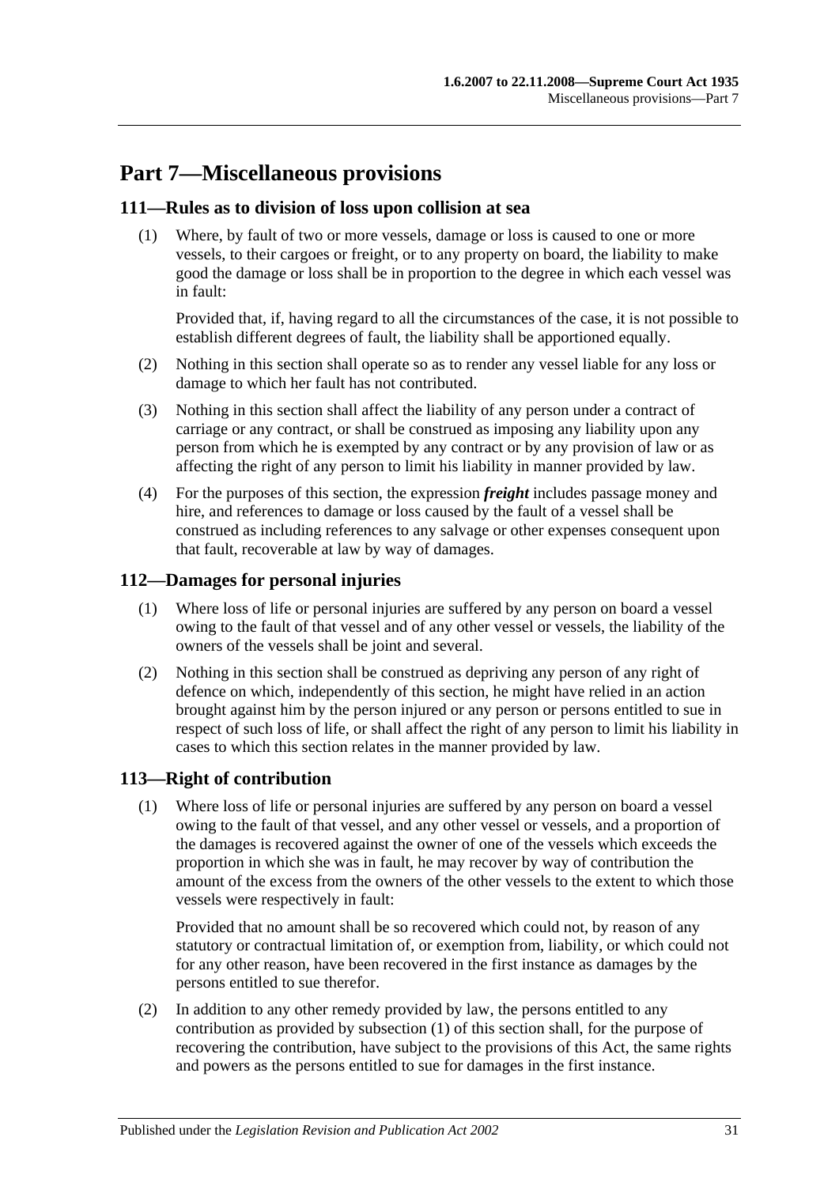# Part 7—Miscellaneous provisions

## 111—Rules as to division of loss upon collision at sea

(1) Where, by fault of two or more vessels, damage or loss is caused to one or more vessels, to their cargoes or freight, or to any property on board, the liability to make good the damage or loss shall be in proportion to the degree in which each vessel was in fault:

Provided that, if, having regard to all the circumstances of the case, it is not possible to establish different degrees of fault, the liability shall be apportioned equally.

(2) Nothing in this section shall operate so as to render any vessel liable for any loss or damage to which her fault has not contributed.

(3) Nothing in this section shall affect the liability of any person under a contract of carriage or any contract, or shall be construed as imposing any liability upon any person from which he is exempted by any contract or by any provision of law or as affecting the right of any person to limit his liability in manner provided by law.

(4) For the purposes of this section, the expression ***freight*** includes passage money and hire, and references to damage or loss caused by the fault of a vessel shall be construed as including references to any salvage or other expenses consequent upon that fault, recoverable at law by way of damages.

## 112—Damages for personal injuries

(1) Where loss of life or personal injuries are suffered by any person on board a vessel owing to the fault of that vessel and of any other vessel or vessels, the liability of the owners of the vessels shall be joint and several.

(2) Nothing in this section shall be construed as depriving any person of any right of defence on which, independently of this section, he might have relied in an action brought against him by the person injured or any person or persons entitled to sue in respect of such loss of life, or shall affect the right of any person to limit his liability in cases to which this section relates in the manner provided by law.

## 113—Right of contribution

(1) Where loss of life or personal injuries are suffered by any person on board a vessel owing to the fault of that vessel, and any other vessel or vessels, and a proportion of the damages is recovered against the owner of one of the vessels which exceeds the proportion in which she was in fault, he may recover by way of contribution the amount of the excess from the owners of the other vessels to the extent to which those vessels were respectively in fault:

Provided that no amount shall be so recovered which could not, by reason of any statutory or contractual limitation of, or exemption from, liability, or which could not for any other reason, have been recovered in the first instance as damages by the persons entitled to sue therefor.

(2) In addition to any other remedy provided by law, the persons entitled to any contribution as provided by subsection (1) of this section shall, for the purpose of recovering the contribution, have subject to the provisions of this Act, the same rights and powers as the persons entitled to sue for damages in the first instance.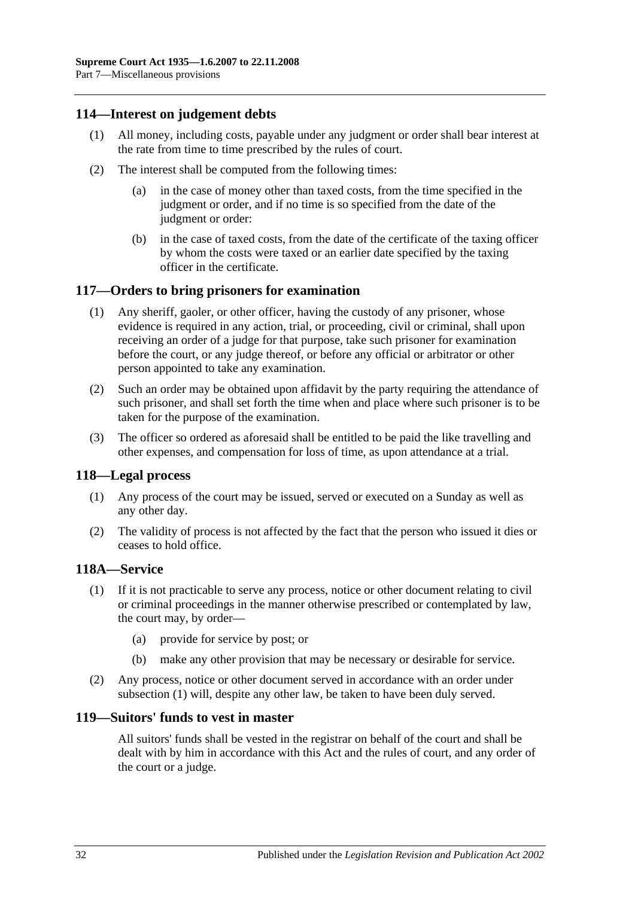## 114—Interest on judgement debts

(1) All money, including costs, payable under any judgment or order shall bear interest at the rate from time to time prescribed by the rules of court.

(2) The interest shall be computed from the following times:

(a) in the case of money other than taxed costs, from the time specified in the judgment or order, and if no time is so specified from the date of the judgment or order:

(b) in the case of taxed costs, from the date of the certificate of the taxing officer by whom the costs were taxed or an earlier date specified by the taxing officer in the certificate.

## 117—Orders to bring prisoners for examination

(1) Any sheriff, gaoler, or other officer, having the custody of any prisoner, whose evidence is required in any action, trial, or proceeding, civil or criminal, shall upon receiving an order of a judge for that purpose, take such prisoner for examination before the court, or any judge thereof, or before any official or arbitrator or other person appointed to take any examination.

(2) Such an order may be obtained upon affidavit by the party requiring the attendance of such prisoner, and shall set forth the time when and place where such prisoner is to be taken for the purpose of the examination.

(3) The officer so ordered as aforesaid shall be entitled to be paid the like travelling and other expenses, and compensation for loss of time, as upon attendance at a trial.

## 118—Legal process

(1) Any process of the court may be issued, served or executed on a Sunday as well as any other day.

(2) The validity of process is not affected by the fact that the person who issued it dies or ceases to hold office.

## 118A—Service

(1) If it is not practicable to serve any process, notice or other document relating to civil or criminal proceedings in the manner otherwise prescribed or contemplated by law, the court may, by order—

(a) provide for service by post; or

(b) make any other provision that may be necessary or desirable for service.

(2) Any process, notice or other document served in accordance with an order under subsection (1) will, despite any other law, be taken to have been duly served.

## 119—Suitors' funds to vest in master

All suitors' funds shall be vested in the registrar on behalf of the court and shall be dealt with by him in accordance with this Act and the rules of court, and any order of the court or a judge.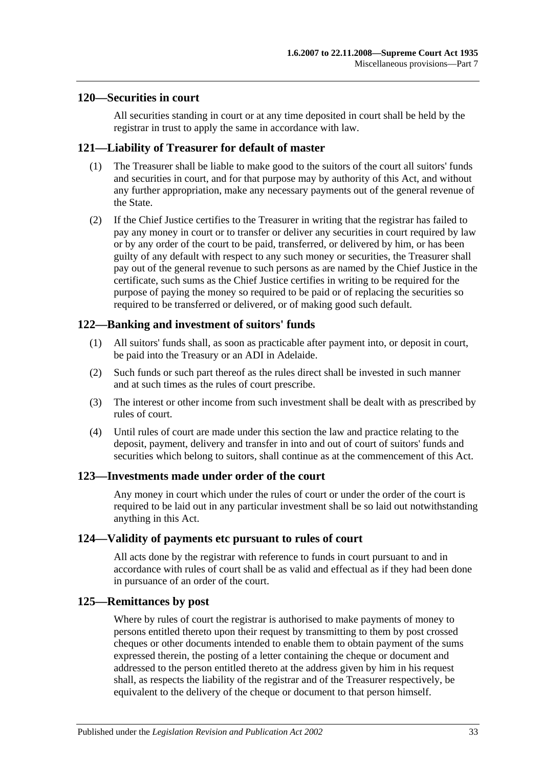## 120—Securities in court

All securities standing in court or at any time deposited in court shall be held by the registrar in trust to apply the same in accordance with law.

## 121—Liability of Treasurer for default of master

(1) The Treasurer shall be liable to make good to the suitors of the court all suitors' funds and securities in court, and for that purpose may by authority of this Act, and without any further appropriation, make any necessary payments out of the general revenue of the State.

(2) If the Chief Justice certifies to the Treasurer in writing that the registrar has failed to pay any money in court or to transfer or deliver any securities in court required by law or by any order of the court to be paid, transferred, or delivered by him, or has been guilty of any default with respect to any such money or securities, the Treasurer shall pay out of the general revenue to such persons as are named by the Chief Justice in the certificate, such sums as the Chief Justice certifies in writing to be required for the purpose of paying the money so required to be paid or of replacing the securities so required to be transferred or delivered, or of making good such default.

## 122—Banking and investment of suitors' funds

(1) All suitors' funds shall, as soon as practicable after payment into, or deposit in court, be paid into the Treasury or an ADI in Adelaide.

(2) Such funds or such part thereof as the rules direct shall be invested in such manner and at such times as the rules of court prescribe.

(3) The interest or other income from such investment shall be dealt with as prescribed by rules of court.

(4) Until rules of court are made under this section the law and practice relating to the deposit, payment, delivery and transfer in into and out of court of suitors' funds and securities which belong to suitors, shall continue as at the commencement of this Act.

## 123—Investments made under order of the court

Any money in court which under the rules of court or under the order of the court is required to be laid out in any particular investment shall be so laid out notwithstanding anything in this Act.

## 124—Validity of payments etc pursuant to rules of court

All acts done by the registrar with reference to funds in court pursuant to and in accordance with rules of court shall be as valid and effectual as if they had been done in pursuance of an order of the court.

## 125—Remittances by post

Where by rules of court the registrar is authorised to make payments of money to persons entitled thereto upon their request by transmitting to them by post crossed cheques or other documents intended to enable them to obtain payment of the sums expressed therein, the posting of a letter containing the cheque or document and addressed to the person entitled thereto at the address given by him in his request shall, as respects the liability of the registrar and of the Treasurer respectively, be equivalent to the delivery of the cheque or document to that person himself.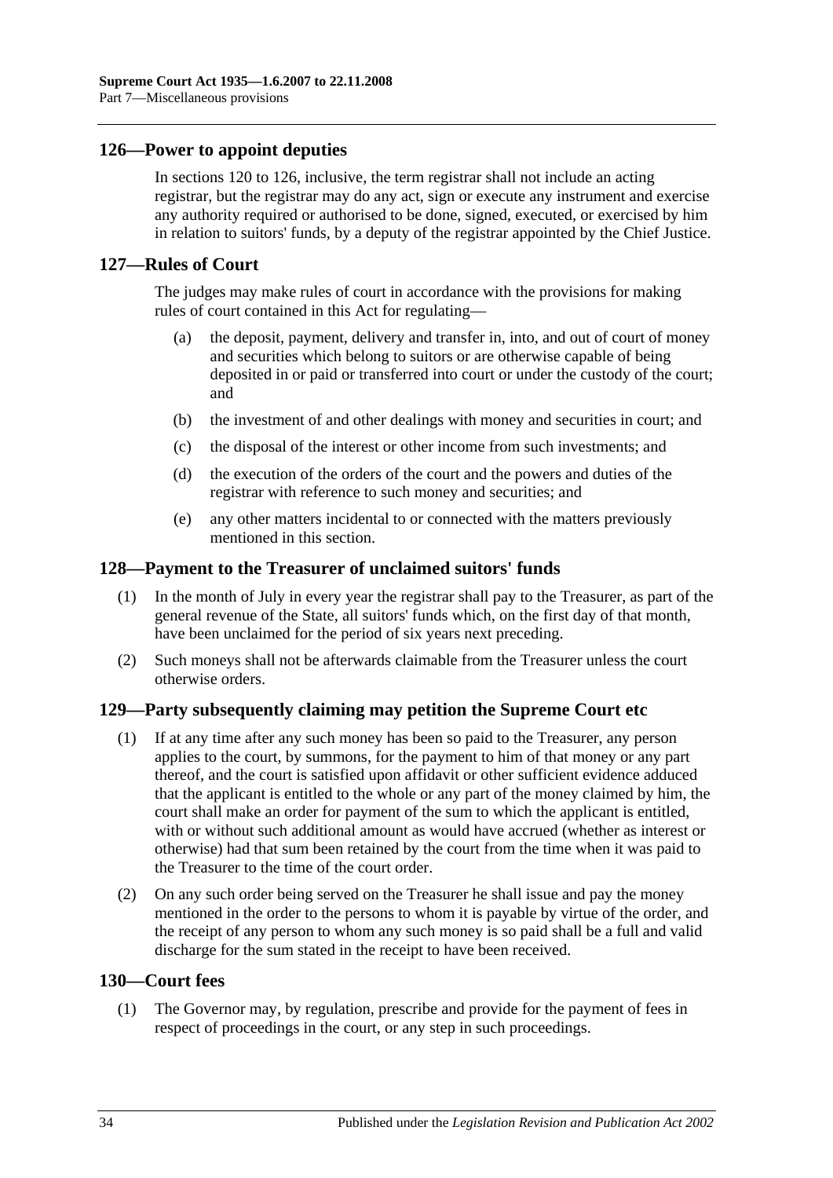## 126—Power to appoint deputies

In sections 120 to 126, inclusive, the term registrar shall not include an acting registrar, but the registrar may do any act, sign or execute any instrument and exercise any authority required or authorised to be done, signed, executed, or exercised by him in relation to suitors' funds, by a deputy of the registrar appointed by the Chief Justice.

## 127—Rules of Court

The judges may make rules of court in accordance with the provisions for making rules of court contained in this Act for regulating—

(a) the deposit, payment, delivery and transfer in, into, and out of court of money and securities which belong to suitors or are otherwise capable of being deposited in or paid or transferred into court or under the custody of the court; and

(b) the investment of and other dealings with money and securities in court; and

(c) the disposal of the interest or other income from such investments; and

(d) the execution of the orders of the court and the powers and duties of the registrar with reference to such money and securities; and

(e) any other matters incidental to or connected with the matters previously mentioned in this section.

## 128—Payment to the Treasurer of unclaimed suitors' funds

(1) In the month of July in every year the registrar shall pay to the Treasurer, as part of the general revenue of the State, all suitors' funds which, on the first day of that month, have been unclaimed for the period of six years next preceding.

(2) Such moneys shall not be afterwards claimable from the Treasurer unless the court otherwise orders.

## 129—Party subsequently claiming may petition the Supreme Court etc

(1) If at any time after any such money has been so paid to the Treasurer, any person applies to the court, by summons, for the payment to him of that money or any part thereof, and the court is satisfied upon affidavit or other sufficient evidence adduced that the applicant is entitled to the whole or any part of the money claimed by him, the court shall make an order for payment of the sum to which the applicant is entitled, with or without such additional amount as would have accrued (whether as interest or otherwise) had that sum been retained by the court from the time when it was paid to the Treasurer to the time of the court order.

(2) On any such order being served on the Treasurer he shall issue and pay the money mentioned in the order to the persons to whom it is payable by virtue of the order, and the receipt of any person to whom any such money is so paid shall be a full and valid discharge for the sum stated in the receipt to have been received.

## 130—Court fees

(1) The Governor may, by regulation, prescribe and provide for the payment of fees in respect of proceedings in the court, or any step in such proceedings.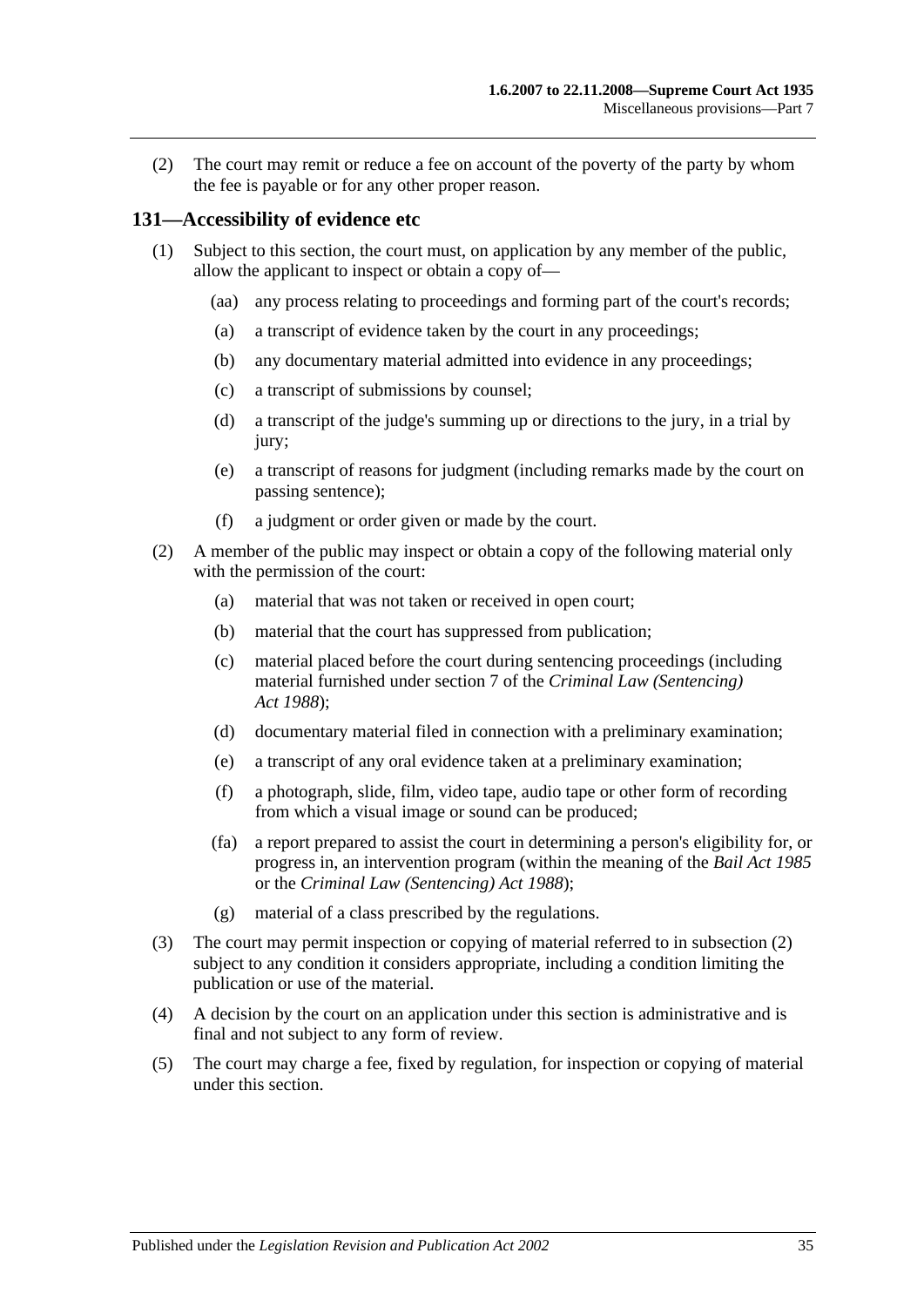(2) The court may remit or reduce a fee on account of the poverty of the party by whom the fee is payable or for any other proper reason.

## 131—Accessibility of evidence etc

(1) Subject to this section, the court must, on application by any member of the public, allow the applicant to inspect or obtain a copy of—

(aa) any process relating to proceedings and forming part of the court's records;

(a) a transcript of evidence taken by the court in any proceedings;

(b) any documentary material admitted into evidence in any proceedings;

(c) a transcript of submissions by counsel;

(d) a transcript of the judge's summing up or directions to the jury, in a trial by jury;

(e) a transcript of reasons for judgment (including remarks made by the court on passing sentence);

(f) a judgment or order given or made by the court.

(2) A member of the public may inspect or obtain a copy of the following material only with the permission of the court:

(a) material that was not taken or received in open court;

(b) material that the court has suppressed from publication;

(c) material placed before the court during sentencing proceedings (including material furnished under section 7 of the *Criminal Law (Sentencing) Act 1988*);

(d) documentary material filed in connection with a preliminary examination;

(e) a transcript of any oral evidence taken at a preliminary examination;

(f) a photograph, slide, film, video tape, audio tape or other form of recording from which a visual image or sound can be produced;

(fa) a report prepared to assist the court in determining a person's eligibility for, or progress in, an intervention program (within the meaning of the *Bail Act 1985* or the *Criminal Law (Sentencing) Act 1988*);

(g) material of a class prescribed by the regulations.

(3) The court may permit inspection or copying of material referred to in subsection (2) subject to any condition it considers appropriate, including a condition limiting the publication or use of the material.

(4) A decision by the court on an application under this section is administrative and is final and not subject to any form of review.

(5) The court may charge a fee, fixed by regulation, for inspection or copying of material under this section.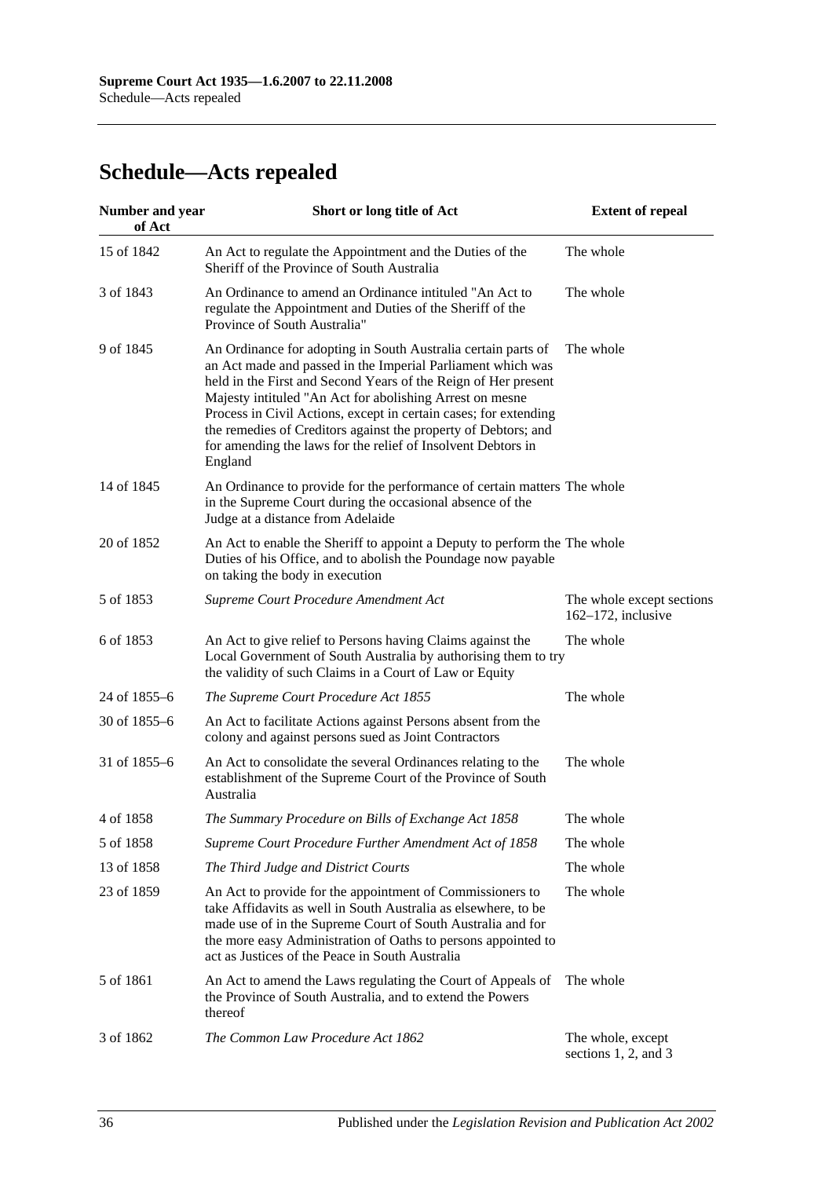# Schedule—Acts repealed

| Number and year of Act | Short or long title of Act | Extent of repeal |
|---|---|---|
| 15 of 1842 | An Act to regulate the Appointment and the Duties of the Sheriff of the Province of South Australia | The whole |
| 3 of 1843 | An Ordinance to amend an Ordinance intituled "An Act to regulate the Appointment and Duties of the Sheriff of the Province of South Australia" | The whole |
| 9 of 1845 | An Ordinance for adopting in South Australia certain parts of an Act made and passed in the Imperial Parliament which was held in the First and Second Years of the Reign of Her present Majesty intituled "An Act for abolishing Arrest on mesne Process in Civil Actions, except in certain cases; for extending the remedies of Creditors against the property of Debtors; and for amending the laws for the relief of Insolvent Debtors in England | The whole |
| 14 of 1845 | An Ordinance to provide for the performance of certain matters in the Supreme Court during the occasional absence of the Judge at a distance from Adelaide | The whole |
| 20 of 1852 | An Act to enable the Sheriff to appoint a Deputy to perform the Duties of his Office, and to abolish the Poundage now payable on taking the body in execution | The whole |
| 5 of 1853 | *Supreme Court Procedure Amendment Act* | The whole except sections 162–172, inclusive |
| 6 of 1853 | An Act to give relief to Persons having Claims against the Local Government of South Australia by authorising them to try the validity of such Claims in a Court of Law or Equity | The whole |
| 24 of 1855–6 | *The Supreme Court Procedure Act 1855* | The whole |
| 30 of 1855–6 | An Act to facilitate Actions against Persons absent from the colony and against persons sued as Joint Contractors | |
| 31 of 1855–6 | An Act to consolidate the several Ordinances relating to the establishment of the Supreme Court of the Province of South Australia | The whole |
| 4 of 1858 | *The Summary Procedure on Bills of Exchange Act 1858* | The whole |
| 5 of 1858 | *Supreme Court Procedure Further Amendment Act of 1858* | The whole |
| 13 of 1858 | *The Third Judge and District Courts* | The whole |
| 23 of 1859 | An Act to provide for the appointment of Commissioners to take Affidavits as well in South Australia as elsewhere, to be made use of in the Supreme Court of South Australia and for the more easy Administration of Oaths to persons appointed to act as Justices of the Peace in South Australia | The whole |
| 5 of 1861 | An Act to amend the Laws regulating the Court of Appeals of the Province of South Australia, and to extend the Powers thereof | The whole |
| 3 of 1862 | *The Common Law Procedure Act 1862* | The whole, except sections 1, 2, and 3 |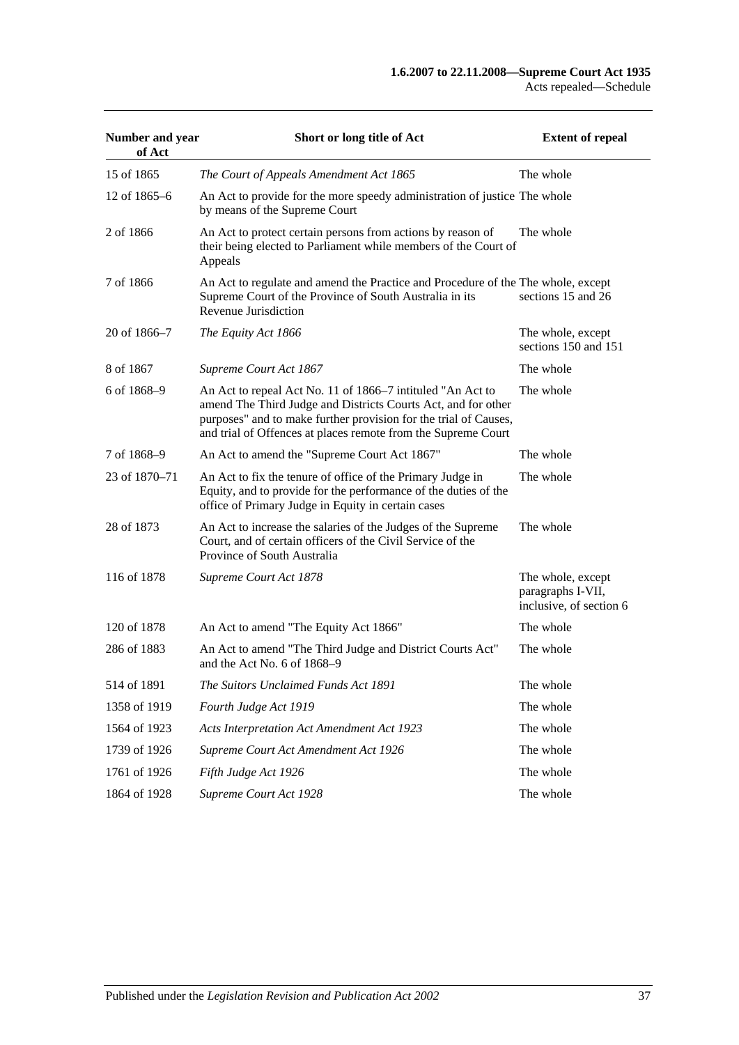| Number and year of Act | Short or long title of Act | Extent of repeal |
| --- | --- | --- |
| 15 of 1865 | *The Court of Appeals Amendment Act 1865* | The whole |
| 12 of 1865–6 | An Act to provide for the more speedy administration of justice by means of the Supreme Court | The whole |
| 2 of 1866 | An Act to protect certain persons from actions by reason of their being elected to Parliament while members of the Court of Appeals | The whole |
| 7 of 1866 | An Act to regulate and amend the Practice and Procedure of the Supreme Court of the Province of South Australia in its Revenue Jurisdiction | The whole, except sections 15 and 26 |
| 20 of 1866–7 | *The Equity Act 1866* | The whole, except sections 150 and 151 |
| 8 of 1867 | *Supreme Court Act 1867* | The whole |
| 6 of 1868–9 | An Act to repeal Act No. 11 of 1866–7 intituled "An Act to amend The Third Judge and Districts Courts Act, and for other purposes" and to make further provision for the trial of Causes, and trial of Offences at places remote from the Supreme Court | The whole |
| 7 of 1868–9 | An Act to amend the "Supreme Court Act 1867" | The whole |
| 23 of 1870–71 | An Act to fix the tenure of office of the Primary Judge in Equity, and to provide for the performance of the duties of the office of Primary Judge in Equity in certain cases | The whole |
| 28 of 1873 | An Act to increase the salaries of the Judges of the Supreme Court, and of certain officers of the Civil Service of the Province of South Australia | The whole |
| 116 of 1878 | *Supreme Court Act 1878* | The whole, except paragraphs I-VII, inclusive, of section 6 |
| 120 of 1878 | An Act to amend "The Equity Act 1866" | The whole |
| 286 of 1883 | An Act to amend "The Third Judge and District Courts Act" and the Act No. 6 of 1868–9 | The whole |
| 514 of 1891 | *The Suitors Unclaimed Funds Act 1891* | The whole |
| 1358 of 1919 | *Fourth Judge Act 1919* | The whole |
| 1564 of 1923 | *Acts Interpretation Act Amendment Act 1923* | The whole |
| 1739 of 1926 | *Supreme Court Act Amendment Act 1926* | The whole |
| 1761 of 1926 | *Fifth Judge Act 1926* | The whole |
| 1864 of 1928 | *Supreme Court Act 1928* | The whole |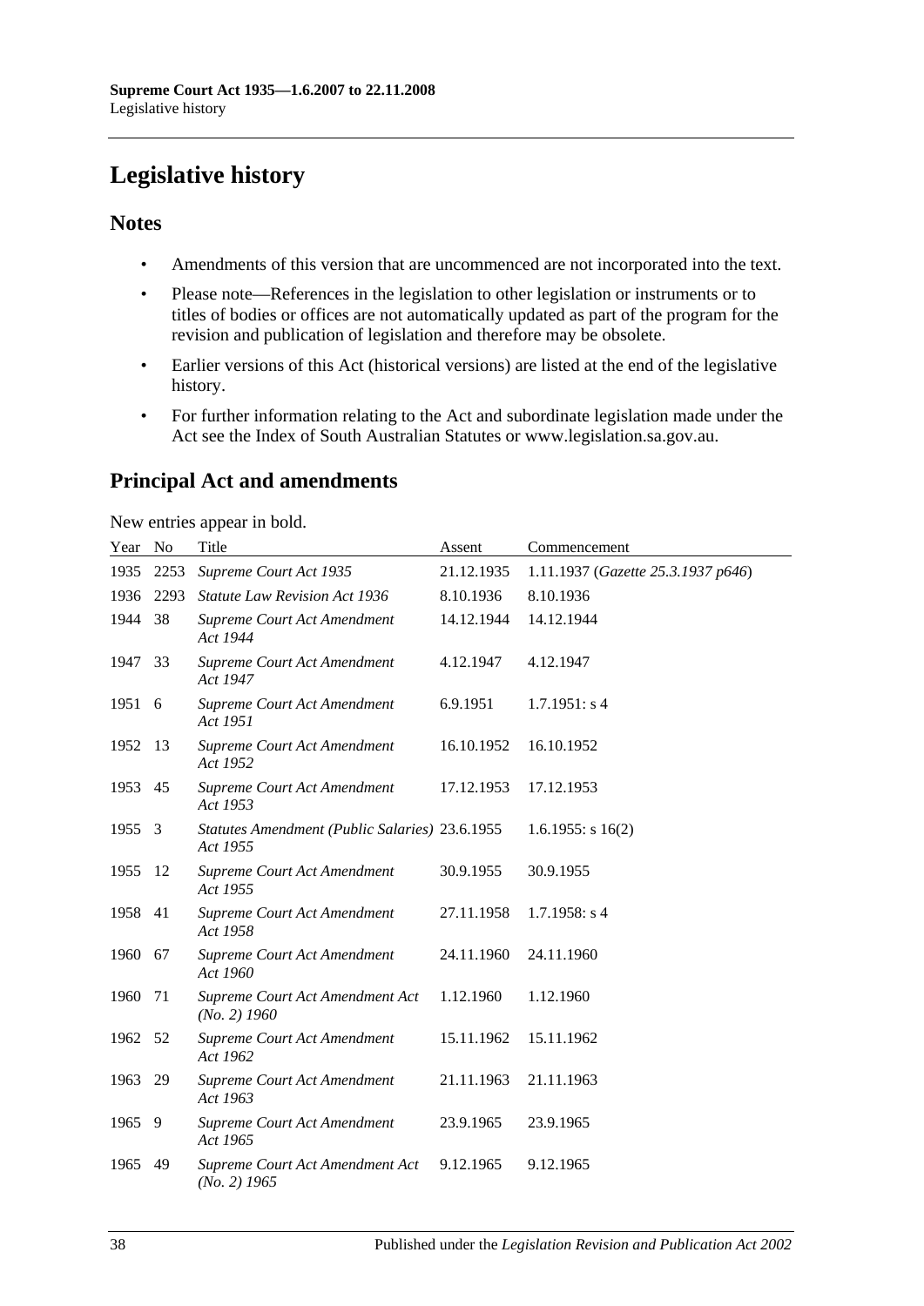# Legislative history

## Notes

- Amendments of this version that are uncommenced are not incorporated into the text.
- Please note—References in the legislation to other legislation or instruments or to titles of bodies or offices are not automatically updated as part of the program for the revision and publication of legislation and therefore may be obsolete.
- Earlier versions of this Act (historical versions) are listed at the end of the legislative history.
- For further information relating to the Act and subordinate legislation made under the Act see the Index of South Australian Statutes or www.legislation.sa.gov.au.

## Principal Act and amendments

New entries appear in bold.

| Year | No | Title | Assent | Commencement |
|---|---|---|---|---|
| 1935 | 2253 | *Supreme Court Act 1935* | 21.12.1935 | 1.11.1937 (*Gazette 25.3.1937 p646*) |
| 1936 | 2293 | *Statute Law Revision Act 1936* | 8.10.1936 | 8.10.1936 |
| 1944 | 38 | *Supreme Court Act Amendment Act 1944* | 14.12.1944 | 14.12.1944 |
| 1947 | 33 | *Supreme Court Act Amendment Act 1947* | 4.12.1947 | 4.12.1947 |
| 1951 | 6 | *Supreme Court Act Amendment Act 1951* | 6.9.1951 | 1.7.1951: s 4 |
| 1952 | 13 | *Supreme Court Act Amendment Act 1952* | 16.10.1952 | 16.10.1952 |
| 1953 | 45 | *Supreme Court Act Amendment Act 1953* | 17.12.1953 | 17.12.1953 |
| 1955 | 3 | *Statutes Amendment (Public Salaries) Act 1955* | 23.6.1955 | 1.6.1955: s 16(2) |
| 1955 | 12 | *Supreme Court Act Amendment Act 1955* | 30.9.1955 | 30.9.1955 |
| 1958 | 41 | *Supreme Court Act Amendment Act 1958* | 27.11.1958 | 1.7.1958: s 4 |
| 1960 | 67 | *Supreme Court Act Amendment Act 1960* | 24.11.1960 | 24.11.1960 |
| 1960 | 71 | *Supreme Court Act Amendment Act (No. 2) 1960* | 1.12.1960 | 1.12.1960 |
| 1962 | 52 | *Supreme Court Act Amendment Act 1962* | 15.11.1962 | 15.11.1962 |
| 1963 | 29 | *Supreme Court Act Amendment Act 1963* | 21.11.1963 | 21.11.1963 |
| 1965 | 9 | *Supreme Court Act Amendment Act 1965* | 23.9.1965 | 23.9.1965 |
| 1965 | 49 | *Supreme Court Act Amendment Act (No. 2) 1965* | 9.12.1965 | 9.12.1965 |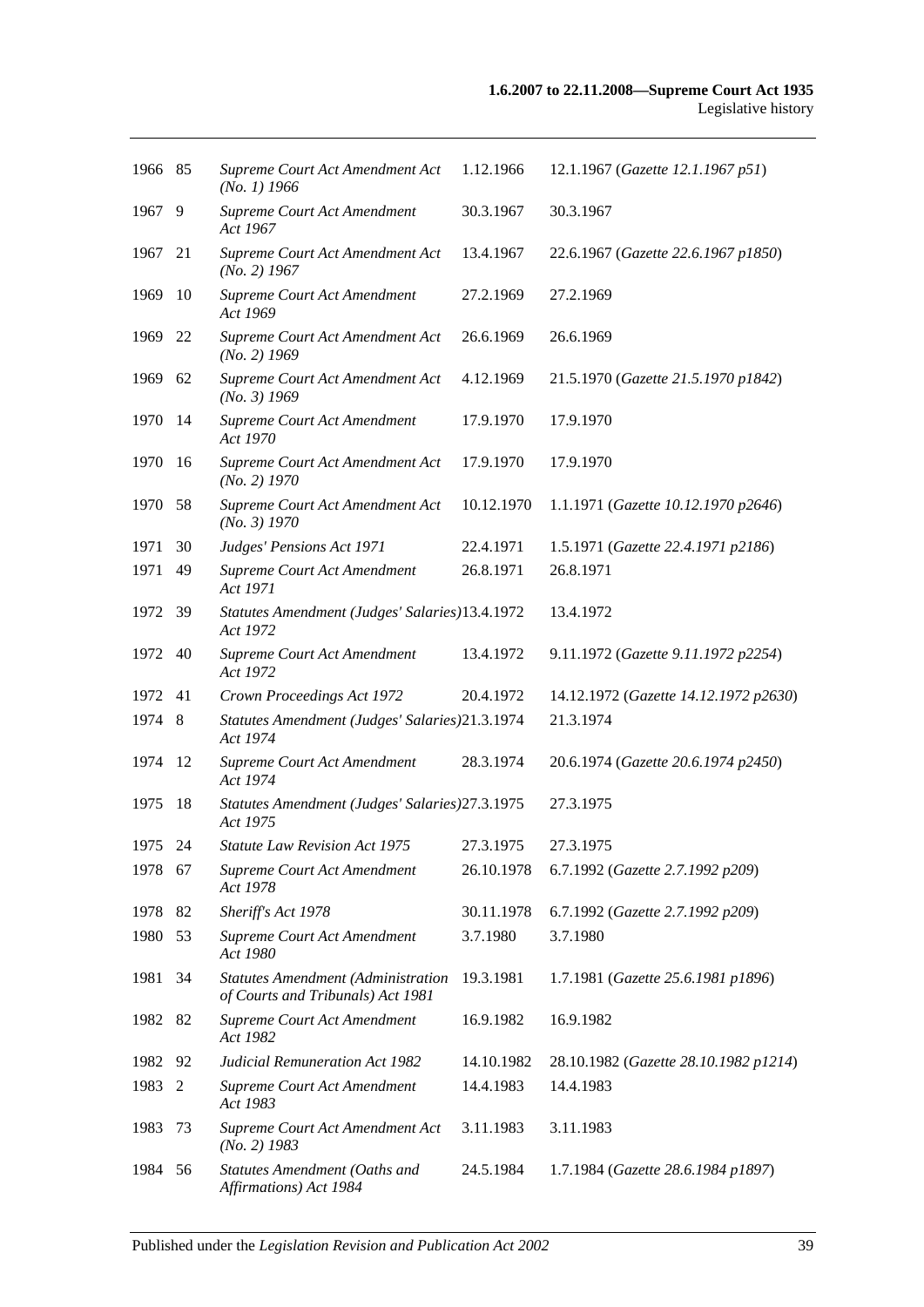| | | | | |
|---|---|---|---|---|
| 1966 | 85 | *Supreme Court Act Amendment Act (No. 1) 1966* | 1.12.1966 | 12.1.1967 (*Gazette 12.1.1967 p51*) |
| 1967 | 9 | *Supreme Court Act Amendment Act 1967* | 30.3.1967 | 30.3.1967 |
| 1967 | 21 | *Supreme Court Act Amendment Act (No. 2) 1967* | 13.4.1967 | 22.6.1967 (*Gazette 22.6.1967 p1850*) |
| 1969 | 10 | *Supreme Court Act Amendment Act 1969* | 27.2.1969 | 27.2.1969 |
| 1969 | 22 | *Supreme Court Act Amendment Act (No. 2) 1969* | 26.6.1969 | 26.6.1969 |
| 1969 | 62 | *Supreme Court Act Amendment Act (No. 3) 1969* | 4.12.1969 | 21.5.1970 (*Gazette 21.5.1970 p1842*) |
| 1970 | 14 | *Supreme Court Act Amendment Act 1970* | 17.9.1970 | 17.9.1970 |
| 1970 | 16 | *Supreme Court Act Amendment Act (No. 2) 1970* | 17.9.1970 | 17.9.1970 |
| 1970 | 58 | *Supreme Court Act Amendment Act (No. 3) 1970* | 10.12.1970 | 1.1.1971 (*Gazette 10.12.1970 p2646*) |
| 1971 | 30 | *Judges' Pensions Act 1971* | 22.4.1971 | 1.5.1971 (*Gazette 22.4.1971 p2186*) |
| 1971 | 49 | *Supreme Court Act Amendment Act 1971* | 26.8.1971 | 26.8.1971 |
| 1972 | 39 | *Statutes Amendment (Judges' Salaries) Act 1972* | 13.4.1972 | 13.4.1972 |
| 1972 | 40 | *Supreme Court Act Amendment Act 1972* | 13.4.1972 | 9.11.1972 (*Gazette 9.11.1972 p2254*) |
| 1972 | 41 | *Crown Proceedings Act 1972* | 20.4.1972 | 14.12.1972 (*Gazette 14.12.1972 p2630*) |
| 1974 | 8 | *Statutes Amendment (Judges' Salaries) Act 1974* | 21.3.1974 | 21.3.1974 |
| 1974 | 12 | *Supreme Court Act Amendment Act 1974* | 28.3.1974 | 20.6.1974 (*Gazette 20.6.1974 p2450*) |
| 1975 | 18 | *Statutes Amendment (Judges' Salaries) Act 1975* | 27.3.1975 | 27.3.1975 |
| 1975 | 24 | *Statute Law Revision Act 1975* | 27.3.1975 | 27.3.1975 |
| 1978 | 67 | *Supreme Court Act Amendment Act 1978* | 26.10.1978 | 6.7.1992 (*Gazette 2.7.1992 p209*) |
| 1978 | 82 | *Sheriff's Act 1978* | 30.11.1978 | 6.7.1992 (*Gazette 2.7.1992 p209*) |
| 1980 | 53 | *Supreme Court Act Amendment Act 1980* | 3.7.1980 | 3.7.1980 |
| 1981 | 34 | *Statutes Amendment (Administration of Courts and Tribunals) Act 1981* | 19.3.1981 | 1.7.1981 (*Gazette 25.6.1981 p1896*) |
| 1982 | 82 | *Supreme Court Act Amendment Act 1982* | 16.9.1982 | 16.9.1982 |
| 1982 | 92 | *Judicial Remuneration Act 1982* | 14.10.1982 | 28.10.1982 (*Gazette 28.10.1982 p1214*) |
| 1983 | 2 | *Supreme Court Act Amendment Act 1983* | 14.4.1983 | 14.4.1983 |
| 1983 | 73 | *Supreme Court Act Amendment Act (No. 2) 1983* | 3.11.1983 | 3.11.1983 |
| 1984 | 56 | *Statutes Amendment (Oaths and Affirmations) Act 1984* | 24.5.1984 | 1.7.1984 (*Gazette 28.6.1984 p1897*) |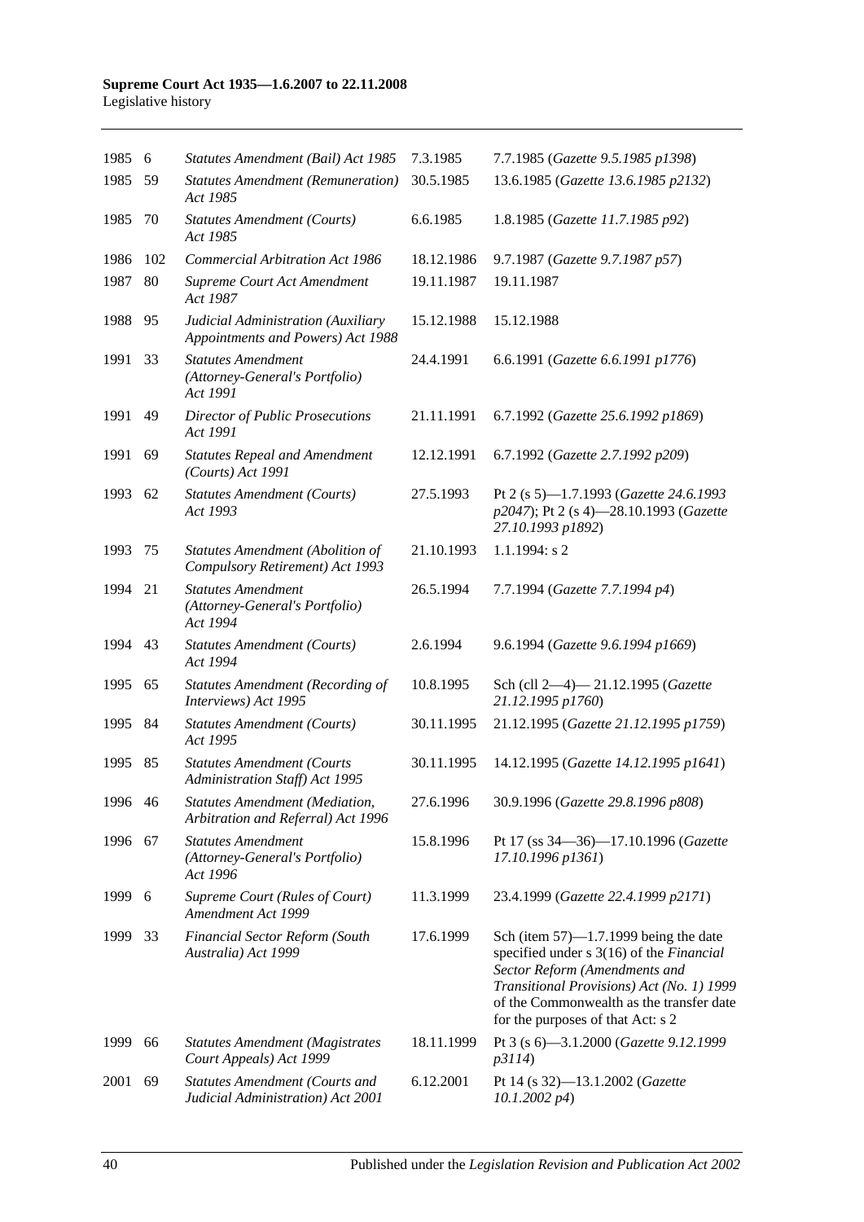| 1985 | 6 | *Statutes Amendment (Bail) Act 1985* | 7.3.1985 | 7.7.1985 (*Gazette 9.5.1985 p1398*) |
|---|---|---|---|---|
| 1985 | 59 | *Statutes Amendment (Remuneration) Act 1985* | 30.5.1985 | 13.6.1985 (*Gazette 13.6.1985 p2132*) |
| 1985 | 70 | *Statutes Amendment (Courts) Act 1985* | 6.6.1985 | 1.8.1985 (*Gazette 11.7.1985 p92*) |
| 1986 | 102 | *Commercial Arbitration Act 1986* | 18.12.1986 | 9.7.1987 (*Gazette 9.7.1987 p57*) |
| 1987 | 80 | *Supreme Court Act Amendment Act 1987* | 19.11.1987 | 19.11.1987 |
| 1988 | 95 | *Judicial Administration (Auxiliary Appointments and Powers) Act 1988* | 15.12.1988 | 15.12.1988 |
| 1991 | 33 | *Statutes Amendment (Attorney-General's Portfolio) Act 1991* | 24.4.1991 | 6.6.1991 (*Gazette 6.6.1991 p1776*) |
| 1991 | 49 | *Director of Public Prosecutions Act 1991* | 21.11.1991 | 6.7.1992 (*Gazette 25.6.1992 p1869*) |
| 1991 | 69 | *Statutes Repeal and Amendment (Courts) Act 1991* | 12.12.1991 | 6.7.1992 (*Gazette 2.7.1992 p209*) |
| 1993 | 62 | *Statutes Amendment (Courts) Act 1993* | 27.5.1993 | Pt 2 (s 5)—1.7.1993 (*Gazette 24.6.1993 p2047*); Pt 2 (s 4)—28.10.1993 (*Gazette 27.10.1993 p1892*) |
| 1993 | 75 | *Statutes Amendment (Abolition of Compulsory Retirement) Act 1993* | 21.10.1993 | 1.1.1994: s 2 |
| 1994 | 21 | *Statutes Amendment (Attorney-General's Portfolio) Act 1994* | 26.5.1994 | 7.7.1994 (*Gazette 7.7.1994 p4*) |
| 1994 | 43 | *Statutes Amendment (Courts) Act 1994* | 2.6.1994 | 9.6.1994 (*Gazette 9.6.1994 p1669*) |
| 1995 | 65 | *Statutes Amendment (Recording of Interviews) Act 1995* | 10.8.1995 | Sch (cll 2—4)— 21.12.1995 (*Gazette 21.12.1995 p1760*) |
| 1995 | 84 | *Statutes Amendment (Courts) Act 1995* | 30.11.1995 | 21.12.1995 (*Gazette 21.12.1995 p1759*) |
| 1995 | 85 | *Statutes Amendment (Courts Administration Staff) Act 1995* | 30.11.1995 | 14.12.1995 (*Gazette 14.12.1995 p1641*) |
| 1996 | 46 | *Statutes Amendment (Mediation, Arbitration and Referral) Act 1996* | 27.6.1996 | 30.9.1996 (*Gazette 29.8.1996 p808*) |
| 1996 | 67 | *Statutes Amendment (Attorney-General's Portfolio) Act 1996* | 15.8.1996 | Pt 17 (ss 34—36)—17.10.1996 (*Gazette 17.10.1996 p1361*) |
| 1999 | 6 | *Supreme Court (Rules of Court) Amendment Act 1999* | 11.3.1999 | 23.4.1999 (*Gazette 22.4.1999 p2171*) |
| 1999 | 33 | *Financial Sector Reform (South Australia) Act 1999* | 17.6.1999 | Sch (item 57)—1.7.1999 being the date specified under s 3(16) of the *Financial Sector Reform (Amendments and Transitional Provisions) Act (No. 1) 1999* of the Commonwealth as the transfer date for the purposes of that Act: s 2 |
| 1999 | 66 | *Statutes Amendment (Magistrates Court Appeals) Act 1999* | 18.11.1999 | Pt 3 (s 6)—3.1.2000 (*Gazette 9.12.1999 p3114*) |
| 2001 | 69 | *Statutes Amendment (Courts and Judicial Administration) Act 2001* | 6.12.2001 | Pt 14 (s 32)—13.1.2002 (*Gazette 10.1.2002 p4*) |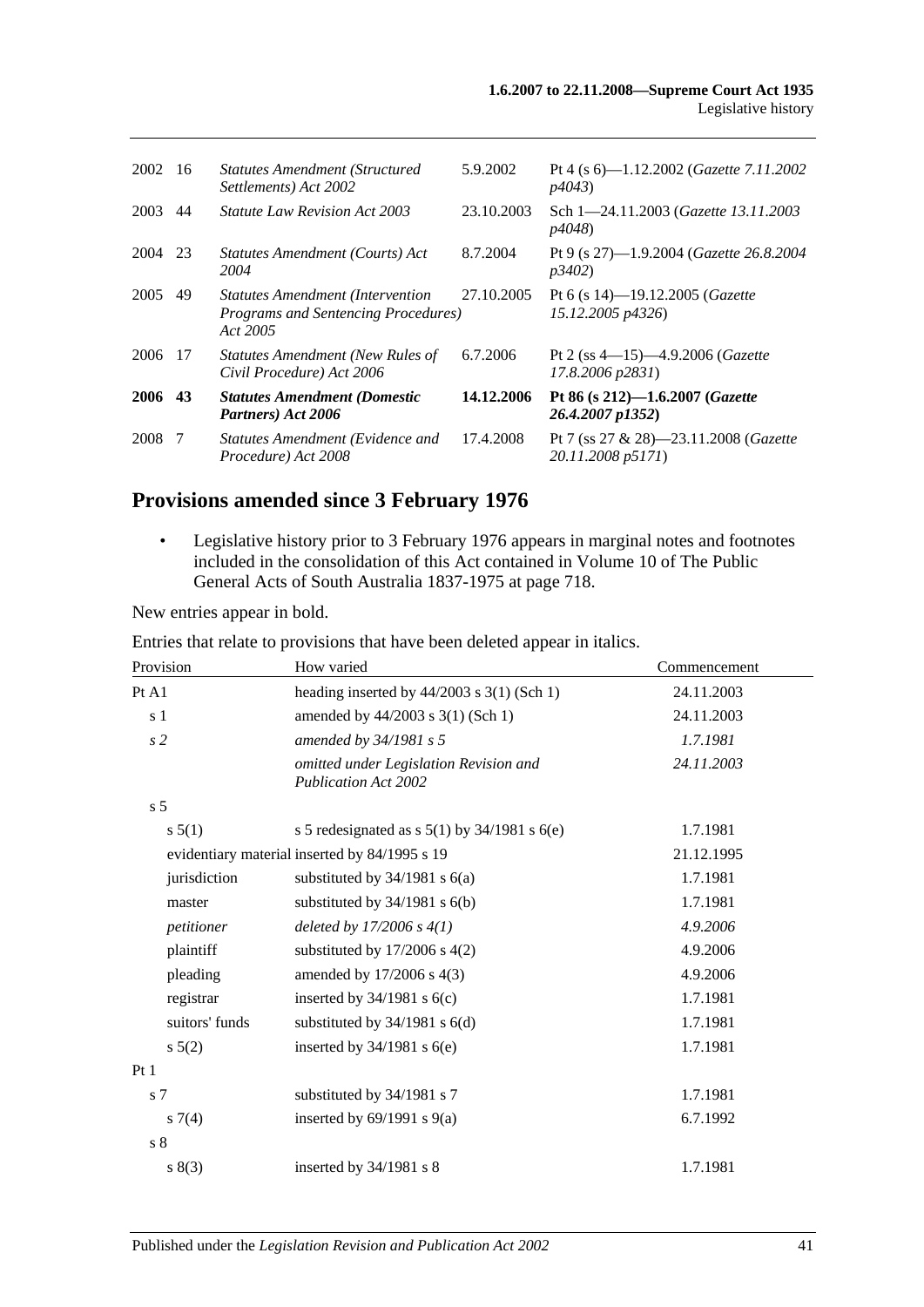| | | | | |
|---|---|---|---|---|
| 2002 | 16 | *Statutes Amendment (Structured Settlements) Act 2002* | 5.9.2002 | Pt 4 (s 6)—1.12.2002 (*Gazette 7.11.2002 p4043*) |
| 2003 | 44 | *Statute Law Revision Act 2003* | 23.10.2003 | Sch 1—24.11.2003 (*Gazette 13.11.2003 p4048*) |
| 2004 | 23 | *Statutes Amendment (Courts) Act 2004* | 8.7.2004 | Pt 9 (s 27)—1.9.2004 (*Gazette 26.8.2004 p3402*) |
| 2005 | 49 | *Statutes Amendment (Intervention Programs and Sentencing Procedures) Act 2005* | 27.10.2005 | Pt 6 (s 14)—19.12.2005 (*Gazette 15.12.2005 p4326*) |
| 2006 | 17 | *Statutes Amendment (New Rules of Civil Procedure) Act 2006* | 6.7.2006 | Pt 2 (ss 4—15)—4.9.2006 (*Gazette 17.8.2006 p2831*) |
| **2006** | **43** | ***Statutes Amendment (Domestic Partners) Act 2006*** | **14.12.2006** | **Pt 86 (s 212)—1.6.2007 (*Gazette 26.4.2007 p1352*)** |
| 2008 | 7 | *Statutes Amendment (Evidence and Procedure) Act 2008* | 17.4.2008 | Pt 7 (ss 27 & 28)—23.11.2008 (*Gazette 20.11.2008 p5171*) |

## Provisions amended since 3 February 1976

- Legislative history prior to 3 February 1976 appears in marginal notes and footnotes included in the consolidation of this Act contained in Volume 10 of The Public General Acts of South Australia 1837-1975 at page 718.

New entries appear in bold.

Entries that relate to provisions that have been deleted appear in italics.

| Provision | How varied | Commencement |
|---|---|---|
| Pt A1 | heading inserted by 44/2003 s 3(1) (Sch 1) | 24.11.2003 |
| s 1 | amended by 44/2003 s 3(1) (Sch 1) | 24.11.2003 |
| *s 2* | *amended by 34/1981 s 5* | *1.7.1981* |
| | *omitted under Legislation Revision and Publication Act 2002* | *24.11.2003* |
| s 5 | | |
| s 5(1) | s 5 redesignated as s 5(1) by 34/1981 s 6(e) | 1.7.1981 |
| evidentiary material | inserted by 84/1995 s 19 | 21.12.1995 |
| jurisdiction | substituted by 34/1981 s 6(a) | 1.7.1981 |
| master | substituted by 34/1981 s 6(b) | 1.7.1981 |
| *petitioner* | *deleted by 17/2006 s 4(1)* | *4.9.2006* |
| plaintiff | substituted by 17/2006 s 4(2) | 4.9.2006 |
| pleading | amended by 17/2006 s 4(3) | 4.9.2006 |
| registrar | inserted by 34/1981 s 6(c) | 1.7.1981 |
| suitors' funds | substituted by 34/1981 s 6(d) | 1.7.1981 |
| s 5(2) | inserted by 34/1981 s 6(e) | 1.7.1981 |
| Pt 1 | | |
| s 7 | substituted by 34/1981 s 7 | 1.7.1981 |
| s 7(4) | inserted by 69/1991 s 9(a) | 6.7.1992 |
| s 8 | | |
| s 8(3) | inserted by 34/1981 s 8 | 1.7.1981 |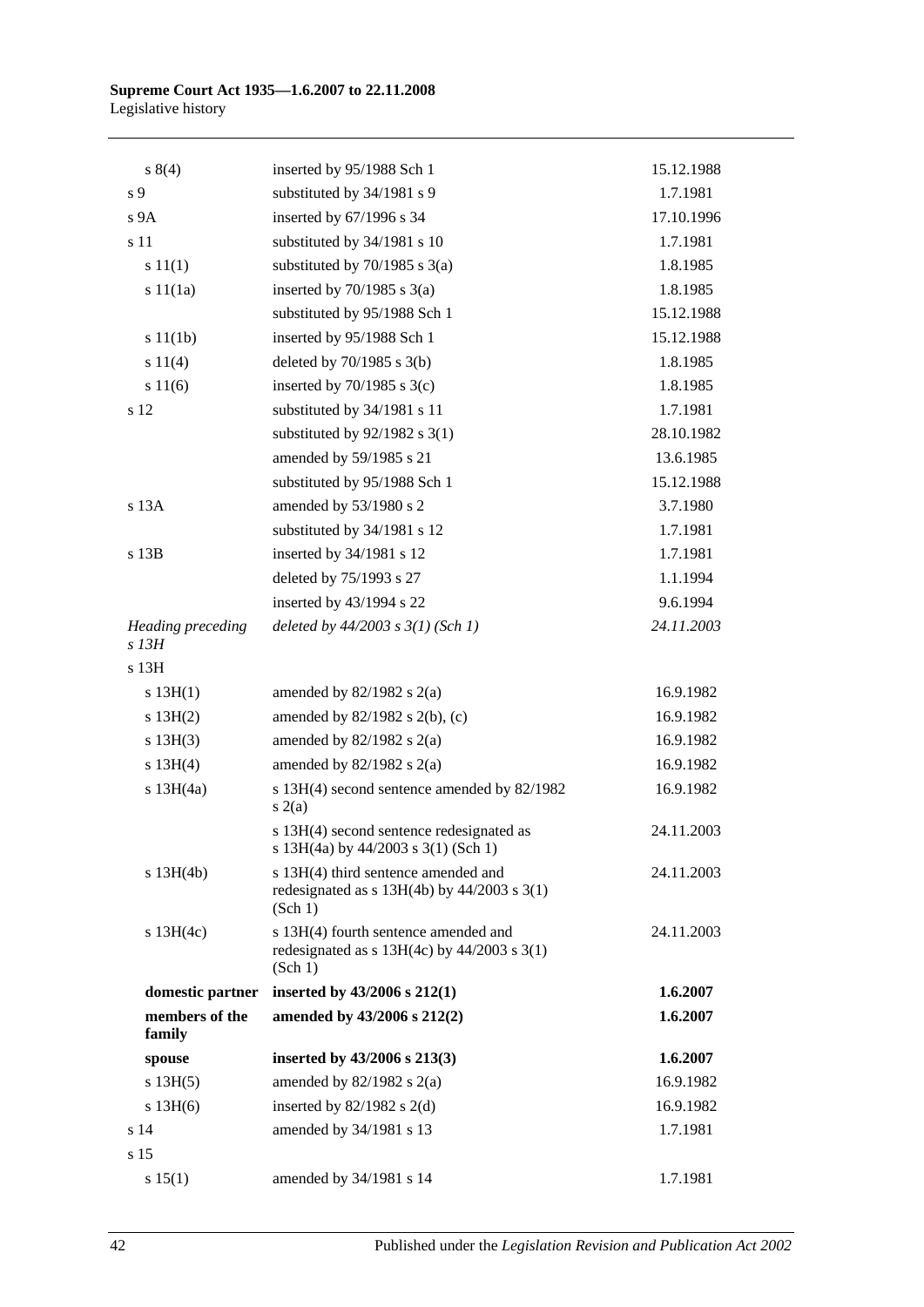| | | |
|---|---|---|
| s 8(4) | inserted by 95/1988 Sch 1 | 15.12.1988 |
| s 9 | substituted by 34/1981 s 9 | 1.7.1981 |
| s 9A | inserted by 67/1996 s 34 | 17.10.1996 |
| s 11 | substituted by 34/1981 s 10 | 1.7.1981 |
| s 11(1) | substituted by 70/1985 s 3(a) | 1.8.1985 |
| s 11(1a) | inserted by 70/1985 s 3(a) | 1.8.1985 |
| | substituted by 95/1988 Sch 1 | 15.12.1988 |
| s 11(1b) | inserted by 95/1988 Sch 1 | 15.12.1988 |
| s 11(4) | deleted by 70/1985 s 3(b) | 1.8.1985 |
| s 11(6) | inserted by 70/1985 s 3(c) | 1.8.1985 |
| s 12 | substituted by 34/1981 s 11 | 1.7.1981 |
| | substituted by 92/1982 s 3(1) | 28.10.1982 |
| | amended by 59/1985 s 21 | 13.6.1985 |
| | substituted by 95/1988 Sch 1 | 15.12.1988 |
| s 13A | amended by 53/1980 s 2 | 3.7.1980 |
| | substituted by 34/1981 s 12 | 1.7.1981 |
| s 13B | inserted by 34/1981 s 12 | 1.7.1981 |
| | deleted by 75/1993 s 27 | 1.1.1994 |
| | inserted by 43/1994 s 22 | 9.6.1994 |
| *Heading preceding s 13H* | *deleted by 44/2003 s 3(1) (Sch 1)* | *24.11.2003* |
| s 13H | | |
| s 13H(1) | amended by 82/1982 s 2(a) | 16.9.1982 |
| s 13H(2) | amended by 82/1982 s 2(b), (c) | 16.9.1982 |
| s 13H(3) | amended by 82/1982 s 2(a) | 16.9.1982 |
| s 13H(4) | amended by 82/1982 s 2(a) | 16.9.1982 |
| s 13H(4a) | s 13H(4) second sentence amended by 82/1982 s 2(a) | 16.9.1982 |
| | s 13H(4) second sentence redesignated as s 13H(4a) by 44/2003 s 3(1) (Sch 1) | 24.11.2003 |
| s 13H(4b) | s 13H(4) third sentence amended and redesignated as s 13H(4b) by 44/2003 s 3(1) (Sch 1) | 24.11.2003 |
| s 13H(4c) | s 13H(4) fourth sentence amended and redesignated as s 13H(4c) by 44/2003 s 3(1) (Sch 1) | 24.11.2003 |
| **domestic partner** | **inserted by 43/2006 s 212(1)** | **1.6.2007** |
| **members of the family** | **amended by 43/2006 s 212(2)** | **1.6.2007** |
| **spouse** | **inserted by 43/2006 s 213(3)** | **1.6.2007** |
| s 13H(5) | amended by 82/1982 s 2(a) | 16.9.1982 |
| s 13H(6) | inserted by 82/1982 s 2(d) | 16.9.1982 |
| s 14 | amended by 34/1981 s 13 | 1.7.1981 |
| s 15 | | |
| s 15(1) | amended by 34/1981 s 14 | 1.7.1981 |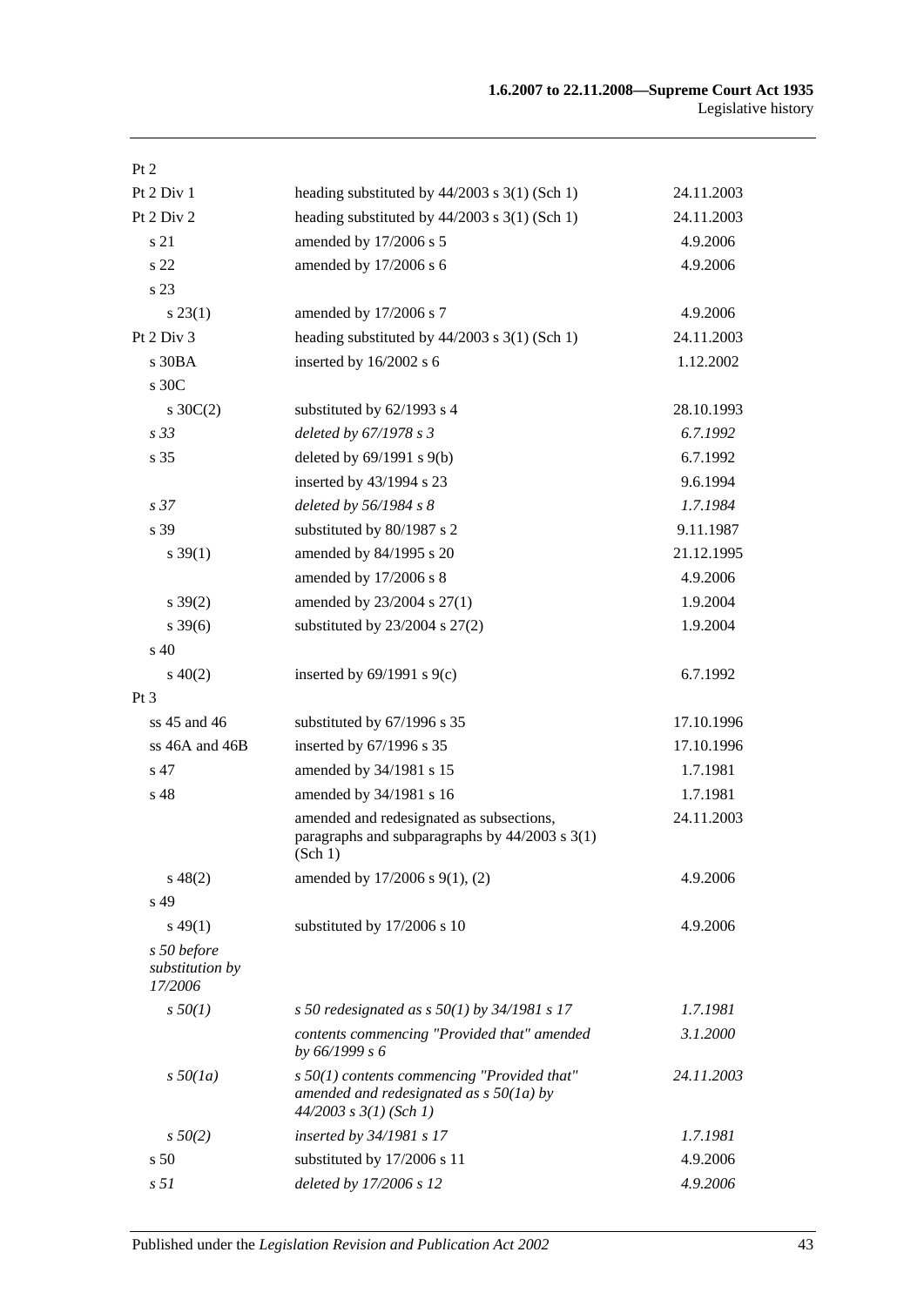| | | |
|---|---|---|
| Pt 2 | | |
| Pt 2 Div 1 | heading substituted by 44/2003 s 3(1) (Sch 1) | 24.11.2003 |
| Pt 2 Div 2 | heading substituted by 44/2003 s 3(1) (Sch 1) | 24.11.2003 |
| s 21 | amended by 17/2006 s 5 | 4.9.2006 |
| s 22 | amended by 17/2006 s 6 | 4.9.2006 |
| s 23 | | |
| s 23(1) | amended by 17/2006 s 7 | 4.9.2006 |
| Pt 2 Div 3 | heading substituted by 44/2003 s 3(1) (Sch 1) | 24.11.2003 |
| s 30BA | inserted by 16/2002 s 6 | 1.12.2002 |
| s 30C | | |
| s 30C(2) | substituted by 62/1993 s 4 | 28.10.1993 |
| *s 33* | *deleted by 67/1978 s 3* | *6.7.1992* |
| s 35 | deleted by 69/1991 s 9(b) | 6.7.1992 |
| | inserted by 43/1994 s 23 | 9.6.1994 |
| *s 37* | *deleted by 56/1984 s 8* | *1.7.1984* |
| s 39 | substituted by 80/1987 s 2 | 9.11.1987 |
| s 39(1) | amended by 84/1995 s 20 | 21.12.1995 |
| | amended by 17/2006 s 8 | 4.9.2006 |
| s 39(2) | amended by 23/2004 s 27(1) | 1.9.2004 |
| s 39(6) | substituted by 23/2004 s 27(2) | 1.9.2004 |
| s 40 | | |
| s 40(2) | inserted by 69/1991 s 9(c) | 6.7.1992 |
| Pt 3 | | |
| ss 45 and 46 | substituted by 67/1996 s 35 | 17.10.1996 |
| ss 46A and 46B | inserted by 67/1996 s 35 | 17.10.1996 |
| s 47 | amended by 34/1981 s 15 | 1.7.1981 |
| s 48 | amended by 34/1981 s 16 | 1.7.1981 |
| | amended and redesignated as subsections, paragraphs and subparagraphs by 44/2003 s 3(1) (Sch 1) | 24.11.2003 |
| s 48(2) | amended by 17/2006 s 9(1), (2) | 4.9.2006 |
| s 49 | | |
| s 49(1) | substituted by 17/2006 s 10 | 4.9.2006 |
| *s 50 before substitution by 17/2006* | | |
| *s 50(1)* | *s 50 redesignated as s 50(1) by 34/1981 s 17* | *1.7.1981* |
| | *contents commencing "Provided that" amended by 66/1999 s 6* | *3.1.2000* |
| *s 50(1a)* | *s 50(1) contents commencing "Provided that" amended and redesignated as s 50(1a) by 44/2003 s 3(1) (Sch 1)* | *24.11.2003* |
| *s 50(2)* | *inserted by 34/1981 s 17* | *1.7.1981* |
| s 50 | substituted by 17/2006 s 11 | 4.9.2006 |
| *s 51* | *deleted by 17/2006 s 12* | *4.9.2006* |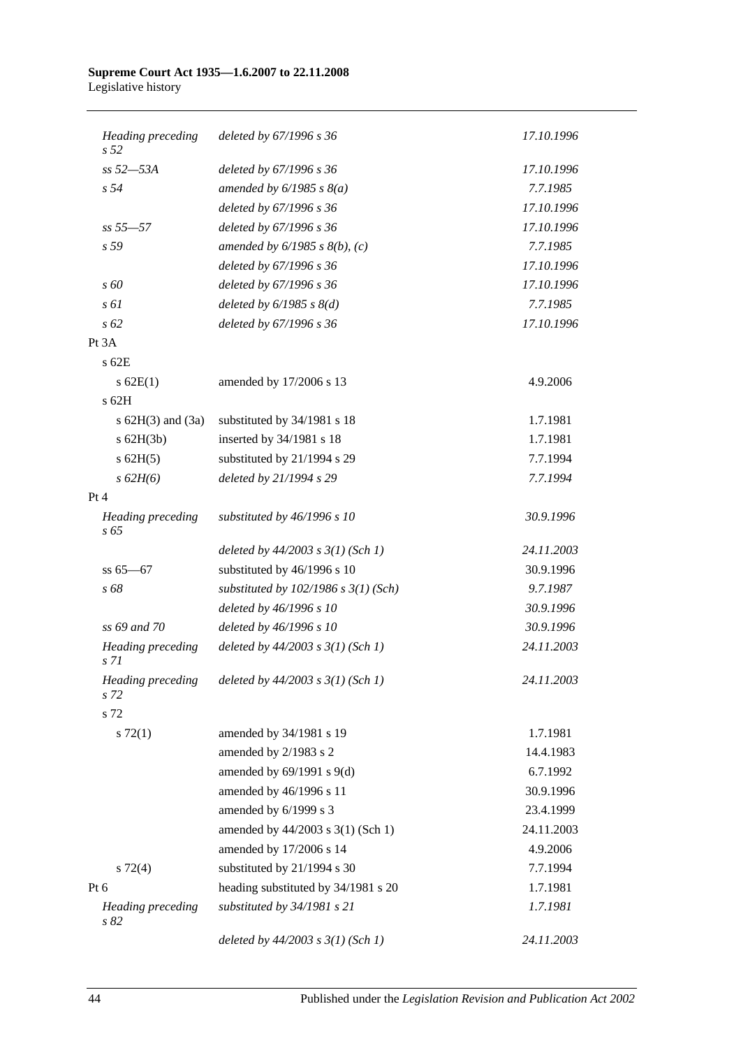| | | |
|---|---|---|
| *Heading preceding s 52* | *deleted by 67/1996 s 36* | *17.10.1996* |
| *ss 52—53A* | *deleted by 67/1996 s 36* | *17.10.1996* |
| *s 54* | *amended by 6/1985 s 8(a)* | *7.7.1985* |
| | *deleted by 67/1996 s 36* | *17.10.1996* |
| *ss 55—57* | *deleted by 67/1996 s 36* | *17.10.1996* |
| *s 59* | *amended by 6/1985 s 8(b), (c)* | *7.7.1985* |
| | *deleted by 67/1996 s 36* | *17.10.1996* |
| *s 60* | *deleted by 67/1996 s 36* | *17.10.1996* |
| *s 61* | *deleted by 6/1985 s 8(d)* | *7.7.1985* |
| *s 62* | *deleted by 67/1996 s 36* | *17.10.1996* |
| Pt 3A | | |
| s 62E | | |
| s 62E(1) | amended by 17/2006 s 13 | 4.9.2006 |
| s 62H | | |
| s 62H(3) and (3a) | substituted by 34/1981 s 18 | 1.7.1981 |
| s 62H(3b) | inserted by 34/1981 s 18 | 1.7.1981 |
| s 62H(5) | substituted by 21/1994 s 29 | 7.7.1994 |
| *s 62H(6)* | *deleted by 21/1994 s 29* | *7.7.1994* |
| Pt 4 | | |
| *Heading preceding s 65* | *substituted by 46/1996 s 10* | *30.9.1996* |
| | *deleted by 44/2003 s 3(1) (Sch 1)* | *24.11.2003* |
| ss 65—67 | substituted by 46/1996 s 10 | 30.9.1996 |
| *s 68* | *substituted by 102/1986 s 3(1) (Sch)* | *9.7.1987* |
| | *deleted by 46/1996 s 10* | *30.9.1996* |
| *ss 69 and 70* | *deleted by 46/1996 s 10* | *30.9.1996* |
| *Heading preceding s 71* | *deleted by 44/2003 s 3(1) (Sch 1)* | *24.11.2003* |
| *Heading preceding s 72* | *deleted by 44/2003 s 3(1) (Sch 1)* | *24.11.2003* |
| s 72 | | |
| s 72(1) | amended by 34/1981 s 19 | 1.7.1981 |
| | amended by 2/1983 s 2 | 14.4.1983 |
| | amended by 69/1991 s 9(d) | 6.7.1992 |
| | amended by 46/1996 s 11 | 30.9.1996 |
| | amended by 6/1999 s 3 | 23.4.1999 |
| | amended by 44/2003 s 3(1) (Sch 1) | 24.11.2003 |
| | amended by 17/2006 s 14 | 4.9.2006 |
| s 72(4) | substituted by 21/1994 s 30 | 7.7.1994 |
| Pt 6 | heading substituted by 34/1981 s 20 | 1.7.1981 |
| *Heading preceding s 82* | *substituted by 34/1981 s 21* | *1.7.1981* |
| | *deleted by 44/2003 s 3(1) (Sch 1)* | *24.11.2003* |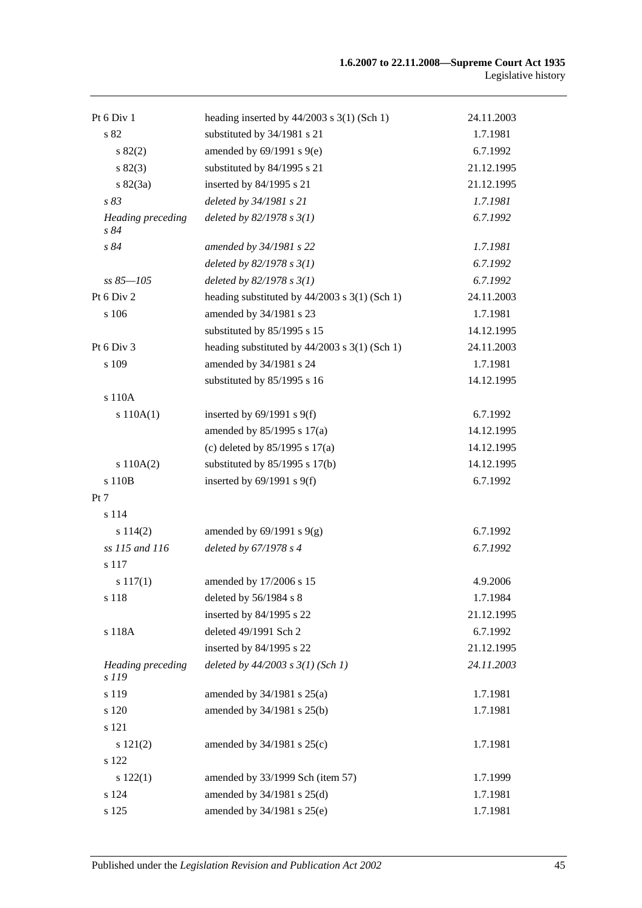| | | |
|---|---|---|
| Pt 6 Div 1 | heading inserted by 44/2003 s 3(1) (Sch 1) | 24.11.2003 |
| s 82 | substituted by 34/1981 s 21 | 1.7.1981 |
| s 82(2) | amended by 69/1991 s 9(e) | 6.7.1992 |
| s 82(3) | substituted by 84/1995 s 21 | 21.12.1995 |
| s 82(3a) | inserted by 84/1995 s 21 | 21.12.1995 |
| *s 83* | *deleted by 34/1981 s 21* | *1.7.1981* |
| *Heading preceding s 84* | *deleted by 82/1978 s 3(1)* | *6.7.1992* |
| *s 84* | *amended by 34/1981 s 22* | *1.7.1981* |
| | *deleted by 82/1978 s 3(1)* | *6.7.1992* |
| *ss 85—105* | *deleted by 82/1978 s 3(1)* | *6.7.1992* |
| Pt 6 Div 2 | heading substituted by 44/2003 s 3(1) (Sch 1) | 24.11.2003 |
| s 106 | amended by 34/1981 s 23 | 1.7.1981 |
| | substituted by 85/1995 s 15 | 14.12.1995 |
| Pt 6 Div 3 | heading substituted by 44/2003 s 3(1) (Sch 1) | 24.11.2003 |
| s 109 | amended by 34/1981 s 24 | 1.7.1981 |
| | substituted by 85/1995 s 16 | 14.12.1995 |
| s 110A | | |
| s 110A(1) | inserted by 69/1991 s 9(f) | 6.7.1992 |
| | amended by 85/1995 s 17(a) | 14.12.1995 |
| | (c) deleted by 85/1995 s 17(a) | 14.12.1995 |
| s 110A(2) | substituted by 85/1995 s 17(b) | 14.12.1995 |
| s 110B | inserted by 69/1991 s 9(f) | 6.7.1992 |
| Pt 7 | | |
| s 114 | | |
| s 114(2) | amended by 69/1991 s 9(g) | 6.7.1992 |
| *ss 115 and 116* | *deleted by 67/1978 s 4* | *6.7.1992* |
| s 117 | | |
| s 117(1) | amended by 17/2006 s 15 | 4.9.2006 |
| s 118 | deleted by 56/1984 s 8 | 1.7.1984 |
| | inserted by 84/1995 s 22 | 21.12.1995 |
| s 118A | deleted 49/1991 Sch 2 | 6.7.1992 |
| | inserted by 84/1995 s 22 | 21.12.1995 |
| *Heading preceding s 119* | *deleted by 44/2003 s 3(1) (Sch 1)* | *24.11.2003* |
| s 119 | amended by 34/1981 s 25(a) | 1.7.1981 |
| s 120 | amended by 34/1981 s 25(b) | 1.7.1981 |
| s 121 | | |
| s 121(2) | amended by 34/1981 s 25(c) | 1.7.1981 |
| s 122 | | |
| s 122(1) | amended by 33/1999 Sch (item 57) | 1.7.1999 |
| s 124 | amended by 34/1981 s 25(d) | 1.7.1981 |
| s 125 | amended by 34/1981 s 25(e) | 1.7.1981 |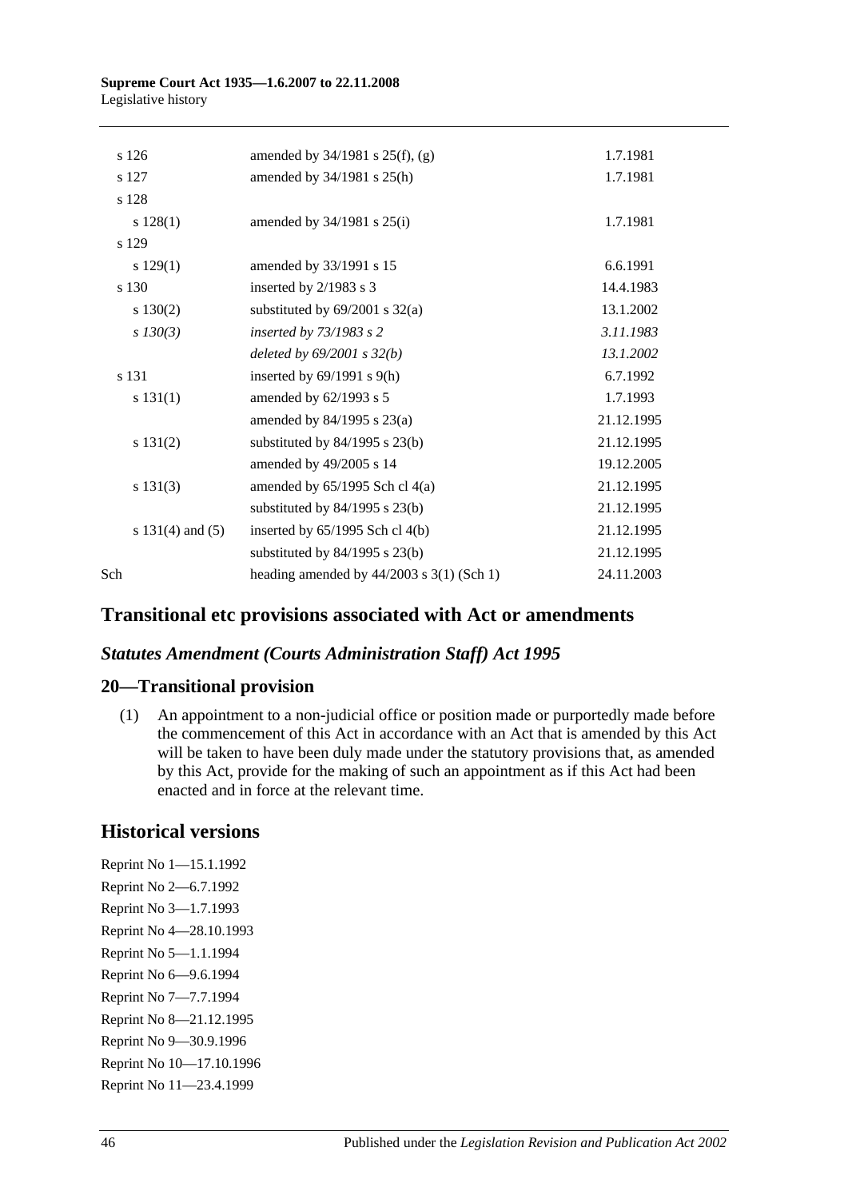| | | |
|---|---|---|
| s 126 | amended by 34/1981 s 25(f), (g) | 1.7.1981 |
| s 127 | amended by 34/1981 s 25(h) | 1.7.1981 |
| s 128 | | |
| s 128(1) | amended by 34/1981 s 25(i) | 1.7.1981 |
| s 129 | | |
| s 129(1) | amended by 33/1991 s 15 | 6.6.1991 |
| s 130 | inserted by 2/1983 s 3 | 14.4.1983 |
| s 130(2) | substituted by 69/2001 s 32(a) | 13.1.2002 |
| *s 130(3)* | *inserted by 73/1983 s 2* | *3.11.1983* |
| | *deleted by 69/2001 s 32(b)* | *13.1.2002* |
| s 131 | inserted by 69/1991 s 9(h) | 6.7.1992 |
| s 131(1) | amended by 62/1993 s 5 | 1.7.1993 |
| | amended by 84/1995 s 23(a) | 21.12.1995 |
| s 131(2) | substituted by 84/1995 s 23(b) | 21.12.1995 |
| | amended by 49/2005 s 14 | 19.12.2005 |
| s 131(3) | amended by 65/1995 Sch cl 4(a) | 21.12.1995 |
| | substituted by 84/1995 s 23(b) | 21.12.1995 |
| s 131(4) and (5) | inserted by 65/1995 Sch cl 4(b) | 21.12.1995 |
| | substituted by 84/1995 s 23(b) | 21.12.1995 |
| Sch | heading amended by 44/2003 s 3(1) (Sch 1) | 24.11.2003 |

## Transitional etc provisions associated with Act or amendments

### *Statutes Amendment (Courts Administration Staff) Act 1995*

## 20—Transitional provision

(1) An appointment to a non-judicial office or position made or purportedly made before the commencement of this Act in accordance with an Act that is amended by this Act will be taken to have been duly made under the statutory provisions that, as amended by this Act, provide for the making of such an appointment as if this Act had been enacted and in force at the relevant time.

## Historical versions

Reprint No 1—15.1.1992

Reprint No 2—6.7.1992

Reprint No 3—1.7.1993

Reprint No 4—28.10.1993

Reprint No 5—1.1.1994

Reprint No 6—9.6.1994

Reprint No 7—7.7.1994

Reprint No 8—21.12.1995

Reprint No 9—30.9.1996

Reprint No 10—17.10.1996

Reprint No 11—23.4.1999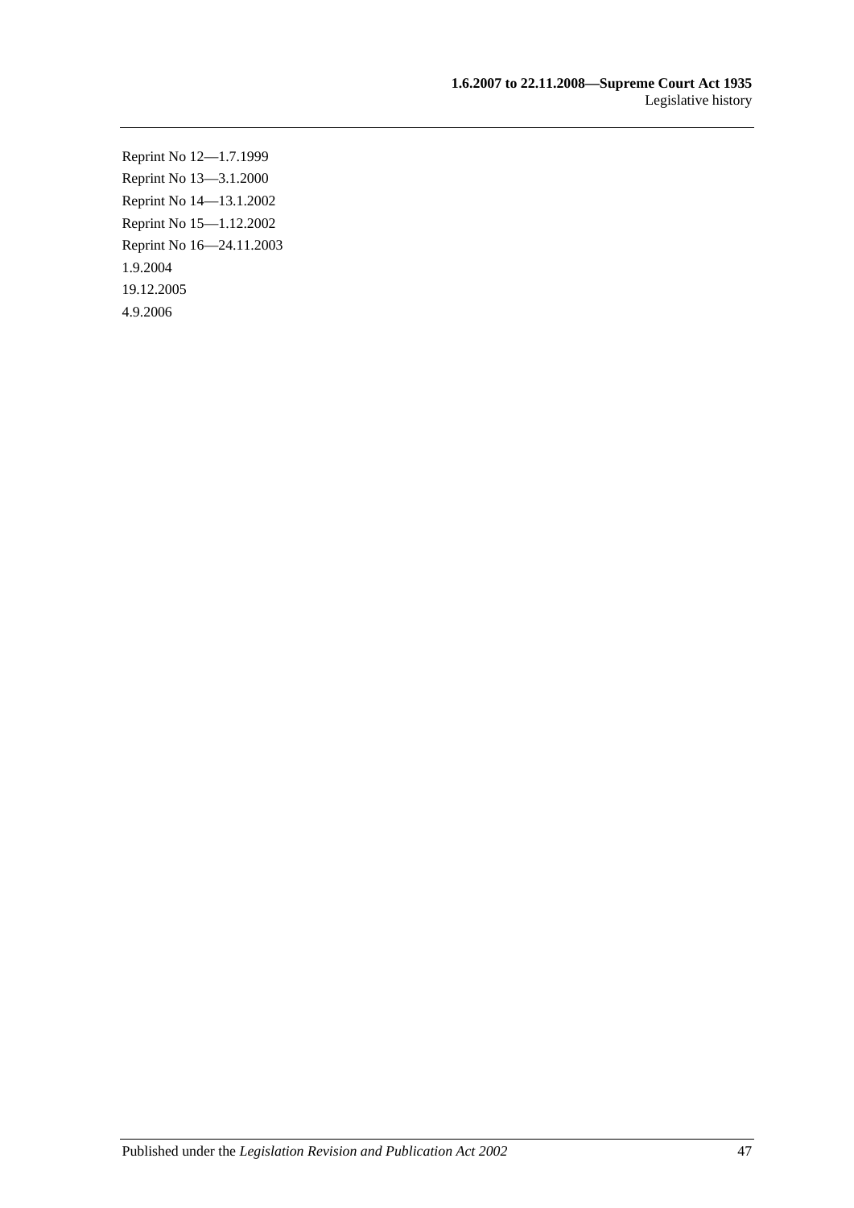Reprint No 12—1.7.1999

Reprint No 13—3.1.2000

Reprint No 14—13.1.2002

Reprint No 15—1.12.2002

Reprint No 16—24.11.2003

1.9.2004

19.12.2005

4.9.2006